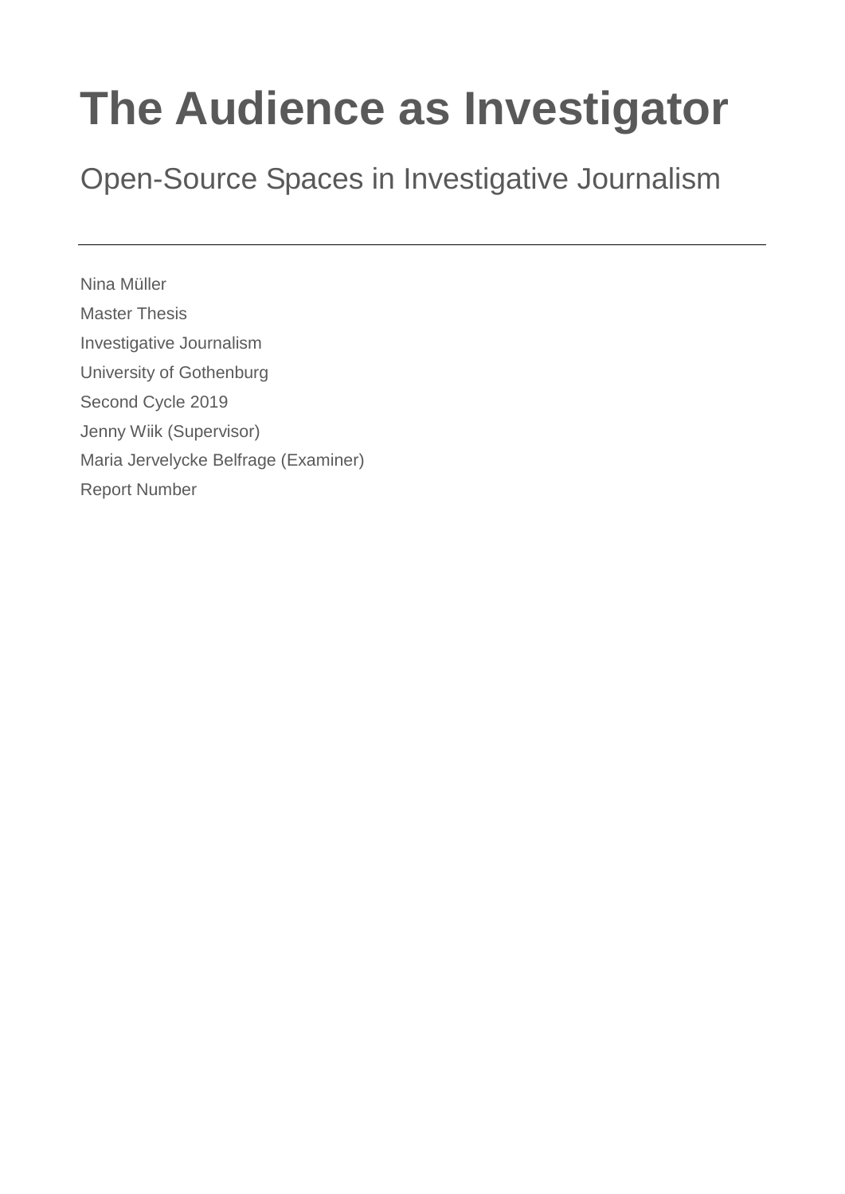# The Audience as Investigator

## Open-Source Spaces in Investigative Journalism

---

Nina Müller

Master Thesis

Investigative Journalism

University of Gothenburg

Second Cycle 2019

Jenny Wiik (Supervisor)

Maria Jervelycke Belfrage (Examiner)

Report Number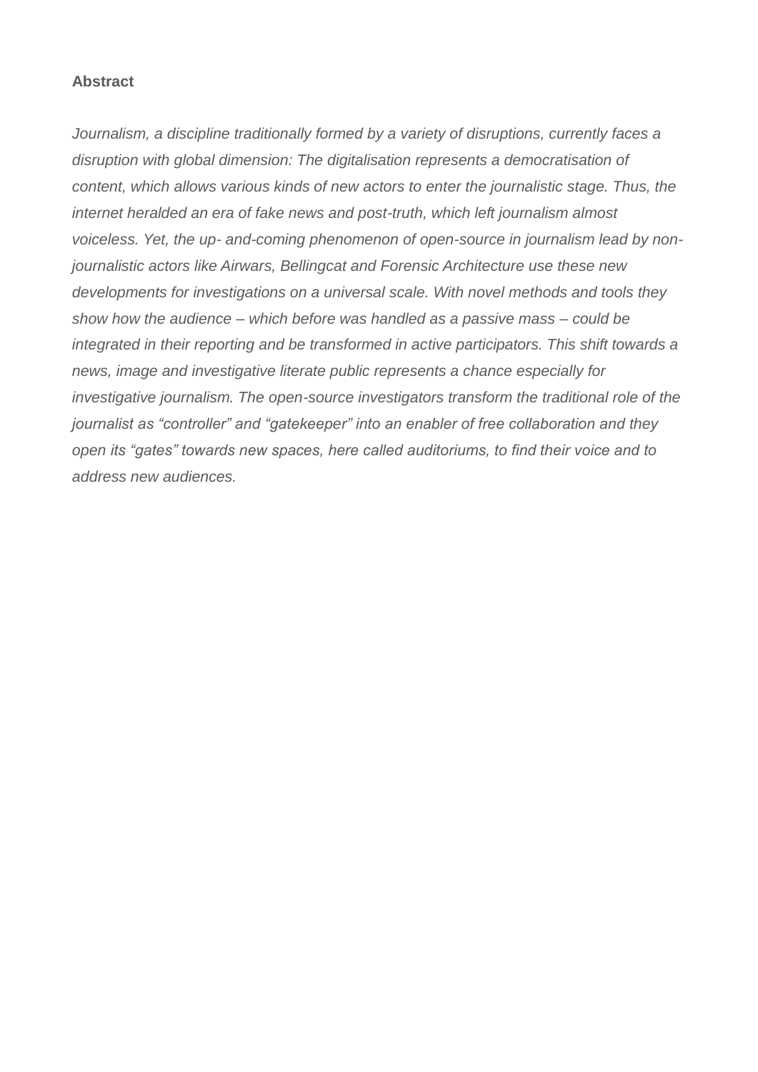**Abstract**

*Journalism, a discipline traditionally formed by a variety of disruptions, currently faces a disruption with global dimension: The digitalisation represents a democratisation of content, which allows various kinds of new actors to enter the journalistic stage. Thus, the internet heralded an era of fake news and post-truth, which left journalism almost voiceless. Yet, the up- and-coming phenomenon of open-source in journalism lead by non-journalistic actors like Airwars, Bellingcat and Forensic Architecture use these new developments for investigations on a universal scale. With novel methods and tools they show how the audience – which before was handled as a passive mass – could be integrated in their reporting and be transformed in active participators. This shift towards a news, image and investigative literate public represents a chance especially for investigative journalism. The open-source investigators transform the traditional role of the journalist as "controller" and "gatekeeper" into an enabler of free collaboration and they open its "gates" towards new spaces, here called auditoriums, to find their voice and to address new audiences.*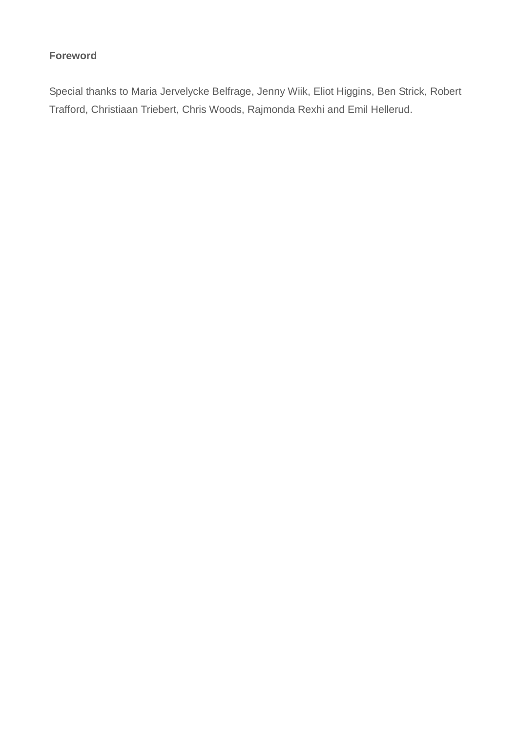**Foreword**

Special thanks to Maria Jervelycke Belfrage, Jenny Wiik, Eliot Higgins, Ben Strick, Robert Trafford, Christiaan Triebert, Chris Woods, Rajmonda Rexhi and Emil Hellerud.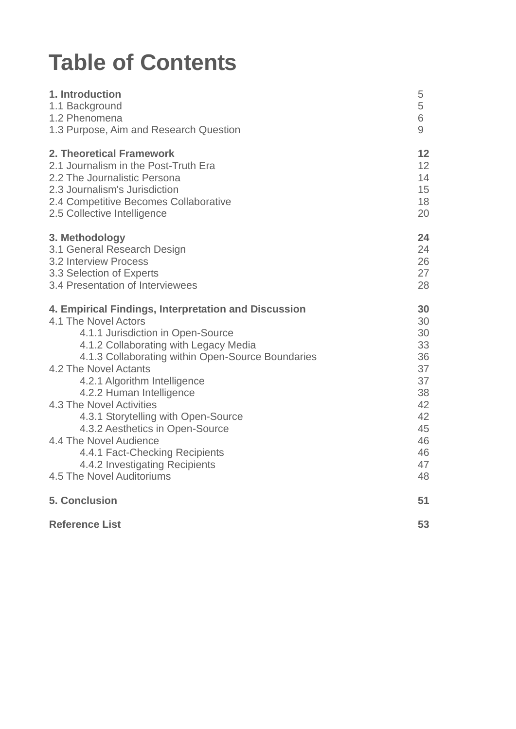# Table of Contents

| | |
|---|---|
| **1. Introduction** | 5 |
| 1.1 Background | 5 |
| 1.2 Phenomena | 6 |
| 1.3 Purpose, Aim and Research Question | 9 |
| **2. Theoretical Framework** | **12** |
| 2.1 Journalism in the Post-Truth Era | 12 |
| 2.2 The Journalistic Persona | 14 |
| 2.3 Journalism's Jurisdiction | 15 |
| 2.4 Competitive Becomes Collaborative | 18 |
| 2.5 Collective Intelligence | 20 |
| **3. Methodology** | **24** |
| 3.1 General Research Design | 24 |
| 3.2 Interview Process | 26 |
| 3.3 Selection of Experts | 27 |
| 3.4 Presentation of Interviewees | 28 |
| **4. Empirical Findings, Interpretation and Discussion** | **30** |
| 4.1 The Novel Actors | 30 |
| 4.1.1 Jurisdiction in Open-Source | 30 |
| 4.1.2 Collaborating with Legacy Media | 33 |
| 4.1.3 Collaborating within Open-Source Boundaries | 36 |
| 4.2 The Novel Actants | 37 |
| 4.2.1 Algorithm Intelligence | 37 |
| 4.2.2 Human Intelligence | 38 |
| 4.3 The Novel Activities | 42 |
| 4.3.1 Storytelling with Open-Source | 42 |
| 4.3.2 Aesthetics in Open-Source | 45 |
| 4.4 The Novel Audience | 46 |
| 4.4.1 Fact-Checking Recipients | 46 |
| 4.4.2 Investigating Recipients | 47 |
| 4.5 The Novel Auditoriums | 48 |
| **5. Conclusion** | **51** |
| **Reference List** | **53** |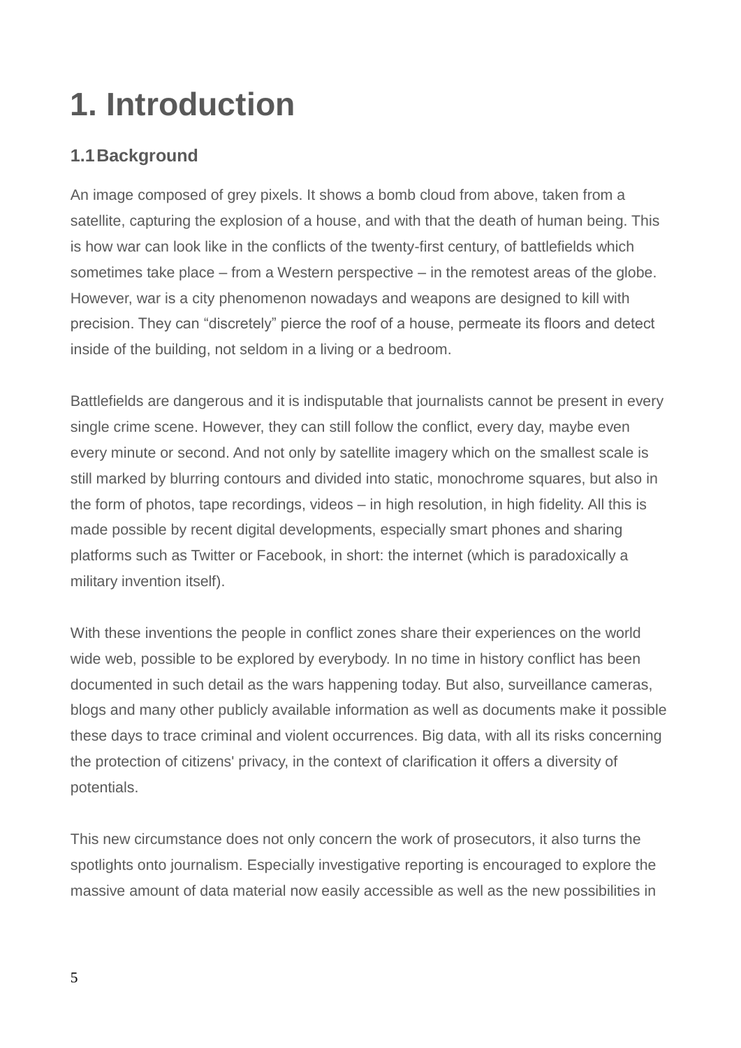# 1. Introduction

## 1.1 Background

An image composed of grey pixels. It shows a bomb cloud from above, taken from a satellite, capturing the explosion of a house, and with that the death of human being. This is how war can look like in the conflicts of the twenty-first century, of battlefields which sometimes take place – from a Western perspective – in the remotest areas of the globe. However, war is a city phenomenon nowadays and weapons are designed to kill with precision. They can "discretely" pierce the roof of a house, permeate its floors and detect inside of the building, not seldom in a living or a bedroom.

Battlefields are dangerous and it is indisputable that journalists cannot be present in every single crime scene. However, they can still follow the conflict, every day, maybe even every minute or second. And not only by satellite imagery which on the smallest scale is still marked by blurring contours and divided into static, monochrome squares, but also in the form of photos, tape recordings, videos – in high resolution, in high fidelity. All this is made possible by recent digital developments, especially smart phones and sharing platforms such as Twitter or Facebook, in short: the internet (which is paradoxically a military invention itself).

With these inventions the people in conflict zones share their experiences on the world wide web, possible to be explored by everybody. In no time in history conflict has been documented in such detail as the wars happening today. But also, surveillance cameras, blogs and many other publicly available information as well as documents make it possible these days to trace criminal and violent occurrences. Big data, with all its risks concerning the protection of citizens' privacy, in the context of clarification it offers a diversity of potentials.

This new circumstance does not only concern the work of prosecutors, it also turns the spotlights onto journalism. Especially investigative reporting is encouraged to explore the massive amount of data material now easily accessible as well as the new possibilities in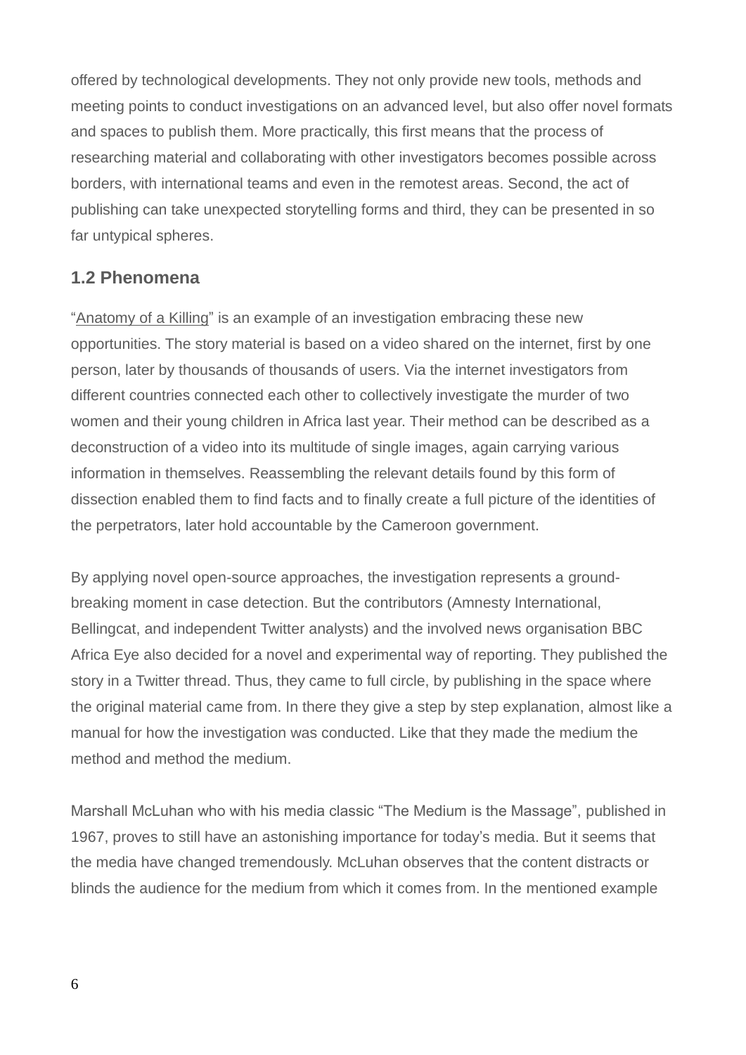offered by technological developments. They not only provide new tools, methods and meeting points to conduct investigations on an advanced level, but also offer novel formats and spaces to publish them. More practically, this first means that the process of researching material and collaborating with other investigators becomes possible across borders, with international teams and even in the remotest areas. Second, the act of publishing can take unexpected storytelling forms and third, they can be presented in so far untypical spheres.

### 1.2 Phenomena

"Anatomy of a Killing" is an example of an investigation embracing these new opportunities. The story material is based on a video shared on the internet, first by one person, later by thousands of thousands of users. Via the internet investigators from different countries connected each other to collectively investigate the murder of two women and their young children in Africa last year. Their method can be described as a deconstruction of a video into its multitude of single images, again carrying various information in themselves. Reassembling the relevant details found by this form of dissection enabled them to find facts and to finally create a full picture of the identities of the perpetrators, later hold accountable by the Cameroon government.

By applying novel open-source approaches, the investigation represents a ground-breaking moment in case detection. But the contributors (Amnesty International, Bellingcat, and independent Twitter analysts) and the involved news organisation BBC Africa Eye also decided for a novel and experimental way of reporting. They published the story in a Twitter thread. Thus, they came to full circle, by publishing in the space where the original material came from. In there they give a step by step explanation, almost like a manual for how the investigation was conducted. Like that they made the medium the method and method the medium.

Marshall McLuhan who with his media classic "The Medium is the Massage", published in 1967, proves to still have an astonishing importance for today's media. But it seems that the media have changed tremendously. McLuhan observes that the content distracts or blinds the audience for the medium from which it comes from. In the mentioned example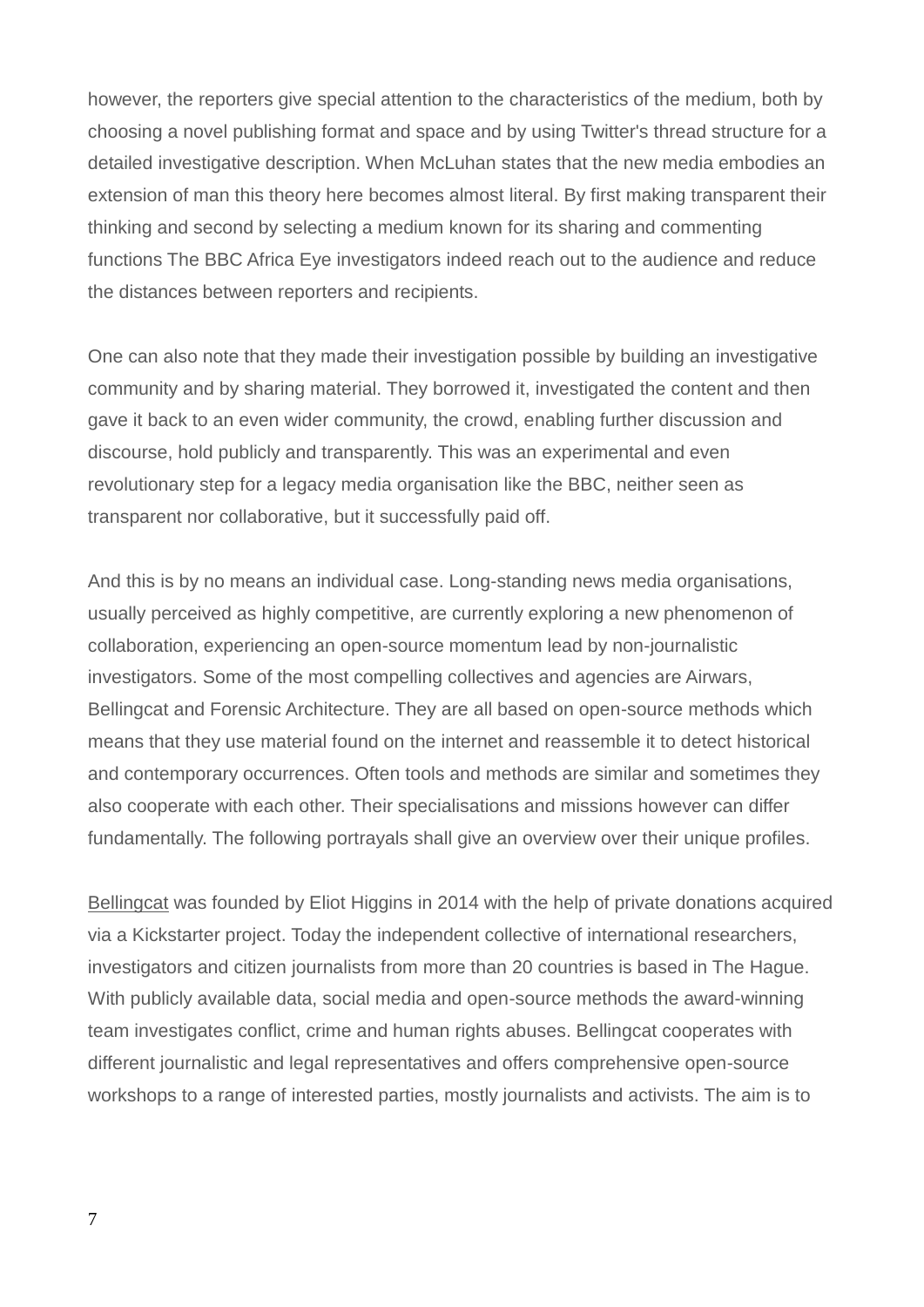however, the reporters give special attention to the characteristics of the medium, both by choosing a novel publishing format and space and by using Twitter's thread structure for a detailed investigative description. When McLuhan states that the new media embodies an extension of man this theory here becomes almost literal. By first making transparent their thinking and second by selecting a medium known for its sharing and commenting functions The BBC Africa Eye investigators indeed reach out to the audience and reduce the distances between reporters and recipients.

One can also note that they made their investigation possible by building an investigative community and by sharing material. They borrowed it, investigated the content and then gave it back to an even wider community, the crowd, enabling further discussion and discourse, hold publicly and transparently. This was an experimental and even revolutionary step for a legacy media organisation like the BBC, neither seen as transparent nor collaborative, but it successfully paid off.

And this is by no means an individual case. Long-standing news media organisations, usually perceived as highly competitive, are currently exploring a new phenomenon of collaboration, experiencing an open-source momentum lead by non-journalistic investigators. Some of the most compelling collectives and agencies are Airwars, Bellingcat and Forensic Architecture. They are all based on open-source methods which means that they use material found on the internet and reassemble it to detect historical and contemporary occurrences. Often tools and methods are similar and sometimes they also cooperate with each other. Their specialisations and missions however can differ fundamentally. The following portrayals shall give an overview over their unique profiles.

Bellingcat was founded by Eliot Higgins in 2014 with the help of private donations acquired via a Kickstarter project. Today the independent collective of international researchers, investigators and citizen journalists from more than 20 countries is based in The Hague. With publicly available data, social media and open-source methods the award-winning team investigates conflict, crime and human rights abuses. Bellingcat cooperates with different journalistic and legal representatives and offers comprehensive open-source workshops to a range of interested parties, mostly journalists and activists. The aim is to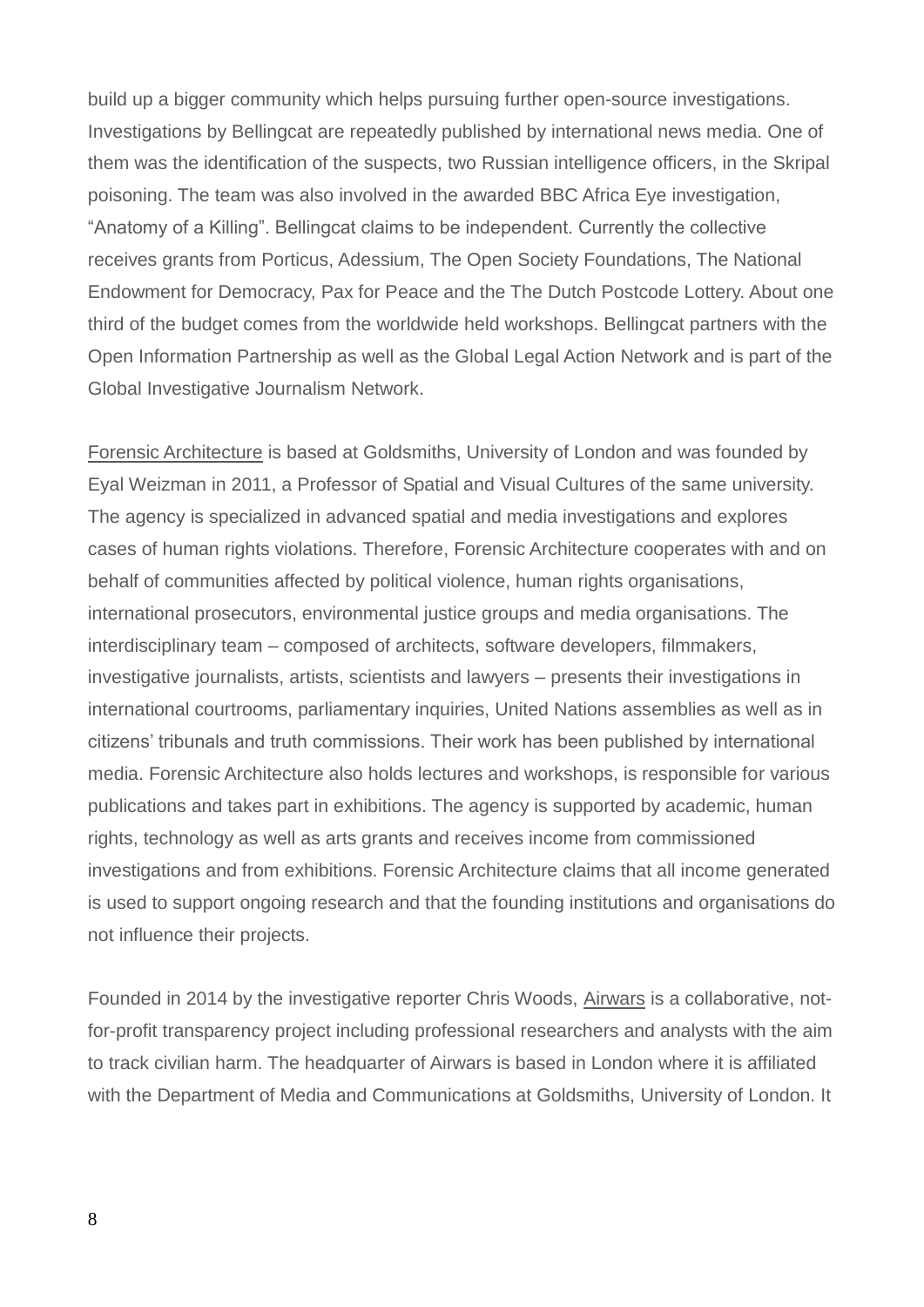build up a bigger community which helps pursuing further open-source investigations. Investigations by Bellingcat are repeatedly published by international news media. One of them was the identification of the suspects, two Russian intelligence officers, in the Skripal poisoning. The team was also involved in the awarded BBC Africa Eye investigation, "Anatomy of a Killing". Bellingcat claims to be independent. Currently the collective receives grants from Porticus, Adessium, The Open Society Foundations, The National Endowment for Democracy, Pax for Peace and the The Dutch Postcode Lottery. About one third of the budget comes from the worldwide held workshops. Bellingcat partners with the Open Information Partnership as well as the Global Legal Action Network and is part of the Global Investigative Journalism Network.

Forensic Architecture is based at Goldsmiths, University of London and was founded by Eyal Weizman in 2011, a Professor of Spatial and Visual Cultures of the same university. The agency is specialized in advanced spatial and media investigations and explores cases of human rights violations. Therefore, Forensic Architecture cooperates with and on behalf of communities affected by political violence, human rights organisations, international prosecutors, environmental justice groups and media organisations. The interdisciplinary team – composed of architects, software developers, filmmakers, investigative journalists, artists, scientists and lawyers – presents their investigations in international courtrooms, parliamentary inquiries, United Nations assemblies as well as in citizens' tribunals and truth commissions. Their work has been published by international media. Forensic Architecture also holds lectures and workshops, is responsible for various publications and takes part in exhibitions. The agency is supported by academic, human rights, technology as well as arts grants and receives income from commissioned investigations and from exhibitions. Forensic Architecture claims that all income generated is used to support ongoing research and that the founding institutions and organisations do not influence their projects.

Founded in 2014 by the investigative reporter Chris Woods, Airwars is a collaborative, not-for-profit transparency project including professional researchers and analysts with the aim to track civilian harm. The headquarter of Airwars is based in London where it is affiliated with the Department of Media and Communications at Goldsmiths, University of London. It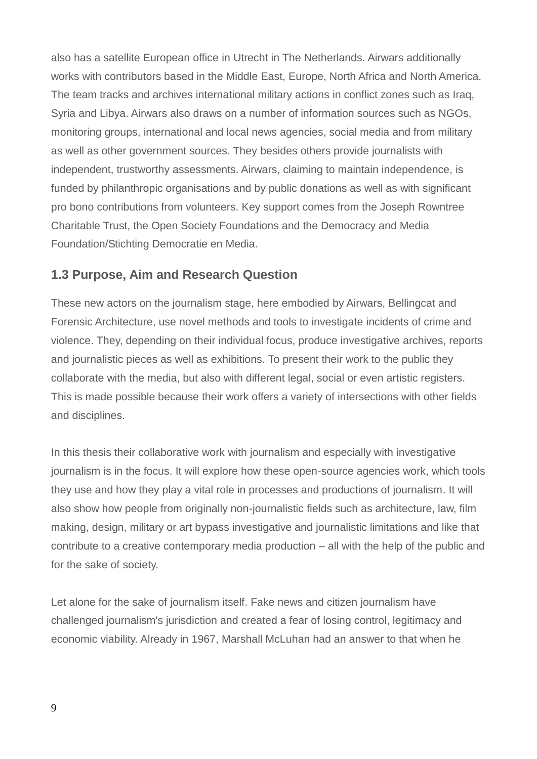also has a satellite European office in Utrecht in The Netherlands. Airwars additionally works with contributors based in the Middle East, Europe, North Africa and North America. The team tracks and archives international military actions in conflict zones such as Iraq, Syria and Libya. Airwars also draws on a number of information sources such as NGOs, monitoring groups, international and local news agencies, social media and from military as well as other government sources. They besides others provide journalists with independent, trustworthy assessments. Airwars, claiming to maintain independence, is funded by philanthropic organisations and by public donations as well as with significant pro bono contributions from volunteers. Key support comes from the Joseph Rowntree Charitable Trust, the Open Society Foundations and the Democracy and Media Foundation/Stichting Democratie en Media.

### 1.3 Purpose, Aim and Research Question

These new actors on the journalism stage, here embodied by Airwars, Bellingcat and Forensic Architecture, use novel methods and tools to investigate incidents of crime and violence. They, depending on their individual focus, produce investigative archives, reports and journalistic pieces as well as exhibitions. To present their work to the public they collaborate with the media, but also with different legal, social or even artistic registers. This is made possible because their work offers a variety of intersections with other fields and disciplines.

In this thesis their collaborative work with journalism and especially with investigative journalism is in the focus. It will explore how these open-source agencies work, which tools they use and how they play a vital role in processes and productions of journalism. It will also show how people from originally non-journalistic fields such as architecture, law, film making, design, military or art bypass investigative and journalistic limitations and like that contribute to a creative contemporary media production – all with the help of the public and for the sake of society.

Let alone for the sake of journalism itself. Fake news and citizen journalism have challenged journalism's jurisdiction and created a fear of losing control, legitimacy and economic viability. Already in 1967, Marshall McLuhan had an answer to that when he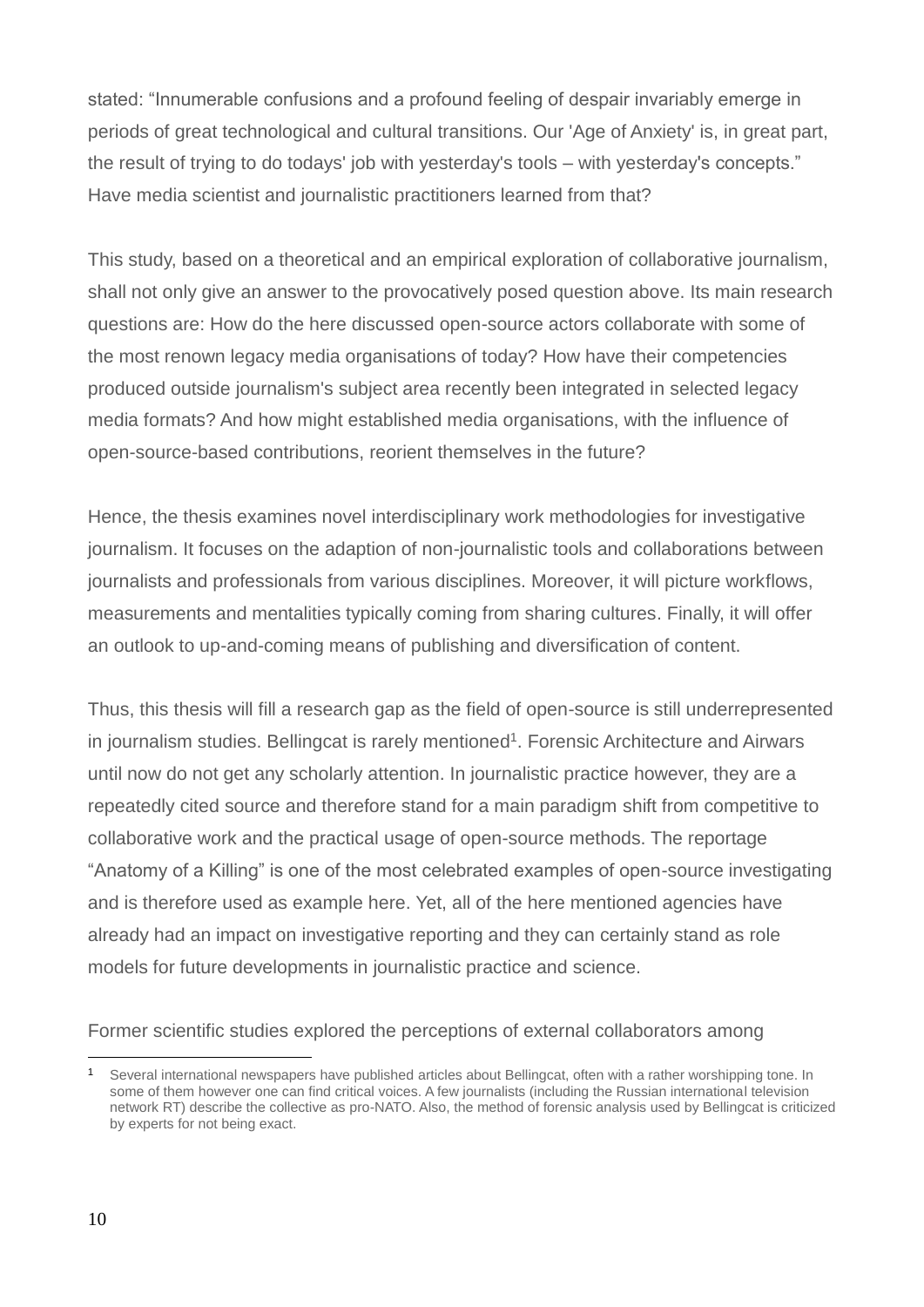stated: "Innumerable confusions and a profound feeling of despair invariably emerge in periods of great technological and cultural transitions. Our 'Age of Anxiety' is, in great part, the result of trying to do todays' job with yesterday's tools – with yesterday's concepts." Have media scientist and journalistic practitioners learned from that?

This study, based on a theoretical and an empirical exploration of collaborative journalism, shall not only give an answer to the provocatively posed question above. Its main research questions are: How do the here discussed open-source actors collaborate with some of the most renown legacy media organisations of today? How have their competencies produced outside journalism's subject area recently been integrated in selected legacy media formats? And how might established media organisations, with the influence of open-source-based contributions, reorient themselves in the future?

Hence, the thesis examines novel interdisciplinary work methodologies for investigative journalism. It focuses on the adaption of non-journalistic tools and collaborations between journalists and professionals from various disciplines. Moreover, it will picture workflows, measurements and mentalities typically coming from sharing cultures. Finally, it will offer an outlook to up-and-coming means of publishing and diversification of content.

Thus, this thesis will fill a research gap as the field of open-source is still underrepresented in journalism studies. Bellingcat is rarely mentioned[1]. Forensic Architecture and Airwars until now do not get any scholarly attention. In journalistic practice however, they are a repeatedly cited source and therefore stand for a main paradigm shift from competitive to collaborative work and the practical usage of open-source methods. The reportage "Anatomy of a Killing" is one of the most celebrated examples of open-source investigating and is therefore used as example here. Yet, all of the here mentioned agencies have already had an impact on investigative reporting and they can certainly stand as role models for future developments in journalistic practice and science.

Former scientific studies explored the perceptions of external collaborators among

[1] Several international newspapers have published articles about Bellingcat, often with a rather worshipping tone. In some of them however one can find critical voices. A few journalists (including the Russian international television network RT) describe the collective as pro-NATO. Also, the method of forensic analysis used by Bellingcat is criticized by experts for not being exact.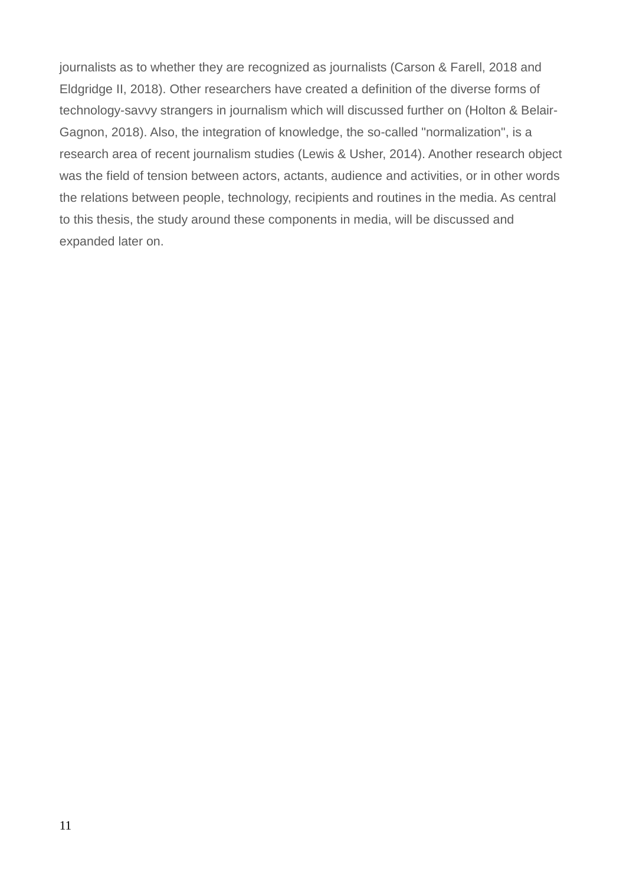journalists as to whether they are recognized as journalists (Carson & Farell, 2018 and Eldgridge II, 2018). Other researchers have created a definition of the diverse forms of technology-savvy strangers in journalism which will discussed further on (Holton & Belair-Gagnon, 2018). Also, the integration of knowledge, the so-called "normalization", is a research area of recent journalism studies (Lewis & Usher, 2014). Another research object was the field of tension between actors, actants, audience and activities, or in other words the relations between people, technology, recipients and routines in the media. As central to this thesis, the study around these components in media, will be discussed and expanded later on.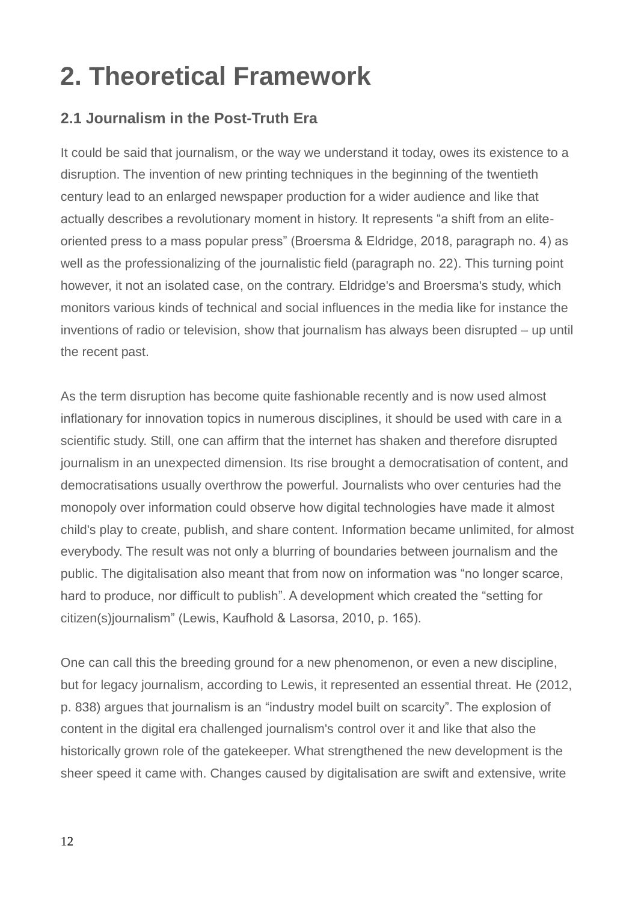# 2. Theoretical Framework

## 2.1 Journalism in the Post-Truth Era

It could be said that journalism, or the way we understand it today, owes its existence to a disruption. The invention of new printing techniques in the beginning of the twentieth century lead to an enlarged newspaper production for a wider audience and like that actually describes a revolutionary moment in history. It represents "a shift from an elite-oriented press to a mass popular press" (Broersma & Eldridge, 2018, paragraph no. 4) as well as the professionalizing of the journalistic field (paragraph no. 22). This turning point however, it not an isolated case, on the contrary. Eldridge's and Broersma's study, which monitors various kinds of technical and social influences in the media like for instance the inventions of radio or television, show that journalism has always been disrupted – up until the recent past.

As the term disruption has become quite fashionable recently and is now used almost inflationary for innovation topics in numerous disciplines, it should be used with care in a scientific study. Still, one can affirm that the internet has shaken and therefore disrupted journalism in an unexpected dimension. Its rise brought a democratisation of content, and democratisations usually overthrow the powerful. Journalists who over centuries had the monopoly over information could observe how digital technologies have made it almost child's play to create, publish, and share content. Information became unlimited, for almost everybody. The result was not only a blurring of boundaries between journalism and the public. The digitalisation also meant that from now on information was "no longer scarce, hard to produce, nor difficult to publish". A development which created the "setting for citizen(s)journalism" (Lewis, Kaufhold & Lasorsa, 2010, p. 165).

One can call this the breeding ground for a new phenomenon, or even a new discipline, but for legacy journalism, according to Lewis, it represented an essential threat. He (2012, p. 838) argues that journalism is an "industry model built on scarcity". The explosion of content in the digital era challenged journalism's control over it and like that also the historically grown role of the gatekeeper. What strengthened the new development is the sheer speed it came with. Changes caused by digitalisation are swift and extensive, write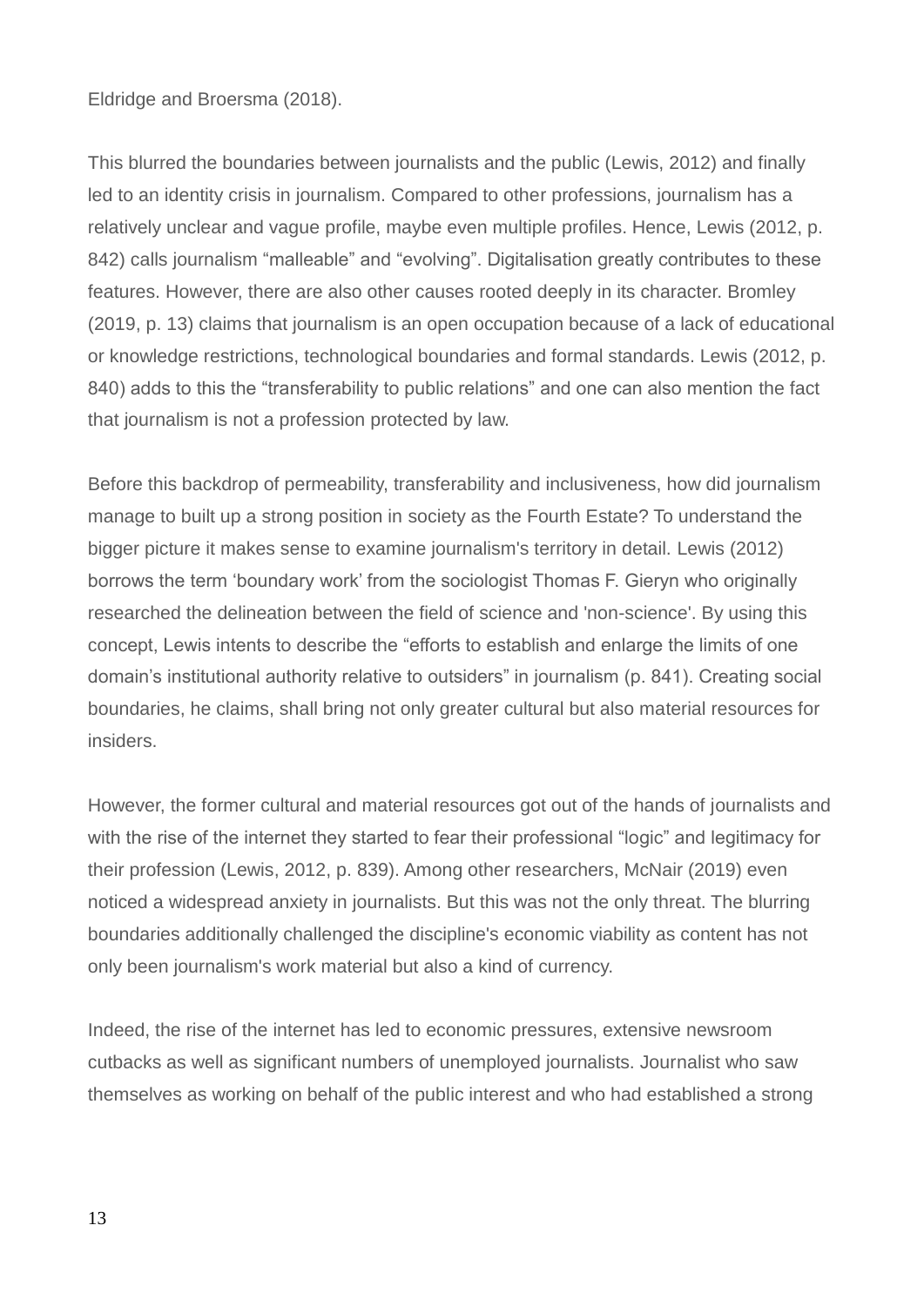Eldridge and Broersma (2018).

This blurred the boundaries between journalists and the public (Lewis, 2012) and finally led to an identity crisis in journalism. Compared to other professions, journalism has a relatively unclear and vague profile, maybe even multiple profiles. Hence, Lewis (2012, p. 842) calls journalism “malleable” and “evolving”. Digitalisation greatly contributes to these features. However, there are also other causes rooted deeply in its character. Bromley (2019, p. 13) claims that journalism is an open occupation because of a lack of educational or knowledge restrictions, technological boundaries and formal standards. Lewis (2012, p. 840) adds to this the “transferability to public relations” and one can also mention the fact that journalism is not a profession protected by law.

Before this backdrop of permeability, transferability and inclusiveness, how did journalism manage to built up a strong position in society as the Fourth Estate? To understand the bigger picture it makes sense to examine journalism's territory in detail. Lewis (2012) borrows the term ‘boundary work’ from the sociologist Thomas F. Gieryn who originally researched the delineation between the field of science and 'non-science'. By using this concept, Lewis intents to describe the “efforts to establish and enlarge the limits of one domain’s institutional authority relative to outsiders” in journalism (p. 841). Creating social boundaries, he claims, shall bring not only greater cultural but also material resources for insiders.

However, the former cultural and material resources got out of the hands of journalists and with the rise of the internet they started to fear their professional “logic” and legitimacy for their profession (Lewis, 2012, p. 839). Among other researchers, McNair (2019) even noticed a widespread anxiety in journalists. But this was not the only threat. The blurring boundaries additionally challenged the discipline's economic viability as content has not only been journalism's work material but also a kind of currency.

Indeed, the rise of the internet has led to economic pressures, extensive newsroom cutbacks as well as significant numbers of unemployed journalists. Journalist who saw themselves as working on behalf of the public interest and who had established a strong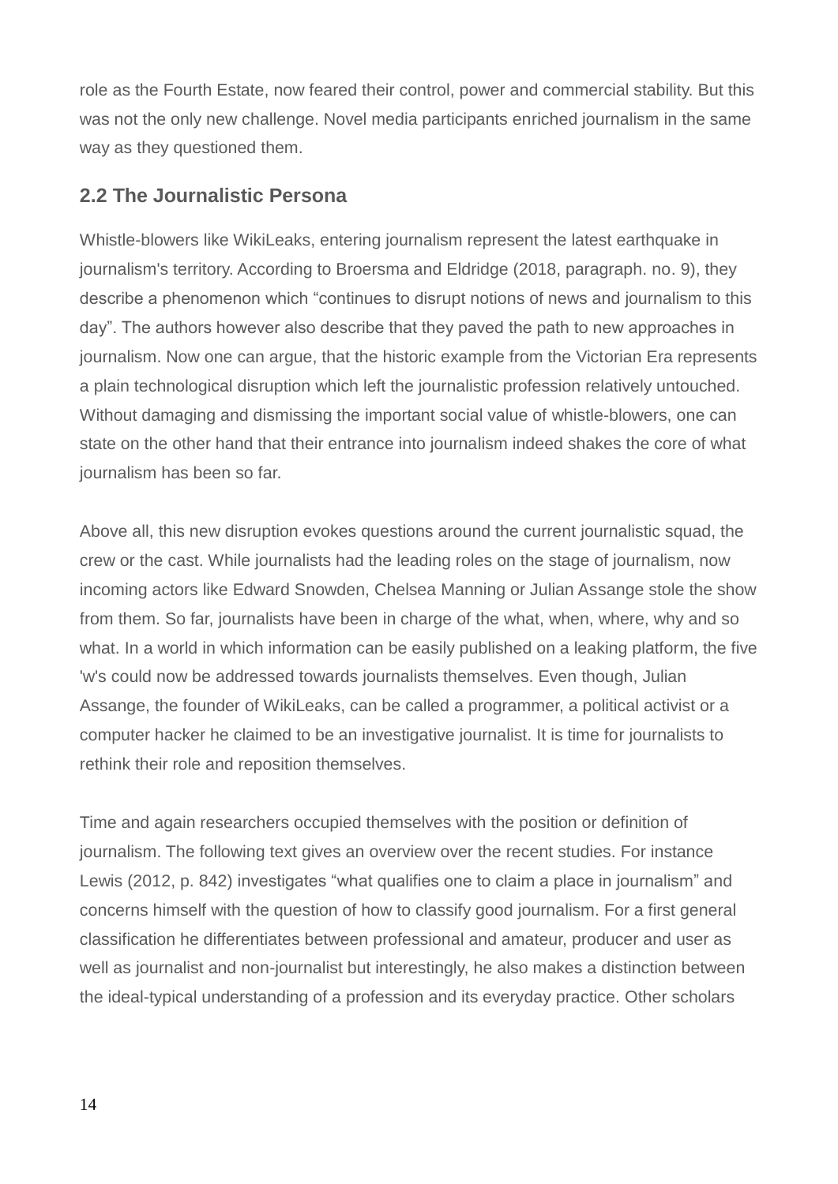role as the Fourth Estate, now feared their control, power and commercial stability. But this was not the only new challenge. Novel media participants enriched journalism in the same way as they questioned them.

## 2.2 The Journalistic Persona

Whistle-blowers like WikiLeaks, entering journalism represent the latest earthquake in journalism's territory. According to Broersma and Eldridge (2018, paragraph. no. 9), they describe a phenomenon which "continues to disrupt notions of news and journalism to this day". The authors however also describe that they paved the path to new approaches in journalism. Now one can argue, that the historic example from the Victorian Era represents a plain technological disruption which left the journalistic profession relatively untouched. Without damaging and dismissing the important social value of whistle-blowers, one can state on the other hand that their entrance into journalism indeed shakes the core of what journalism has been so far.

Above all, this new disruption evokes questions around the current journalistic squad, the crew or the cast. While journalists had the leading roles on the stage of journalism, now incoming actors like Edward Snowden, Chelsea Manning or Julian Assange stole the show from them. So far, journalists have been in charge of the what, when, where, why and so what. In a world in which information can be easily published on a leaking platform, the five 'w's could now be addressed towards journalists themselves. Even though, Julian Assange, the founder of WikiLeaks, can be called a programmer, a political activist or a computer hacker he claimed to be an investigative journalist. It is time for journalists to rethink their role and reposition themselves.

Time and again researchers occupied themselves with the position or definition of journalism. The following text gives an overview over the recent studies. For instance Lewis (2012, p. 842) investigates "what qualifies one to claim a place in journalism" and concerns himself with the question of how to classify good journalism. For a first general classification he differentiates between professional and amateur, producer and user as well as journalist and non-journalist but interestingly, he also makes a distinction between the ideal-typical understanding of a profession and its everyday practice. Other scholars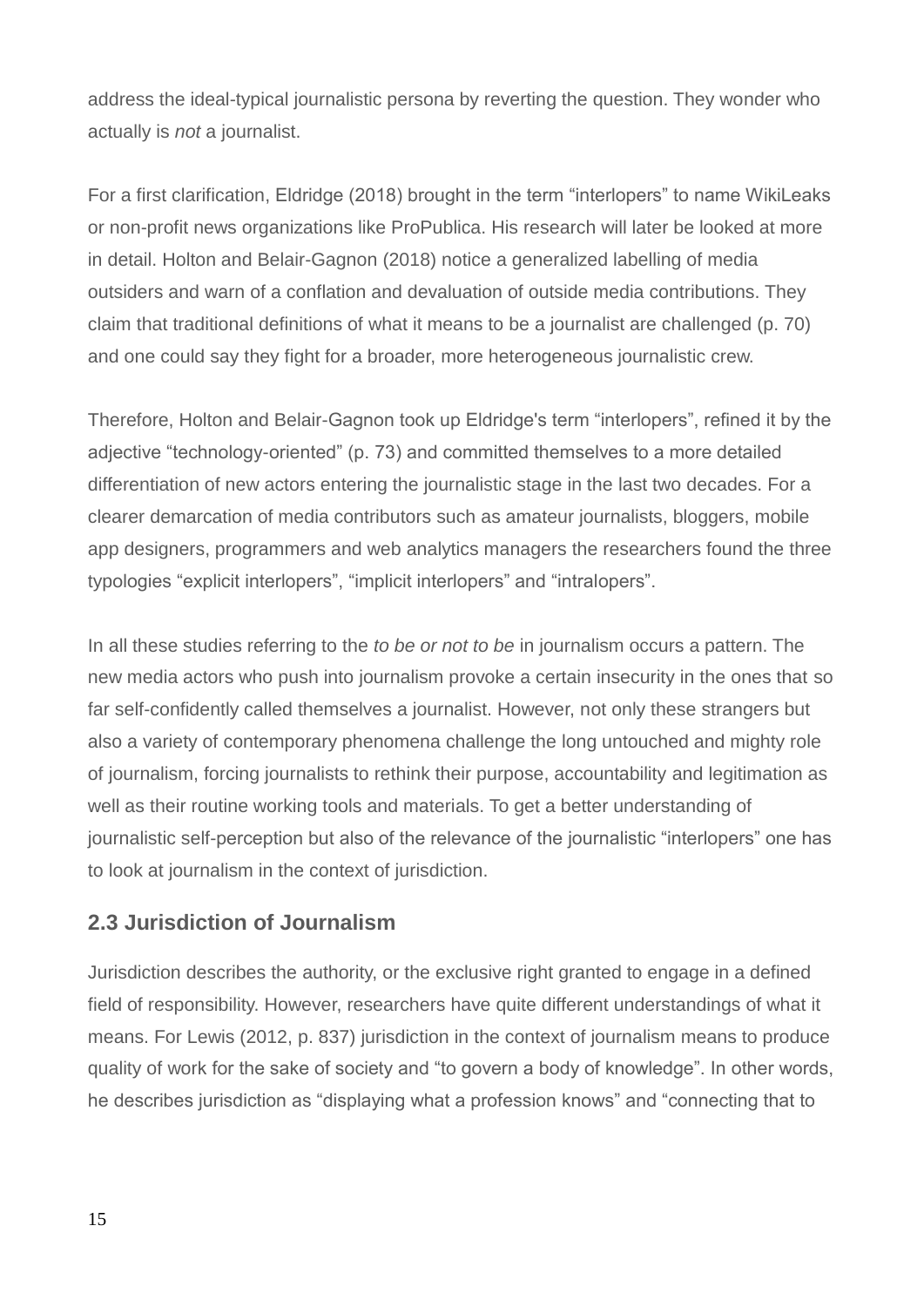address the ideal-typical journalistic persona by reverting the question. They wonder who actually is *not* a journalist.

For a first clarification, Eldridge (2018) brought in the term “interlopers” to name WikiLeaks or non-profit news organizations like ProPublica. His research will later be looked at more in detail. Holton and Belair-Gagnon (2018) notice a generalized labelling of media outsiders and warn of a conflation and devaluation of outside media contributions. They claim that traditional definitions of what it means to be a journalist are challenged (p. 70) and one could say they fight for a broader, more heterogeneous journalistic crew.

Therefore, Holton and Belair-Gagnon took up Eldridge's term “interlopers”, refined it by the adjective “technology-oriented” (p. 73) and committed themselves to a more detailed differentiation of new actors entering the journalistic stage in the last two decades. For a clearer demarcation of media contributors such as amateur journalists, bloggers, mobile app designers, programmers and web analytics managers the researchers found the three typologies “explicit interlopers”, “implicit interlopers” and “intralopers”.

In all these studies referring to the *to be or not to be* in journalism occurs a pattern. The new media actors who push into journalism provoke a certain insecurity in the ones that so far self-confidently called themselves a journalist. However, not only these strangers but also a variety of contemporary phenomena challenge the long untouched and mighty role of journalism, forcing journalists to rethink their purpose, accountability and legitimation as well as their routine working tools and materials. To get a better understanding of journalistic self-perception but also of the relevance of the journalistic “interlopers” one has to look at journalism in the context of jurisdiction.

## 2.3 Jurisdiction of Journalism

Jurisdiction describes the authority, or the exclusive right granted to engage in a defined field of responsibility. However, researchers have quite different understandings of what it means. For Lewis (2012, p. 837) jurisdiction in the context of journalism means to produce quality of work for the sake of society and “to govern a body of knowledge”. In other words, he describes jurisdiction as “displaying what a profession knows” and “connecting that to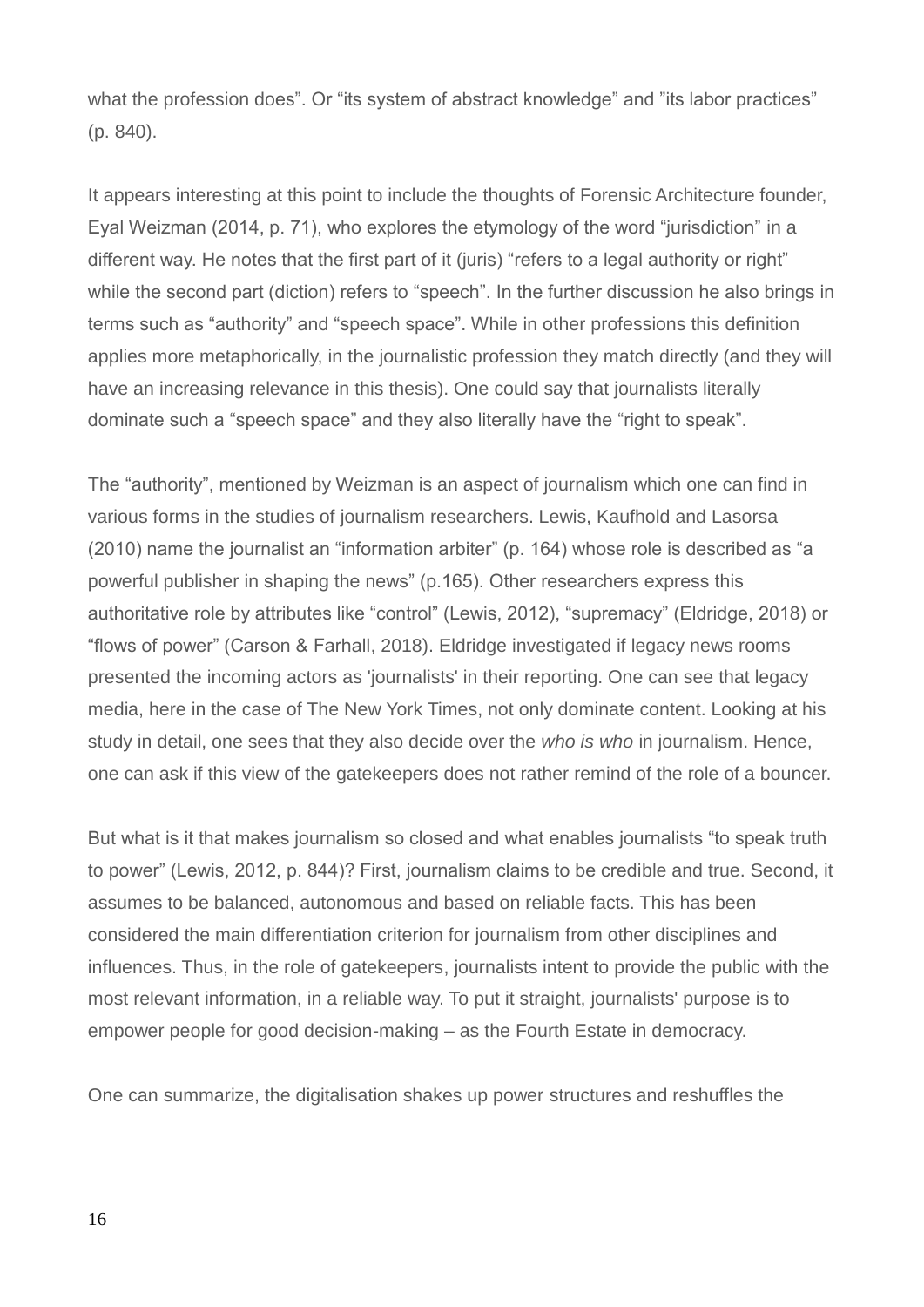what the profession does". Or "its system of abstract knowledge" and "its labor practices" (p. 840).

It appears interesting at this point to include the thoughts of Forensic Architecture founder, Eyal Weizman (2014, p. 71), who explores the etymology of the word "jurisdiction" in a different way. He notes that the first part of it (juris) "refers to a legal authority or right" while the second part (diction) refers to "speech". In the further discussion he also brings in terms such as "authority" and "speech space". While in other professions this definition applies more metaphorically, in the journalistic profession they match directly (and they will have an increasing relevance in this thesis). One could say that journalists literally dominate such a "speech space" and they also literally have the "right to speak".

The "authority", mentioned by Weizman is an aspect of journalism which one can find in various forms in the studies of journalism researchers. Lewis, Kaufhold and Lasorsa (2010) name the journalist an "information arbiter" (p. 164) whose role is described as "a powerful publisher in shaping the news" (p.165). Other researchers express this authoritative role by attributes like "control" (Lewis, 2012), "supremacy" (Eldridge, 2018) or "flows of power" (Carson & Farhall, 2018). Eldridge investigated if legacy news rooms presented the incoming actors as 'journalists' in their reporting. One can see that legacy media, here in the case of The New York Times, not only dominate content. Looking at his study in detail, one sees that they also decide over the *who is who* in journalism. Hence, one can ask if this view of the gatekeepers does not rather remind of the role of a bouncer.

But what is it that makes journalism so closed and what enables journalists "to speak truth to power" (Lewis, 2012, p. 844)? First, journalism claims to be credible and true. Second, it assumes to be balanced, autonomous and based on reliable facts. This has been considered the main differentiation criterion for journalism from other disciplines and influences. Thus, in the role of gatekeepers, journalists intent to provide the public with the most relevant information, in a reliable way. To put it straight, journalists' purpose is to empower people for good decision-making – as the Fourth Estate in democracy.

One can summarize, the digitalisation shakes up power structures and reshuffles the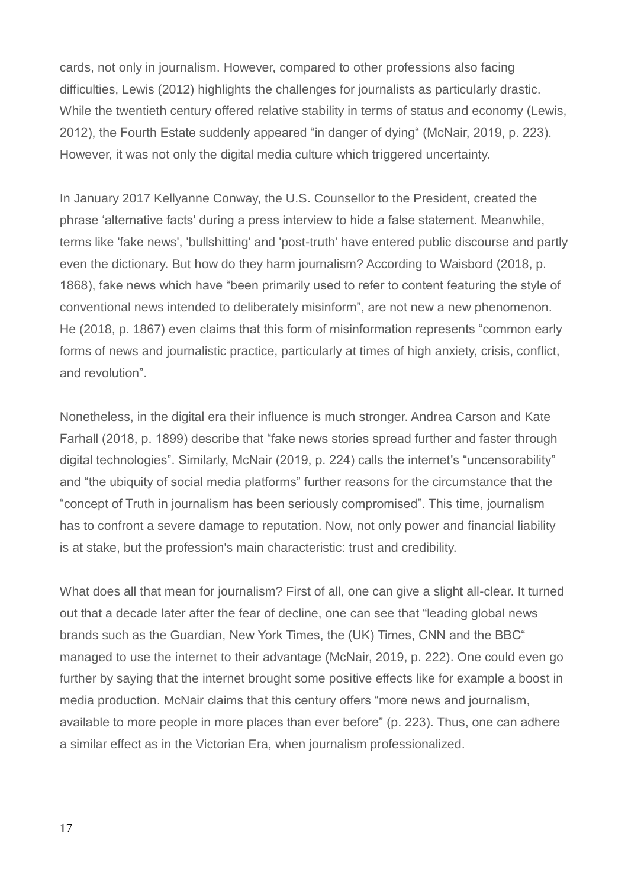cards, not only in journalism. However, compared to other professions also facing difficulties, Lewis (2012) highlights the challenges for journalists as particularly drastic. While the twentieth century offered relative stability in terms of status and economy (Lewis, 2012), the Fourth Estate suddenly appeared "in danger of dying" (McNair, 2019, p. 223). However, it was not only the digital media culture which triggered uncertainty.

In January 2017 Kellyanne Conway, the U.S. Counsellor to the President, created the phrase 'alternative facts' during a press interview to hide a false statement. Meanwhile, terms like 'fake news', 'bullshitting' and 'post-truth' have entered public discourse and partly even the dictionary. But how do they harm journalism? According to Waisbord (2018, p. 1868), fake news which have "been primarily used to refer to content featuring the style of conventional news intended to deliberately misinform", are not new a new phenomenon. He (2018, p. 1867) even claims that this form of misinformation represents "common early forms of news and journalistic practice, particularly at times of high anxiety, crisis, conflict, and revolution".

Nonetheless, in the digital era their influence is much stronger. Andrea Carson and Kate Farhall (2018, p. 1899) describe that "fake news stories spread further and faster through digital technologies". Similarly, McNair (2019, p. 224) calls the internet's "uncensorability" and "the ubiquity of social media platforms" further reasons for the circumstance that the "concept of Truth in journalism has been seriously compromised". This time, journalism has to confront a severe damage to reputation. Now, not only power and financial liability is at stake, but the profession's main characteristic: trust and credibility.

What does all that mean for journalism? First of all, one can give a slight all-clear. It turned out that a decade later after the fear of decline, one can see that "leading global news brands such as the Guardian, New York Times, the (UK) Times, CNN and the BBC" managed to use the internet to their advantage (McNair, 2019, p. 222). One could even go further by saying that the internet brought some positive effects like for example a boost in media production. McNair claims that this century offers "more news and journalism, available to more people in more places than ever before" (p. 223). Thus, one can adhere a similar effect as in the Victorian Era, when journalism professionalized.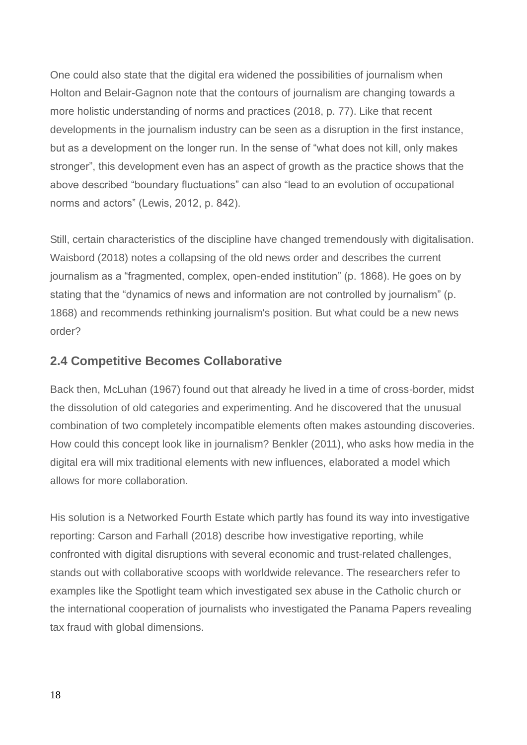One could also state that the digital era widened the possibilities of journalism when Holton and Belair-Gagnon note that the contours of journalism are changing towards a more holistic understanding of norms and practices (2018, p. 77). Like that recent developments in the journalism industry can be seen as a disruption in the first instance, but as a development on the longer run. In the sense of "what does not kill, only makes stronger", this development even has an aspect of growth as the practice shows that the above described "boundary fluctuations" can also "lead to an evolution of occupational norms and actors" (Lewis, 2012, p. 842).

Still, certain characteristics of the discipline have changed tremendously with digitalisation. Waisbord (2018) notes a collapsing of the old news order and describes the current journalism as a "fragmented, complex, open-ended institution" (p. 1868). He goes on by stating that the "dynamics of news and information are not controlled by journalism" (p. 1868) and recommends rethinking journalism's position. But what could be a new news order?

## 2.4 Competitive Becomes Collaborative

Back then, McLuhan (1967) found out that already he lived in a time of cross-border, midst the dissolution of old categories and experimenting. And he discovered that the unusual combination of two completely incompatible elements often makes astounding discoveries. How could this concept look like in journalism? Benkler (2011), who asks how media in the digital era will mix traditional elements with new influences, elaborated a model which allows for more collaboration.

His solution is a Networked Fourth Estate which partly has found its way into investigative reporting: Carson and Farhall (2018) describe how investigative reporting, while confronted with digital disruptions with several economic and trust-related challenges, stands out with collaborative scoops with worldwide relevance. The researchers refer to examples like the Spotlight team which investigated sex abuse in the Catholic church or the international cooperation of journalists who investigated the Panama Papers revealing tax fraud with global dimensions.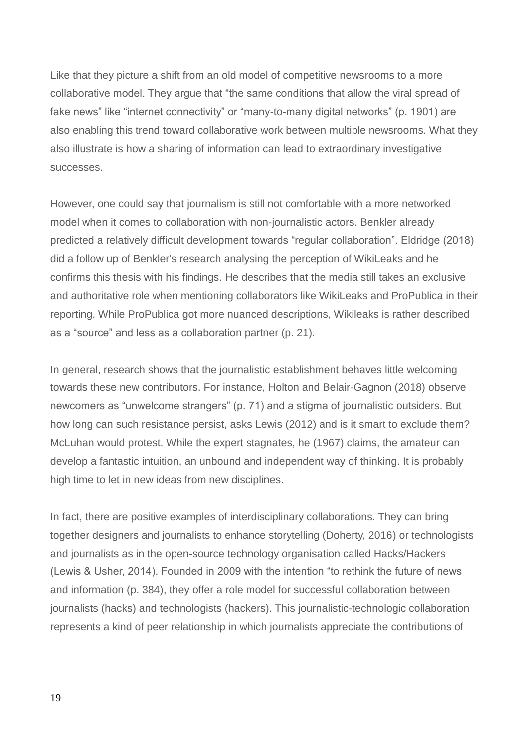Like that they picture a shift from an old model of competitive newsrooms to a more collaborative model. They argue that "the same conditions that allow the viral spread of fake news" like "internet connectivity" or "many-to-many digital networks" (p. 1901) are also enabling this trend toward collaborative work between multiple newsrooms. What they also illustrate is how a sharing of information can lead to extraordinary investigative successes.

However, one could say that journalism is still not comfortable with a more networked model when it comes to collaboration with non-journalistic actors. Benkler already predicted a relatively difficult development towards "regular collaboration". Eldridge (2018) did a follow up of Benkler's research analysing the perception of WikiLeaks and he confirms this thesis with his findings. He describes that the media still takes an exclusive and authoritative role when mentioning collaborators like WikiLeaks and ProPublica in their reporting. While ProPublica got more nuanced descriptions, Wikileaks is rather described as a "source" and less as a collaboration partner (p. 21).

In general, research shows that the journalistic establishment behaves little welcoming towards these new contributors. For instance, Holton and Belair-Gagnon (2018) observe newcomers as "unwelcome strangers" (p. 71) and a stigma of journalistic outsiders. But how long can such resistance persist, asks Lewis (2012) and is it smart to exclude them? McLuhan would protest. While the expert stagnates, he (1967) claims, the amateur can develop a fantastic intuition, an unbound and independent way of thinking. It is probably high time to let in new ideas from new disciplines.

In fact, there are positive examples of interdisciplinary collaborations. They can bring together designers and journalists to enhance storytelling (Doherty, 2016) or technologists and journalists as in the open-source technology organisation called Hacks/Hackers (Lewis & Usher, 2014). Founded in 2009 with the intention "to rethink the future of news and information (p. 384), they offer a role model for successful collaboration between journalists (hacks) and technologists (hackers). This journalistic-technologic collaboration represents a kind of peer relationship in which journalists appreciate the contributions of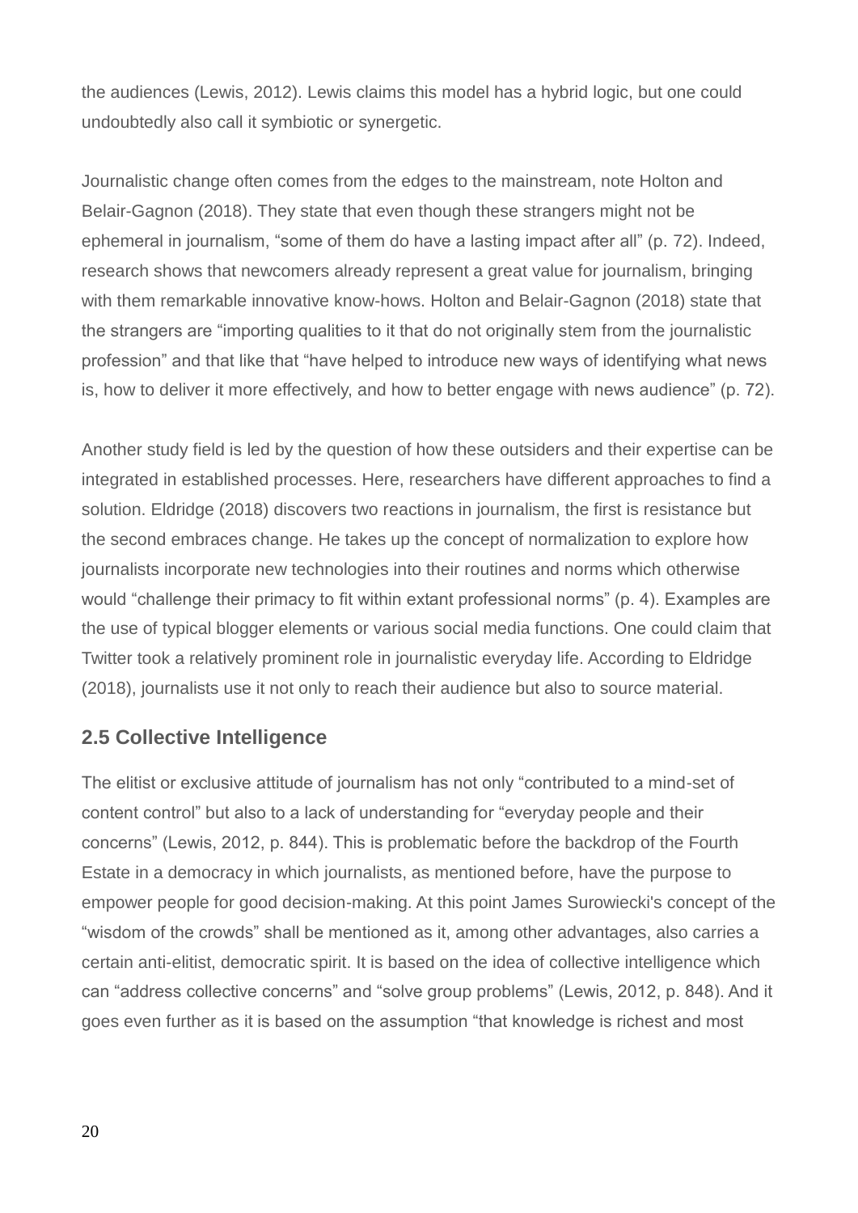the audiences (Lewis, 2012). Lewis claims this model has a hybrid logic, but one could undoubtedly also call it symbiotic or synergetic.

Journalistic change often comes from the edges to the mainstream, note Holton and Belair-Gagnon (2018). They state that even though these strangers might not be ephemeral in journalism, “some of them do have a lasting impact after all” (p. 72). Indeed, research shows that newcomers already represent a great value for journalism, bringing with them remarkable innovative know-hows. Holton and Belair-Gagnon (2018) state that the strangers are “importing qualities to it that do not originally stem from the journalistic profession” and that like that “have helped to introduce new ways of identifying what news is, how to deliver it more effectively, and how to better engage with news audience” (p. 72).

Another study field is led by the question of how these outsiders and their expertise can be integrated in established processes. Here, researchers have different approaches to find a solution. Eldridge (2018) discovers two reactions in journalism, the first is resistance but the second embraces change. He takes up the concept of normalization to explore how journalists incorporate new technologies into their routines and norms which otherwise would “challenge their primacy to fit within extant professional norms” (p. 4). Examples are the use of typical blogger elements or various social media functions. One could claim that Twitter took a relatively prominent role in journalistic everyday life. According to Eldridge (2018), journalists use it not only to reach their audience but also to source material.

## 2.5 Collective Intelligence

The elitist or exclusive attitude of journalism has not only “contributed to a mind-set of content control” but also to a lack of understanding for “everyday people and their concerns” (Lewis, 2012, p. 844). This is problematic before the backdrop of the Fourth Estate in a democracy in which journalists, as mentioned before, have the purpose to empower people for good decision-making. At this point James Surowiecki's concept of the “wisdom of the crowds” shall be mentioned as it, among other advantages, also carries a certain anti-elitist, democratic spirit. It is based on the idea of collective intelligence which can “address collective concerns” and “solve group problems” (Lewis, 2012, p. 848). And it goes even further as it is based on the assumption “that knowledge is richest and most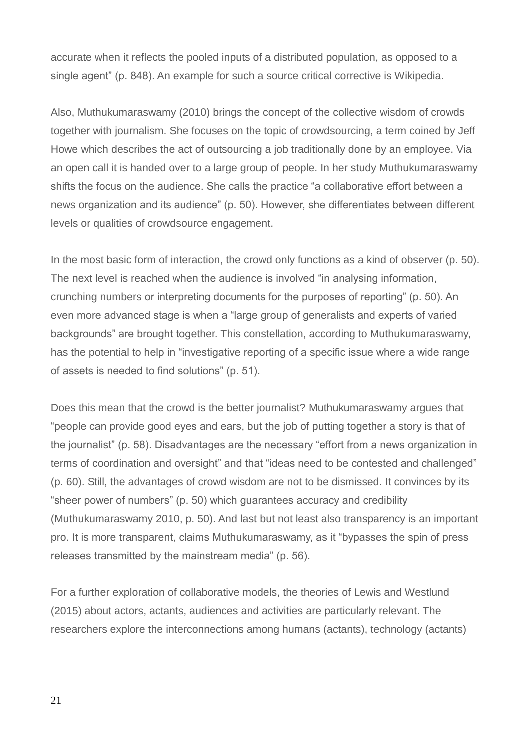accurate when it reflects the pooled inputs of a distributed population, as opposed to a single agent" (p. 848). An example for such a source critical corrective is Wikipedia.

Also, Muthukumaraswamy (2010) brings the concept of the collective wisdom of crowds together with journalism. She focuses on the topic of crowdsourcing, a term coined by Jeff Howe which describes the act of outsourcing a job traditionally done by an employee. Via an open call it is handed over to a large group of people. In her study Muthukumaraswamy shifts the focus on the audience. She calls the practice "a collaborative effort between a news organization and its audience" (p. 50). However, she differentiates between different levels or qualities of crowdsource engagement.

In the most basic form of interaction, the crowd only functions as a kind of observer (p. 50). The next level is reached when the audience is involved "in analysing information, crunching numbers or interpreting documents for the purposes of reporting" (p. 50). An even more advanced stage is when a "large group of generalists and experts of varied backgrounds" are brought together. This constellation, according to Muthukumaraswamy, has the potential to help in "investigative reporting of a specific issue where a wide range of assets is needed to find solutions" (p. 51).

Does this mean that the crowd is the better journalist? Muthukumaraswamy argues that "people can provide good eyes and ears, but the job of putting together a story is that of the journalist" (p. 58). Disadvantages are the necessary "effort from a news organization in terms of coordination and oversight" and that "ideas need to be contested and challenged" (p. 60). Still, the advantages of crowd wisdom are not to be dismissed. It convinces by its "sheer power of numbers" (p. 50) which guarantees accuracy and credibility (Muthukumaraswamy 2010, p. 50). And last but not least also transparency is an important pro. It is more transparent, claims Muthukumaraswamy, as it "bypasses the spin of press releases transmitted by the mainstream media" (p. 56).

For a further exploration of collaborative models, the theories of Lewis and Westlund (2015) about actors, actants, audiences and activities are particularly relevant. The researchers explore the interconnections among humans (actants), technology (actants)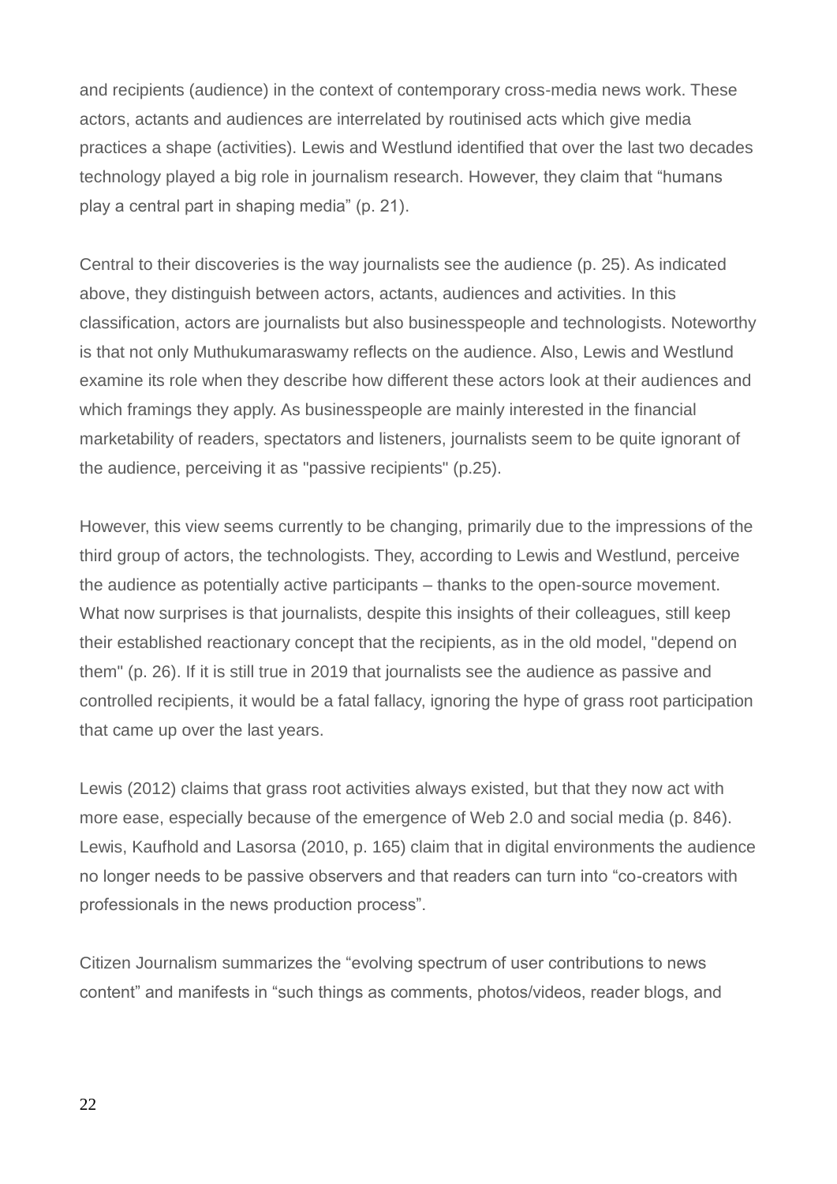and recipients (audience) in the context of contemporary cross-media news work. These actors, actants and audiences are interrelated by routinised acts which give media practices a shape (activities). Lewis and Westlund identified that over the last two decades technology played a big role in journalism research. However, they claim that "humans play a central part in shaping media" (p. 21).

Central to their discoveries is the way journalists see the audience (p. 25). As indicated above, they distinguish between actors, actants, audiences and activities. In this classification, actors are journalists but also businesspeople and technologists. Noteworthy is that not only Muthukumaraswamy reflects on the audience. Also, Lewis and Westlund examine its role when they describe how different these actors look at their audiences and which framings they apply. As businesspeople are mainly interested in the financial marketability of readers, spectators and listeners, journalists seem to be quite ignorant of the audience, perceiving it as "passive recipients" (p.25).

However, this view seems currently to be changing, primarily due to the impressions of the third group of actors, the technologists. They, according to Lewis and Westlund, perceive the audience as potentially active participants – thanks to the open-source movement. What now surprises is that journalists, despite this insights of their colleagues, still keep their established reactionary concept that the recipients, as in the old model, "depend on them" (p. 26). If it is still true in 2019 that journalists see the audience as passive and controlled recipients, it would be a fatal fallacy, ignoring the hype of grass root participation that came up over the last years.

Lewis (2012) claims that grass root activities always existed, but that they now act with more ease, especially because of the emergence of Web 2.0 and social media (p. 846). Lewis, Kaufhold and Lasorsa (2010, p. 165) claim that in digital environments the audience no longer needs to be passive observers and that readers can turn into "co-creators with professionals in the news production process".

Citizen Journalism summarizes the "evolving spectrum of user contributions to news content" and manifests in "such things as comments, photos/videos, reader blogs, and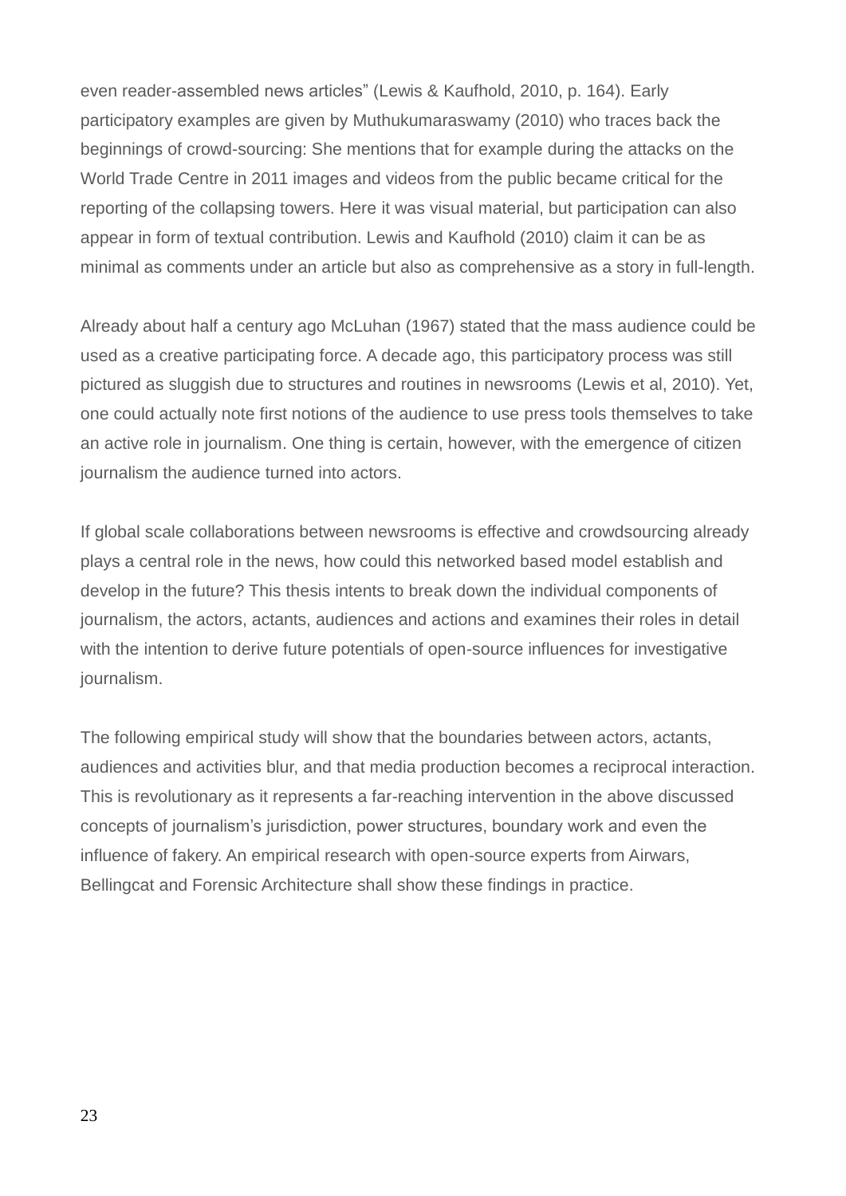even reader-assembled news articles" (Lewis & Kaufhold, 2010, p. 164). Early participatory examples are given by Muthukumaraswamy (2010) who traces back the beginnings of crowd-sourcing: She mentions that for example during the attacks on the World Trade Centre in 2011 images and videos from the public became critical for the reporting of the collapsing towers. Here it was visual material, but participation can also appear in form of textual contribution. Lewis and Kaufhold (2010) claim it can be as minimal as comments under an article but also as comprehensive as a story in full-length.

Already about half a century ago McLuhan (1967) stated that the mass audience could be used as a creative participating force. A decade ago, this participatory process was still pictured as sluggish due to structures and routines in newsrooms (Lewis et al, 2010). Yet, one could actually note first notions of the audience to use press tools themselves to take an active role in journalism. One thing is certain, however, with the emergence of citizen journalism the audience turned into actors.

If global scale collaborations between newsrooms is effective and crowdsourcing already plays a central role in the news, how could this networked based model establish and develop in the future? This thesis intents to break down the individual components of journalism, the actors, actants, audiences and actions and examines their roles in detail with the intention to derive future potentials of open-source influences for investigative journalism.

The following empirical study will show that the boundaries between actors, actants, audiences and activities blur, and that media production becomes a reciprocal interaction. This is revolutionary as it represents a far-reaching intervention in the above discussed concepts of journalism's jurisdiction, power structures, boundary work and even the influence of fakery. An empirical research with open-source experts from Airwars, Bellingcat and Forensic Architecture shall show these findings in practice.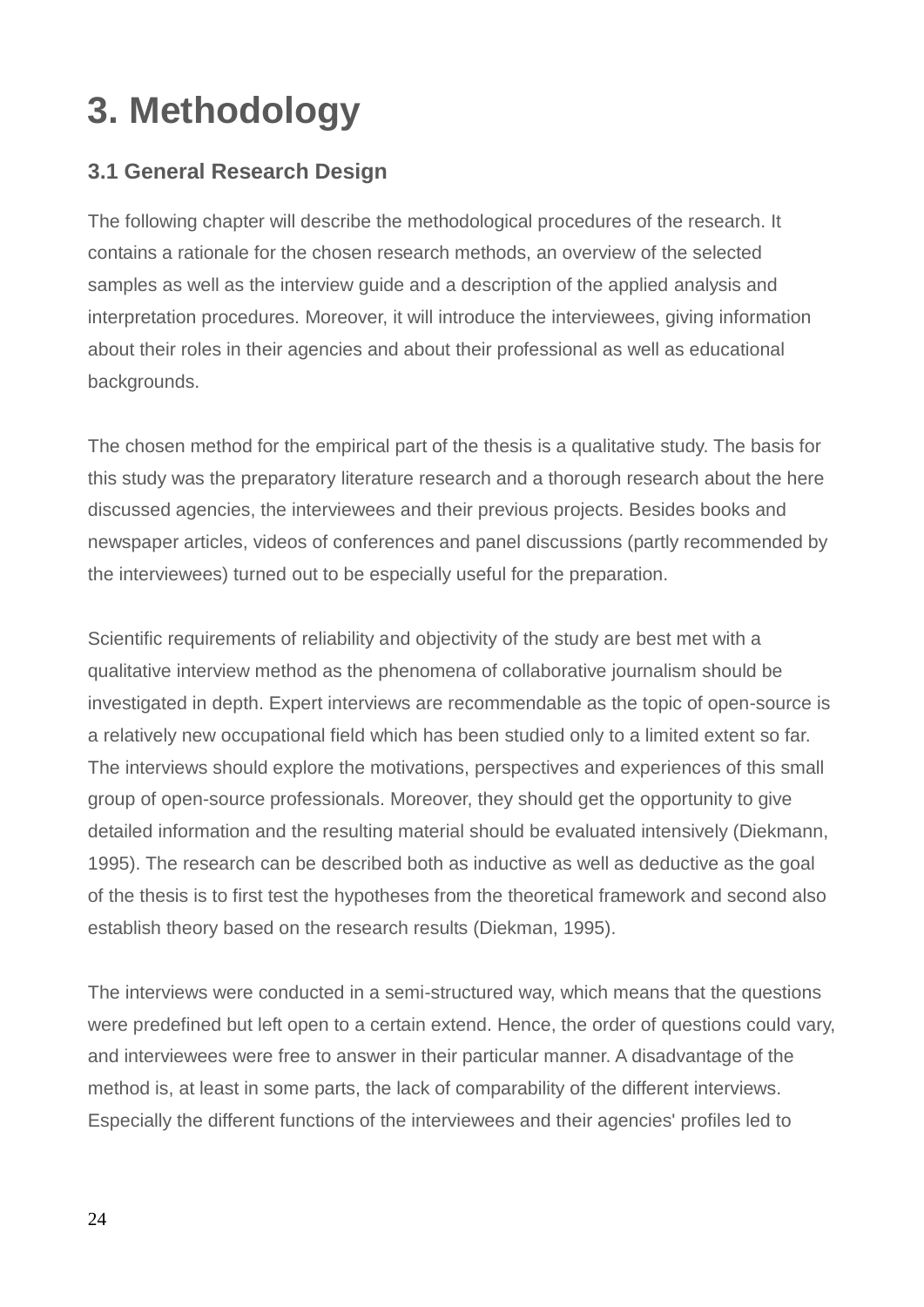# 3. Methodology

## 3.1 General Research Design

The following chapter will describe the methodological procedures of the research. It contains a rationale for the chosen research methods, an overview of the selected samples as well as the interview guide and a description of the applied analysis and interpretation procedures. Moreover, it will introduce the interviewees, giving information about their roles in their agencies and about their professional as well as educational backgrounds.

The chosen method for the empirical part of the thesis is a qualitative study. The basis for this study was the preparatory literature research and a thorough research about the here discussed agencies, the interviewees and their previous projects. Besides books and newspaper articles, videos of conferences and panel discussions (partly recommended by the interviewees) turned out to be especially useful for the preparation.

Scientific requirements of reliability and objectivity of the study are best met with a qualitative interview method as the phenomena of collaborative journalism should be investigated in depth. Expert interviews are recommendable as the topic of open-source is a relatively new occupational field which has been studied only to a limited extent so far. The interviews should explore the motivations, perspectives and experiences of this small group of open-source professionals. Moreover, they should get the opportunity to give detailed information and the resulting material should be evaluated intensively (Diekmann, 1995). The research can be described both as inductive as well as deductive as the goal of the thesis is to first test the hypotheses from the theoretical framework and second also establish theory based on the research results (Diekman, 1995).

The interviews were conducted in a semi-structured way, which means that the questions were predefined but left open to a certain extend. Hence, the order of questions could vary, and interviewees were free to answer in their particular manner. A disadvantage of the method is, at least in some parts, the lack of comparability of the different interviews. Especially the different functions of the interviewees and their agencies' profiles led to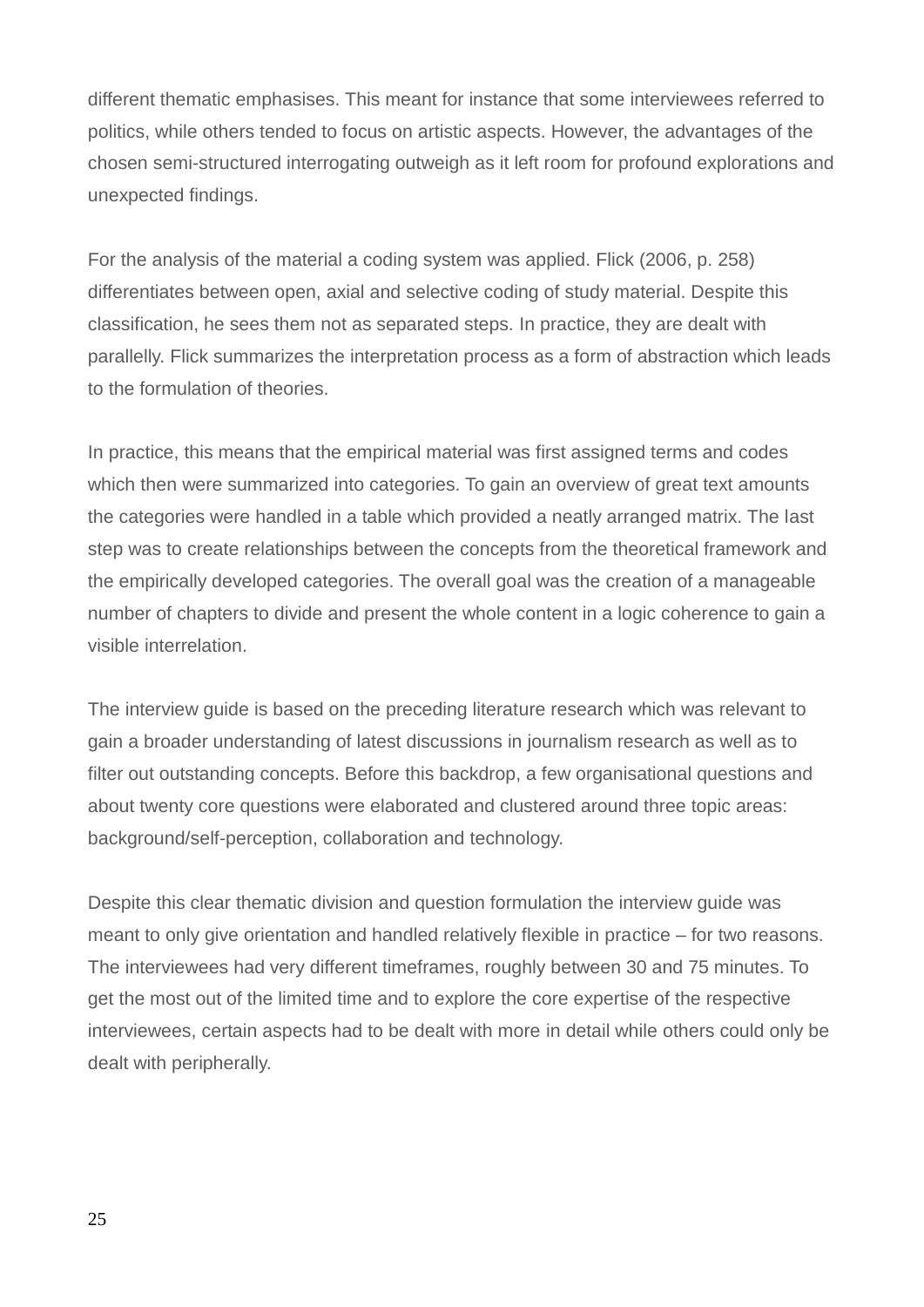different thematic emphasises. This meant for instance that some interviewees referred to politics, while others tended to focus on artistic aspects. However, the advantages of the chosen semi-structured interrogating outweigh as it left room for profound explorations and unexpected findings.

For the analysis of the material a coding system was applied. Flick (2006, p. 258) differentiates between open, axial and selective coding of study material. Despite this classification, he sees them not as separated steps. In practice, they are dealt with parallelly. Flick summarizes the interpretation process as a form of abstraction which leads to the formulation of theories.

In practice, this means that the empirical material was first assigned terms and codes which then were summarized into categories. To gain an overview of great text amounts the categories were handled in a table which provided a neatly arranged matrix. The last step was to create relationships between the concepts from the theoretical framework and the empirically developed categories. The overall goal was the creation of a manageable number of chapters to divide and present the whole content in a logic coherence to gain a visible interrelation.

The interview guide is based on the preceding literature research which was relevant to gain a broader understanding of latest discussions in journalism research as well as to filter out outstanding concepts. Before this backdrop, a few organisational questions and about twenty core questions were elaborated and clustered around three topic areas: background/self-perception, collaboration and technology.

Despite this clear thematic division and question formulation the interview guide was meant to only give orientation and handled relatively flexible in practice – for two reasons. The interviewees had very different timeframes, roughly between 30 and 75 minutes. To get the most out of the limited time and to explore the core expertise of the respective interviewees, certain aspects had to be dealt with more in detail while others could only be dealt with peripherally.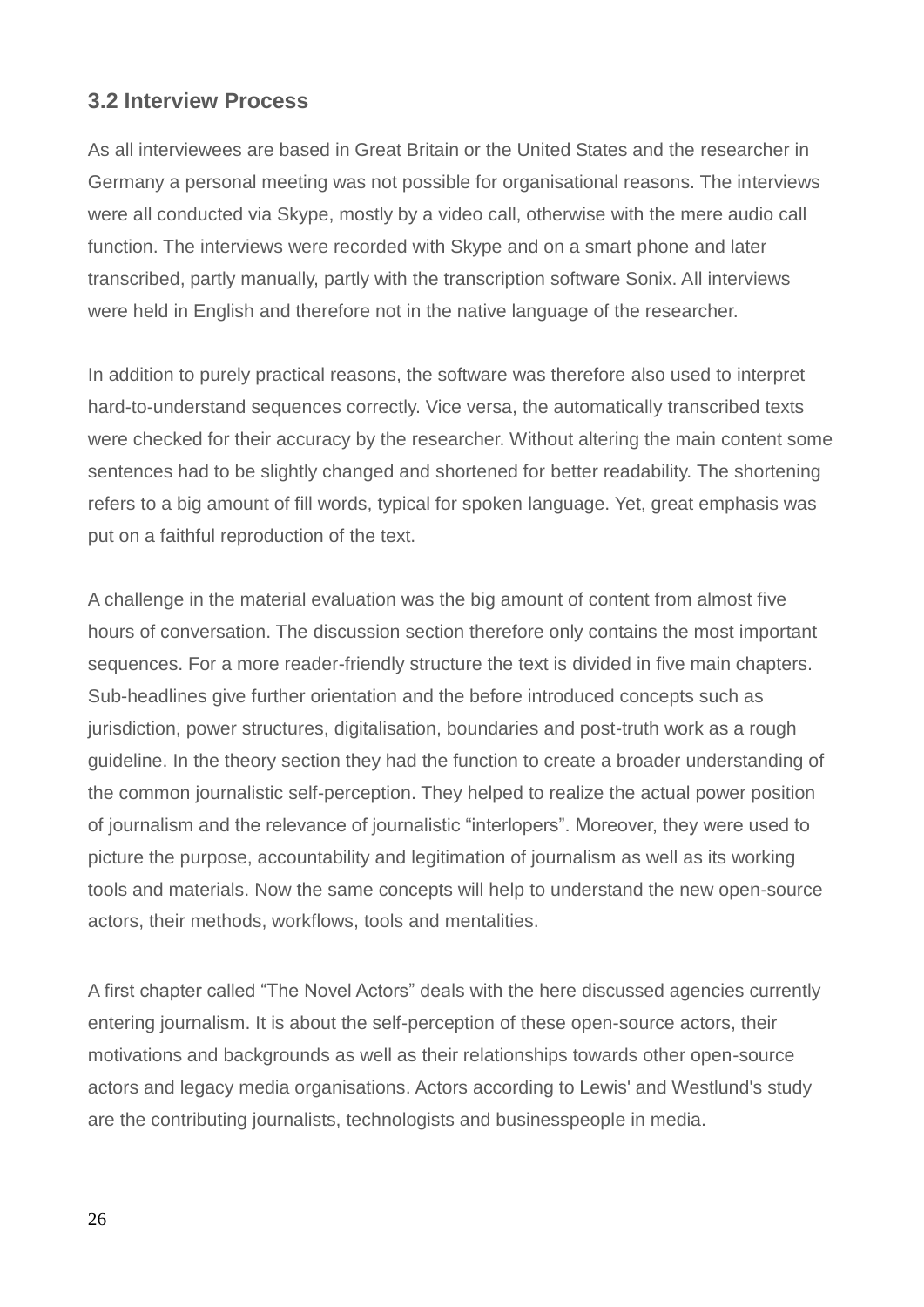### 3.2 Interview Process

As all interviewees are based in Great Britain or the United States and the researcher in Germany a personal meeting was not possible for organisational reasons. The interviews were all conducted via Skype, mostly by a video call, otherwise with the mere audio call function. The interviews were recorded with Skype and on a smart phone and later transcribed, partly manually, partly with the transcription software Sonix. All interviews were held in English and therefore not in the native language of the researcher.

In addition to purely practical reasons, the software was therefore also used to interpret hard-to-understand sequences correctly. Vice versa, the automatically transcribed texts were checked for their accuracy by the researcher. Without altering the main content some sentences had to be slightly changed and shortened for better readability. The shortening refers to a big amount of fill words, typical for spoken language. Yet, great emphasis was put on a faithful reproduction of the text.

A challenge in the material evaluation was the big amount of content from almost five hours of conversation. The discussion section therefore only contains the most important sequences. For a more reader-friendly structure the text is divided in five main chapters. Sub-headlines give further orientation and the before introduced concepts such as jurisdiction, power structures, digitalisation, boundaries and post-truth work as a rough guideline. In the theory section they had the function to create a broader understanding of the common journalistic self-perception. They helped to realize the actual power position of journalism and the relevance of journalistic "interlopers". Moreover, they were used to picture the purpose, accountability and legitimation of journalism as well as its working tools and materials. Now the same concepts will help to understand the new open-source actors, their methods, workflows, tools and mentalities.

A first chapter called "The Novel Actors" deals with the here discussed agencies currently entering journalism. It is about the self-perception of these open-source actors, their motivations and backgrounds as well as their relationships towards other open-source actors and legacy media organisations. Actors according to Lewis' and Westlund's study are the contributing journalists, technologists and businesspeople in media.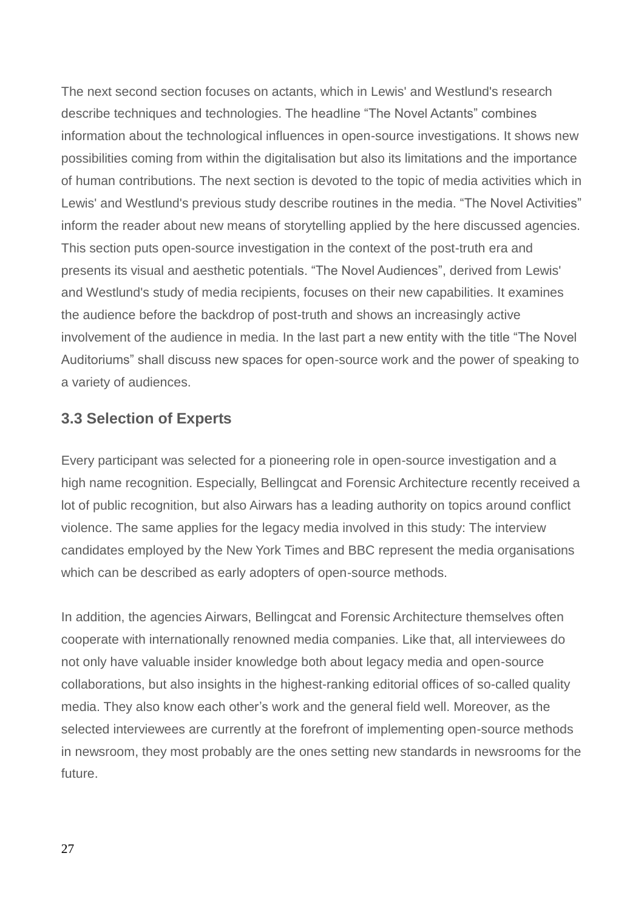The next second section focuses on actants, which in Lewis' and Westlund's research describe techniques and technologies. The headline “The Novel Actants” combines information about the technological influences in open-source investigations. It shows new possibilities coming from within the digitalisation but also its limitations and the importance of human contributions. The next section is devoted to the topic of media activities which in Lewis' and Westlund's previous study describe routines in the media. “The Novel Activities” inform the reader about new means of storytelling applied by the here discussed agencies. This section puts open-source investigation in the context of the post-truth era and presents its visual and aesthetic potentials. “The Novel Audiences”, derived from Lewis' and Westlund's study of media recipients, focuses on their new capabilities. It examines the audience before the backdrop of post-truth and shows an increasingly active involvement of the audience in media. In the last part a new entity with the title “The Novel Auditoriums” shall discuss new spaces for open-source work and the power of speaking to a variety of audiences.

### 3.3 Selection of Experts

Every participant was selected for a pioneering role in open-source investigation and a high name recognition. Especially, Bellingcat and Forensic Architecture recently received a lot of public recognition, but also Airwars has a leading authority on topics around conflict violence. The same applies for the legacy media involved in this study: The interview candidates employed by the New York Times and BBC represent the media organisations which can be described as early adopters of open-source methods.

In addition, the agencies Airwars, Bellingcat and Forensic Architecture themselves often cooperate with internationally renowned media companies. Like that, all interviewees do not only have valuable insider knowledge both about legacy media and open-source collaborations, but also insights in the highest-ranking editorial offices of so-called quality media. They also know each other’s work and the general field well. Moreover, as the selected interviewees are currently at the forefront of implementing open-source methods in newsroom, they most probably are the ones setting new standards in newsrooms for the future.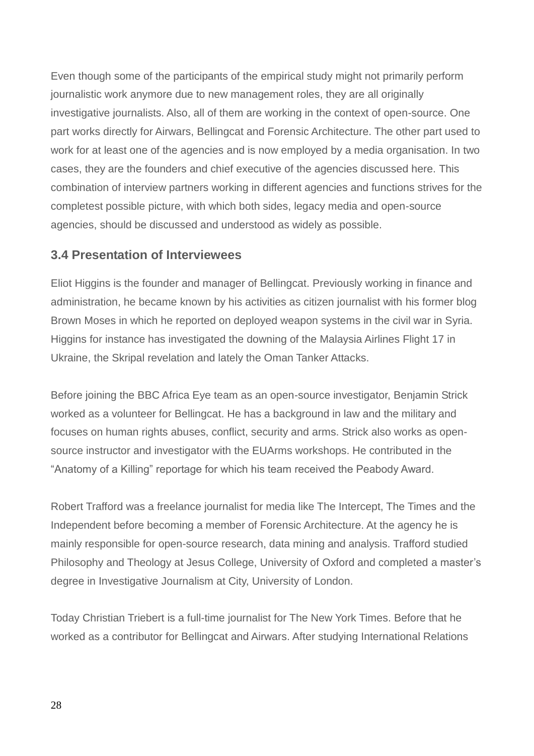Even though some of the participants of the empirical study might not primarily perform journalistic work anymore due to new management roles, they are all originally investigative journalists. Also, all of them are working in the context of open-source. One part works directly for Airwars, Bellingcat and Forensic Architecture. The other part used to work for at least one of the agencies and is now employed by a media organisation. In two cases, they are the founders and chief executive of the agencies discussed here. This combination of interview partners working in different agencies and functions strives for the completest possible picture, with which both sides, legacy media and open-source agencies, should be discussed and understood as widely as possible.

### 3.4 Presentation of Interviewees

Eliot Higgins is the founder and manager of Bellingcat. Previously working in finance and administration, he became known by his activities as citizen journalist with his former blog Brown Moses in which he reported on deployed weapon systems in the civil war in Syria. Higgins for instance has investigated the downing of the Malaysia Airlines Flight 17 in Ukraine, the Skripal revelation and lately the Oman Tanker Attacks.

Before joining the BBC Africa Eye team as an open-source investigator, Benjamin Strick worked as a volunteer for Bellingcat. He has a background in law and the military and focuses on human rights abuses, conflict, security and arms. Strick also works as open-source instructor and investigator with the EUArms workshops. He contributed in the "Anatomy of a Killing" reportage for which his team received the Peabody Award.

Robert Trafford was a freelance journalist for media like The Intercept, The Times and the Independent before becoming a member of Forensic Architecture. At the agency he is mainly responsible for open-source research, data mining and analysis. Trafford studied Philosophy and Theology at Jesus College, University of Oxford and completed a master's degree in Investigative Journalism at City, University of London.

Today Christian Triebert is a full-time journalist for The New York Times. Before that he worked as a contributor for Bellingcat and Airwars. After studying International Relations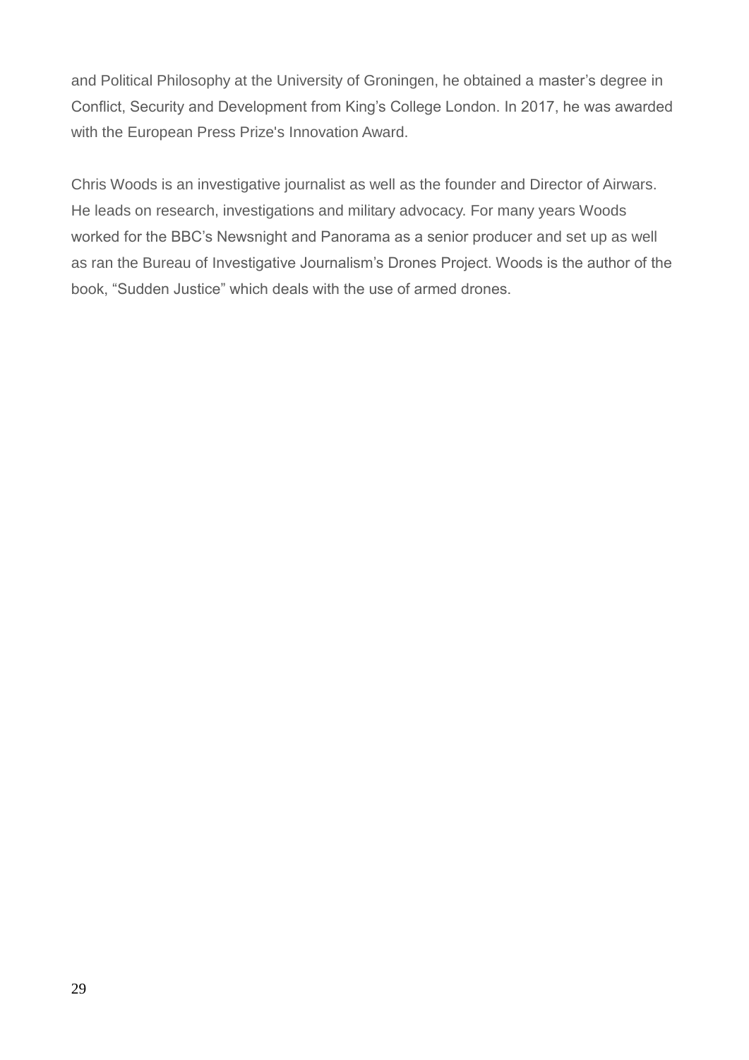and Political Philosophy at the University of Groningen, he obtained a master's degree in Conflict, Security and Development from King's College London. In 2017, he was awarded with the European Press Prize's Innovation Award.

Chris Woods is an investigative journalist as well as the founder and Director of Airwars. He leads on research, investigations and military advocacy. For many years Woods worked for the BBC's Newsnight and Panorama as a senior producer and set up as well as ran the Bureau of Investigative Journalism's Drones Project. Woods is the author of the book, "Sudden Justice" which deals with the use of armed drones.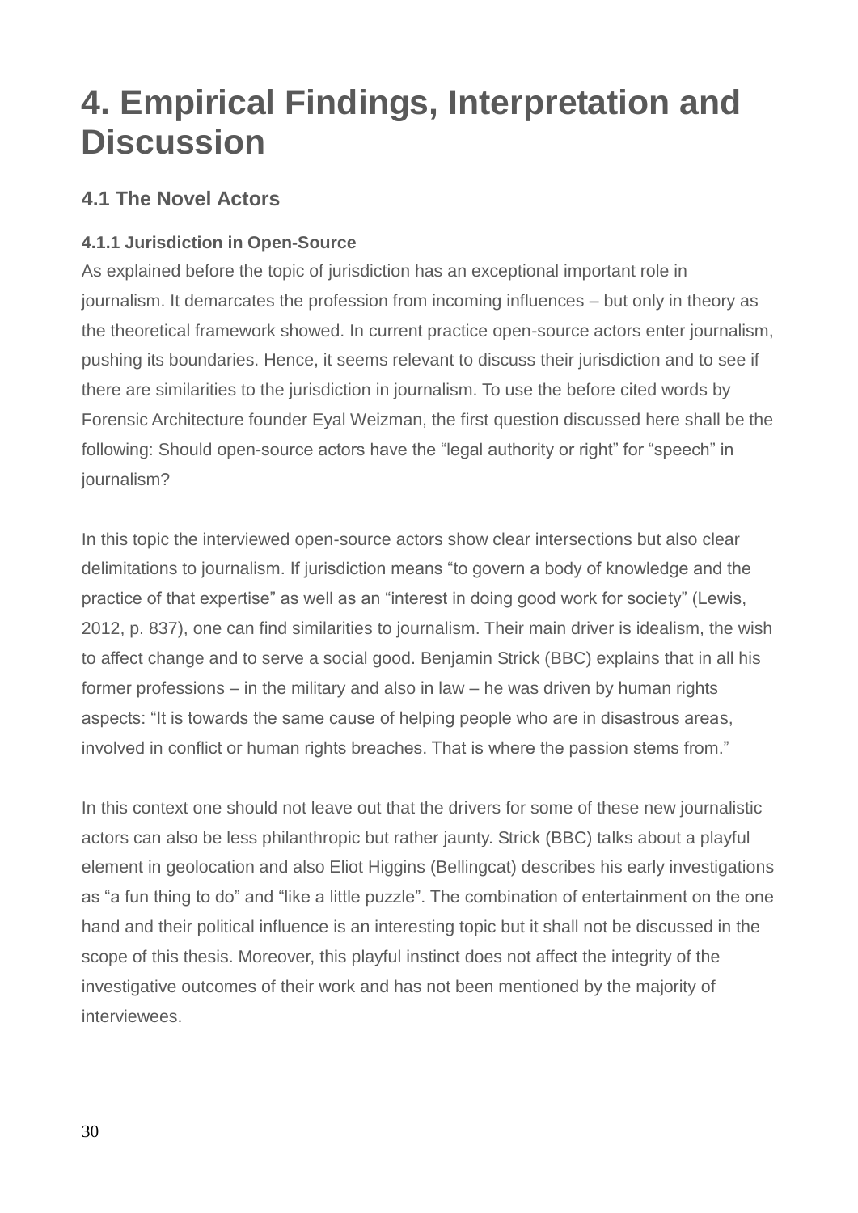# 4. Empirical Findings, Interpretation and Discussion

## 4.1 The Novel Actors

### 4.1.1 Jurisdiction in Open-Source

As explained before the topic of jurisdiction has an exceptional important role in journalism. It demarcates the profession from incoming influences – but only in theory as the theoretical framework showed. In current practice open-source actors enter journalism, pushing its boundaries. Hence, it seems relevant to discuss their jurisdiction and to see if there are similarities to the jurisdiction in journalism. To use the before cited words by Forensic Architecture founder Eyal Weizman, the first question discussed here shall be the following: Should open-source actors have the "legal authority or right" for "speech" in journalism?

In this topic the interviewed open-source actors show clear intersections but also clear delimitations to journalism. If jurisdiction means "to govern a body of knowledge and the practice of that expertise" as well as an "interest in doing good work for society" (Lewis, 2012, p. 837), one can find similarities to journalism. Their main driver is idealism, the wish to affect change and to serve a social good. Benjamin Strick (BBC) explains that in all his former professions – in the military and also in law – he was driven by human rights aspects: "It is towards the same cause of helping people who are in disastrous areas, involved in conflict or human rights breaches. That is where the passion stems from."

In this context one should not leave out that the drivers for some of these new journalistic actors can also be less philanthropic but rather jaunty. Strick (BBC) talks about a playful element in geolocation and also Eliot Higgins (Bellingcat) describes his early investigations as "a fun thing to do" and "like a little puzzle". The combination of entertainment on the one hand and their political influence is an interesting topic but it shall not be discussed in the scope of this thesis. Moreover, this playful instinct does not affect the integrity of the investigative outcomes of their work and has not been mentioned by the majority of interviewees.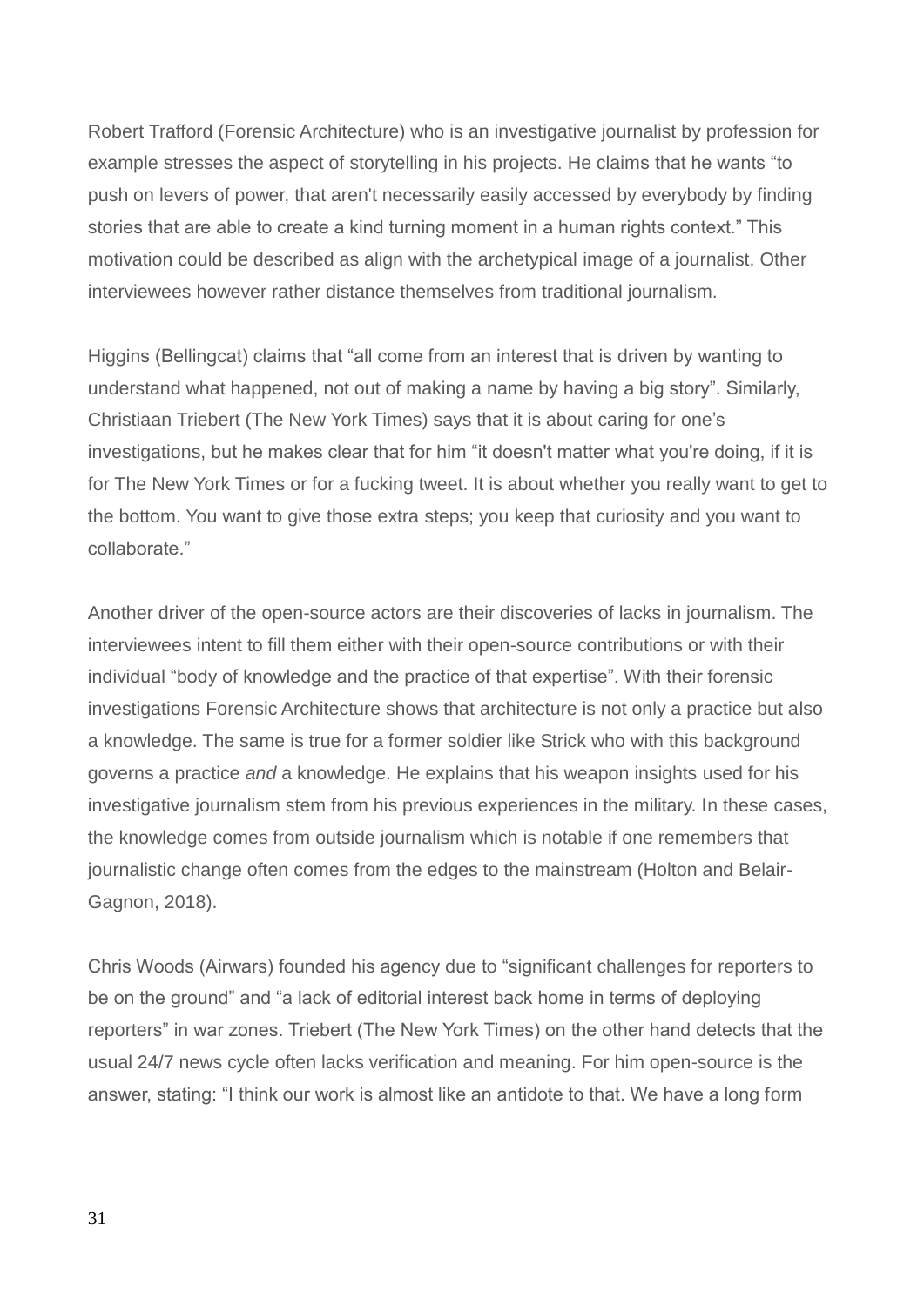Robert Trafford (Forensic Architecture) who is an investigative journalist by profession for example stresses the aspect of storytelling in his projects. He claims that he wants "to push on levers of power, that aren't necessarily easily accessed by everybody by finding stories that are able to create a kind turning moment in a human rights context." This motivation could be described as align with the archetypical image of a journalist. Other interviewees however rather distance themselves from traditional journalism.

Higgins (Bellingcat) claims that "all come from an interest that is driven by wanting to understand what happened, not out of making a name by having a big story". Similarly, Christiaan Triebert (The New York Times) says that it is about caring for one's investigations, but he makes clear that for him "it doesn't matter what you're doing, if it is for The New York Times or for a fucking tweet. It is about whether you really want to get to the bottom. You want to give those extra steps; you keep that curiosity and you want to collaborate."

Another driver of the open-source actors are their discoveries of lacks in journalism. The interviewees intent to fill them either with their open-source contributions or with their individual "body of knowledge and the practice of that expertise". With their forensic investigations Forensic Architecture shows that architecture is not only a practice but also a knowledge. The same is true for a former soldier like Strick who with this background governs a practice *and* a knowledge. He explains that his weapon insights used for his investigative journalism stem from his previous experiences in the military. In these cases, the knowledge comes from outside journalism which is notable if one remembers that journalistic change often comes from the edges to the mainstream (Holton and Belair-Gagnon, 2018).

Chris Woods (Airwars) founded his agency due to "significant challenges for reporters to be on the ground" and "a lack of editorial interest back home in terms of deploying reporters" in war zones. Triebert (The New York Times) on the other hand detects that the usual 24/7 news cycle often lacks verification and meaning. For him open-source is the answer, stating: "I think our work is almost like an antidote to that. We have a long form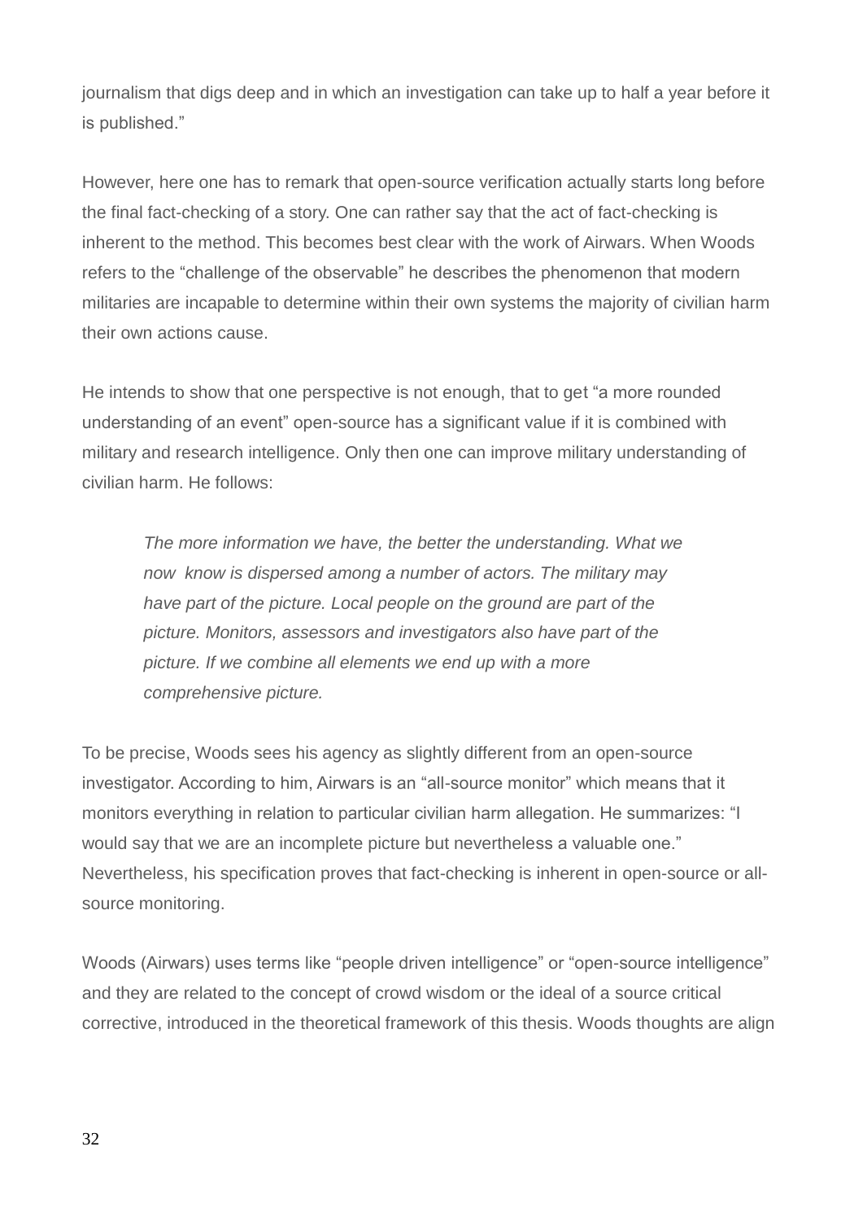journalism that digs deep and in which an investigation can take up to half a year before it is published."

However, here one has to remark that open-source verification actually starts long before the final fact-checking of a story. One can rather say that the act of fact-checking is inherent to the method. This becomes best clear with the work of Airwars. When Woods refers to the "challenge of the observable" he describes the phenomenon that modern militaries are incapable to determine within their own systems the majority of civilian harm their own actions cause.

He intends to show that one perspective is not enough, that to get "a more rounded understanding of an event" open-source has a significant value if it is combined with military and research intelligence. Only then one can improve military understanding of civilian harm. He follows:

> *The more information we have, the better the understanding. What we now know is dispersed among a number of actors. The military may have part of the picture. Local people on the ground are part of the picture. Monitors, assessors and investigators also have part of the picture. If we combine all elements we end up with a more comprehensive picture.*

To be precise, Woods sees his agency as slightly different from an open-source investigator. According to him, Airwars is an "all-source monitor" which means that it monitors everything in relation to particular civilian harm allegation. He summarizes: "I would say that we are an incomplete picture but nevertheless a valuable one." Nevertheless, his specification proves that fact-checking is inherent in open-source or all-source monitoring.

Woods (Airwars) uses terms like "people driven intelligence" or "open-source intelligence" and they are related to the concept of crowd wisdom or the ideal of a source critical corrective, introduced in the theoretical framework of this thesis. Woods thoughts are align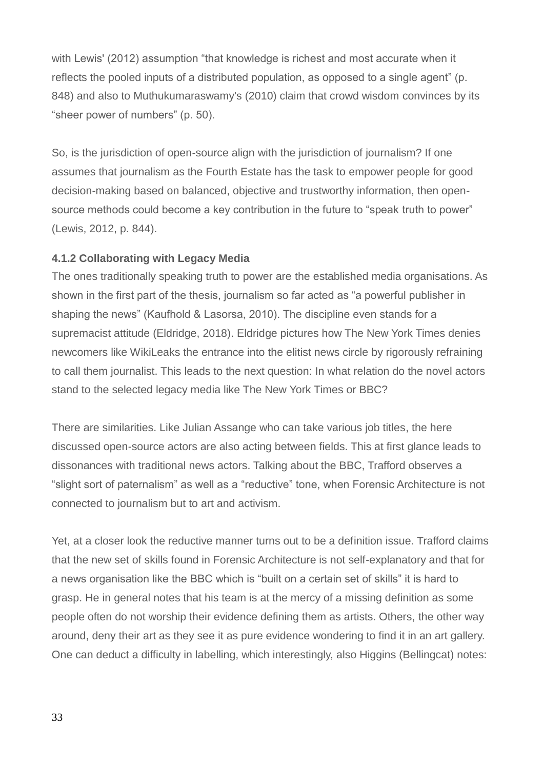with Lewis' (2012) assumption "that knowledge is richest and most accurate when it reflects the pooled inputs of a distributed population, as opposed to a single agent" (p. 848) and also to Muthukumaraswamy's (2010) claim that crowd wisdom convinces by its "sheer power of numbers" (p. 50).

So, is the jurisdiction of open-source align with the jurisdiction of journalism? If one assumes that journalism as the Fourth Estate has the task to empower people for good decision-making based on balanced, objective and trustworthy information, then open-source methods could become a key contribution in the future to "speak truth to power" (Lewis, 2012, p. 844).

#### 4.1.2 Collaborating with Legacy Media

The ones traditionally speaking truth to power are the established media organisations. As shown in the first part of the thesis, journalism so far acted as "a powerful publisher in shaping the news" (Kaufhold & Lasorsa, 2010). The discipline even stands for a supremacist attitude (Eldridge, 2018). Eldridge pictures how The New York Times denies newcomers like WikiLeaks the entrance into the elitist news circle by rigorously refraining to call them journalist. This leads to the next question: In what relation do the novel actors stand to the selected legacy media like The New York Times or BBC?

There are similarities. Like Julian Assange who can take various job titles, the here discussed open-source actors are also acting between fields. This at first glance leads to dissonances with traditional news actors. Talking about the BBC, Trafford observes a "slight sort of paternalism" as well as a "reductive" tone, when Forensic Architecture is not connected to journalism but to art and activism.

Yet, at a closer look the reductive manner turns out to be a definition issue. Trafford claims that the new set of skills found in Forensic Architecture is not self-explanatory and that for a news organisation like the BBC which is "built on a certain set of skills" it is hard to grasp. He in general notes that his team is at the mercy of a missing definition as some people often do not worship their evidence defining them as artists. Others, the other way around, deny their art as they see it as pure evidence wondering to find it in an art gallery. One can deduct a difficulty in labelling, which interestingly, also Higgins (Bellingcat) notes: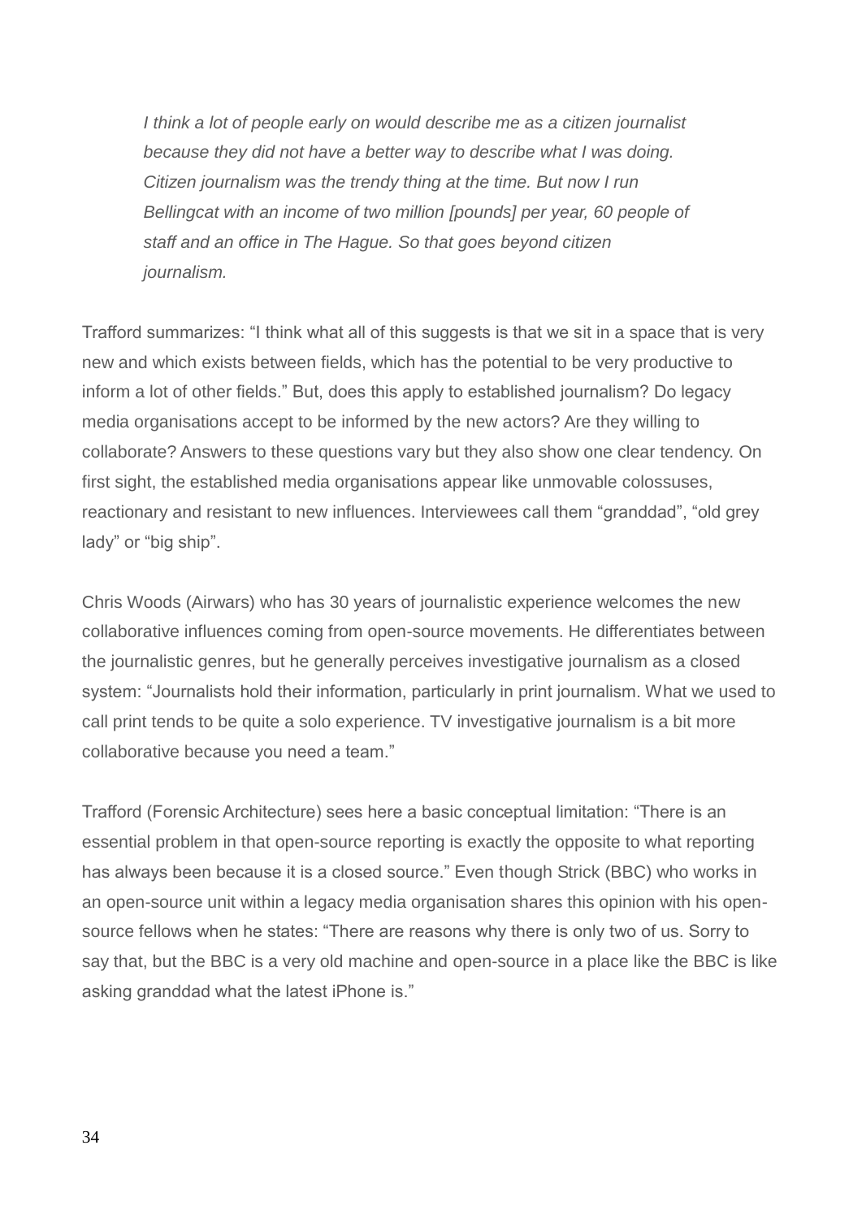> *I think a lot of people early on would describe me as a citizen journalist because they did not have a better way to describe what I was doing. Citizen journalism was the trendy thing at the time. But now I run Bellingcat with an income of two million [pounds] per year, 60 people of staff and an office in The Hague. So that goes beyond citizen journalism.*

Trafford summarizes: "I think what all of this suggests is that we sit in a space that is very new and which exists between fields, which has the potential to be very productive to inform a lot of other fields." But, does this apply to established journalism? Do legacy media organisations accept to be informed by the new actors? Are they willing to collaborate? Answers to these questions vary but they also show one clear tendency. On first sight, the established media organisations appear like unmovable colossuses, reactionary and resistant to new influences. Interviewees call them "granddad", "old grey lady" or "big ship".

Chris Woods (Airwars) who has 30 years of journalistic experience welcomes the new collaborative influences coming from open-source movements. He differentiates between the journalistic genres, but he generally perceives investigative journalism as a closed system: "Journalists hold their information, particularly in print journalism. What we used to call print tends to be quite a solo experience. TV investigative journalism is a bit more collaborative because you need a team."

Trafford (Forensic Architecture) sees here a basic conceptual limitation: "There is an essential problem in that open-source reporting is exactly the opposite to what reporting has always been because it is a closed source." Even though Strick (BBC) who works in an open-source unit within a legacy media organisation shares this opinion with his open-source fellows when he states: "There are reasons why there is only two of us. Sorry to say that, but the BBC is a very old machine and open-source in a place like the BBC is like asking granddad what the latest iPhone is."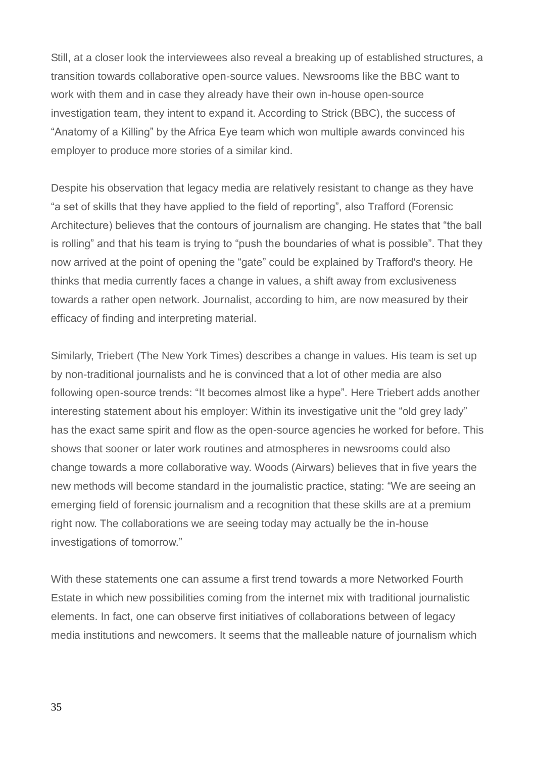Still, at a closer look the interviewees also reveal a breaking up of established structures, a transition towards collaborative open-source values. Newsrooms like the BBC want to work with them and in case they already have their own in-house open-source investigation team, they intent to expand it. According to Strick (BBC), the success of "Anatomy of a Killing" by the Africa Eye team which won multiple awards convinced his employer to produce more stories of a similar kind.

Despite his observation that legacy media are relatively resistant to change as they have "a set of skills that they have applied to the field of reporting", also Trafford (Forensic Architecture) believes that the contours of journalism are changing. He states that "the ball is rolling" and that his team is trying to "push the boundaries of what is possible". That they now arrived at the point of opening the "gate" could be explained by Trafford's theory. He thinks that media currently faces a change in values, a shift away from exclusiveness towards a rather open network. Journalist, according to him, are now measured by their efficacy of finding and interpreting material.

Similarly, Triebert (The New York Times) describes a change in values. His team is set up by non-traditional journalists and he is convinced that a lot of other media are also following open-source trends: "It becomes almost like a hype". Here Triebert adds another interesting statement about his employer: Within its investigative unit the "old grey lady" has the exact same spirit and flow as the open-source agencies he worked for before. This shows that sooner or later work routines and atmospheres in newsrooms could also change towards a more collaborative way. Woods (Airwars) believes that in five years the new methods will become standard in the journalistic practice, stating: "We are seeing an emerging field of forensic journalism and a recognition that these skills are at a premium right now. The collaborations we are seeing today may actually be the in-house investigations of tomorrow."

With these statements one can assume a first trend towards a more Networked Fourth Estate in which new possibilities coming from the internet mix with traditional journalistic elements. In fact, one can observe first initiatives of collaborations between of legacy media institutions and newcomers. It seems that the malleable nature of journalism which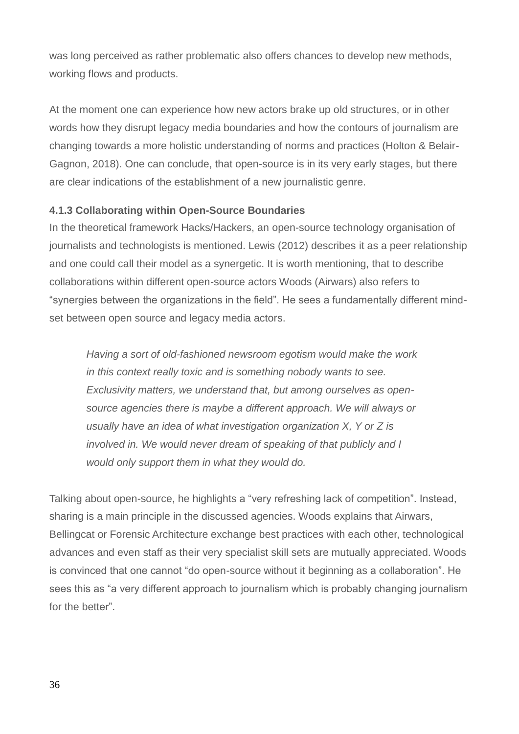was long perceived as rather problematic also offers chances to develop new methods, working flows and products.

At the moment one can experience how new actors brake up old structures, or in other words how they disrupt legacy media boundaries and how the contours of journalism are changing towards a more holistic understanding of norms and practices (Holton & Belair-Gagnon, 2018). One can conclude, that open-source is in its very early stages, but there are clear indications of the establishment of a new journalistic genre.

#### 4.1.3 Collaborating within Open-Source Boundaries

In the theoretical framework Hacks/Hackers, an open-source technology organisation of journalists and technologists is mentioned. Lewis (2012) describes it as a peer relationship and one could call their model as a synergetic. It is worth mentioning, that to describe collaborations within different open-source actors Woods (Airwars) also refers to "synergies between the organizations in the field". He sees a fundamentally different mind-set between open source and legacy media actors.

> *Having a sort of old-fashioned newsroom egotism would make the work in this context really toxic and is something nobody wants to see. Exclusivity matters, we understand that, but among ourselves as open-source agencies there is maybe a different approach. We will always or usually have an idea of what investigation organization X, Y or Z is involved in. We would never dream of speaking of that publicly and I would only support them in what they would do.*

Talking about open-source, he highlights a "very refreshing lack of competition". Instead, sharing is a main principle in the discussed agencies. Woods explains that Airwars, Bellingcat or Forensic Architecture exchange best practices with each other, technological advances and even staff as their very specialist skill sets are mutually appreciated. Woods is convinced that one cannot "do open-source without it beginning as a collaboration". He sees this as "a very different approach to journalism which is probably changing journalism for the better".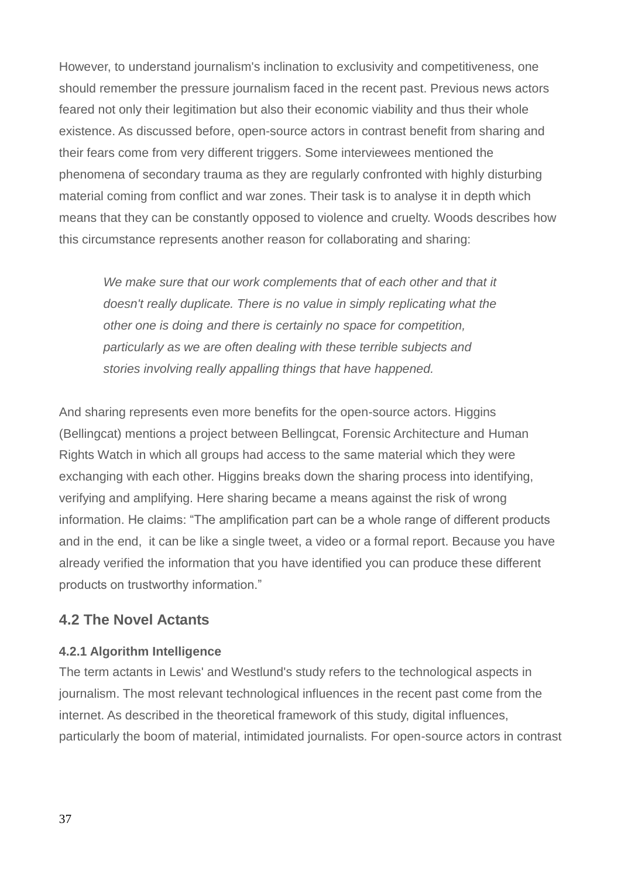However, to understand journalism's inclination to exclusivity and competitiveness, one should remember the pressure journalism faced in the recent past. Previous news actors feared not only their legitimation but also their economic viability and thus their whole existence. As discussed before, open-source actors in contrast benefit from sharing and their fears come from very different triggers. Some interviewees mentioned the phenomena of secondary trauma as they are regularly confronted with highly disturbing material coming from conflict and war zones. Their task is to analyse it in depth which means that they can be constantly opposed to violence and cruelty. Woods describes how this circumstance represents another reason for collaborating and sharing:

> *We make sure that our work complements that of each other and that it doesn't really duplicate. There is no value in simply replicating what the other one is doing and there is certainly no space for competition, particularly as we are often dealing with these terrible subjects and stories involving really appalling things that have happened.*

And sharing represents even more benefits for the open-source actors. Higgins (Bellingcat) mentions a project between Bellingcat, Forensic Architecture and Human Rights Watch in which all groups had access to the same material which they were exchanging with each other. Higgins breaks down the sharing process into identifying, verifying and amplifying. Here sharing became a means against the risk of wrong information. He claims: “The amplification part can be a whole range of different products and in the end, it can be like a single tweet, a video or a formal report. Because you have already verified the information that you have identified you can produce these different products on trustworthy information.”

## 4.2 The Novel Actants

#### 4.2.1 Algorithm Intelligence

The term actants in Lewis' and Westlund's study refers to the technological aspects in journalism. The most relevant technological influences in the recent past come from the internet. As described in the theoretical framework of this study, digital influences, particularly the boom of material, intimidated journalists. For open-source actors in contrast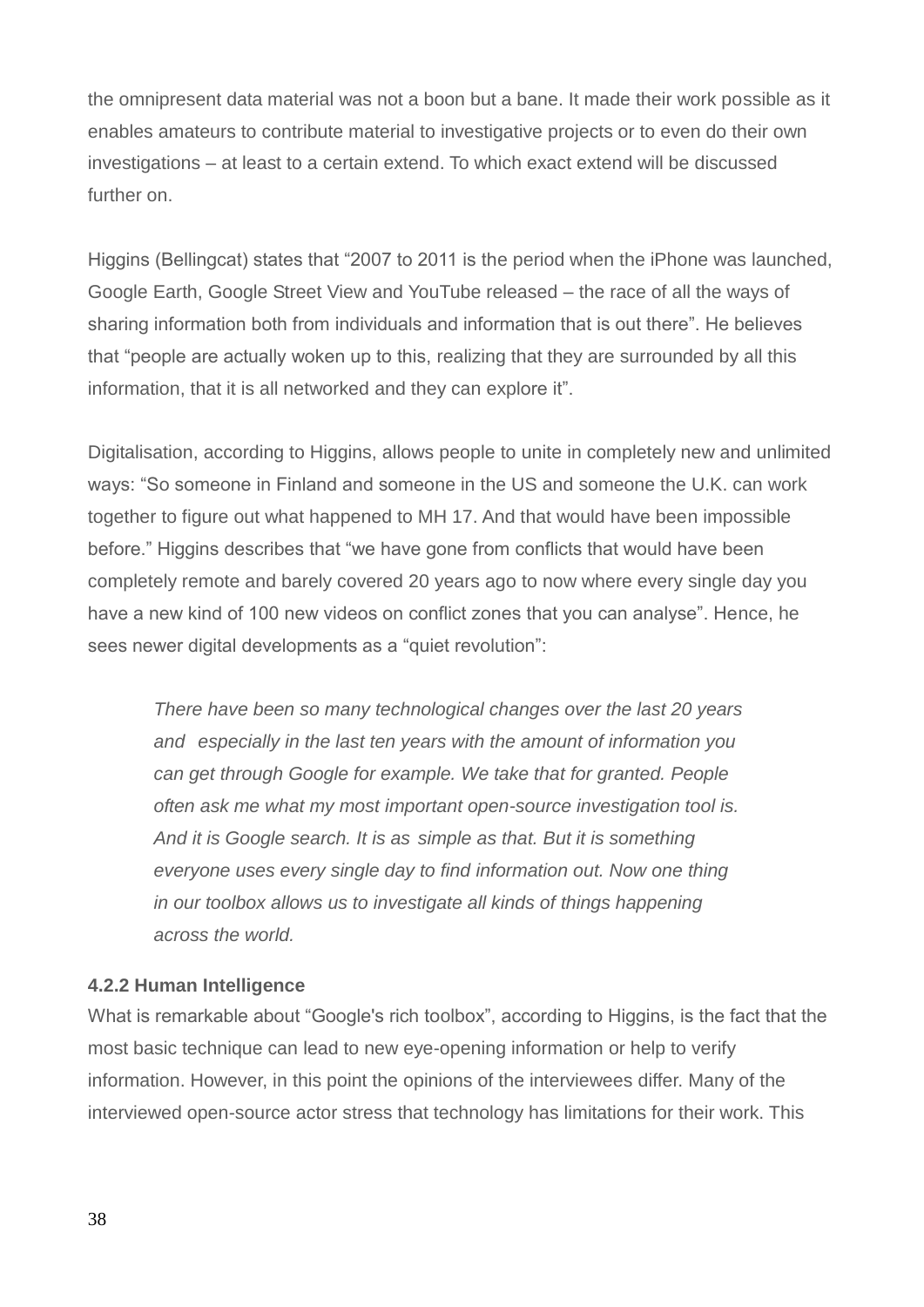the omnipresent data material was not a boon but a bane. It made their work possible as it enables amateurs to contribute material to investigative projects or to even do their own investigations – at least to a certain extend. To which exact extend will be discussed further on.

Higgins (Bellingcat) states that "2007 to 2011 is the period when the iPhone was launched, Google Earth, Google Street View and YouTube released – the race of all the ways of sharing information both from individuals and information that is out there". He believes that "people are actually woken up to this, realizing that they are surrounded by all this information, that it is all networked and they can explore it".

Digitalisation, according to Higgins, allows people to unite in completely new and unlimited ways: "So someone in Finland and someone in the US and someone the U.K. can work together to figure out what happened to MH 17. And that would have been impossible before." Higgins describes that "we have gone from conflicts that would have been completely remote and barely covered 20 years ago to now where every single day you have a new kind of 100 new videos on conflict zones that you can analyse". Hence, he sees newer digital developments as a "quiet revolution":

> *There have been so many technological changes over the last 20 years and especially in the last ten years with the amount of information you can get through Google for example. We take that for granted. People often ask me what my most important open-source investigation tool is. And it is Google search. It is as simple as that. But it is something everyone uses every single day to find information out. Now one thing in our toolbox allows us to investigate all kinds of things happening across the world.*

#### 4.2.2 Human Intelligence

What is remarkable about "Google's rich toolbox", according to Higgins, is the fact that the most basic technique can lead to new eye-opening information or help to verify information. However, in this point the opinions of the interviewees differ. Many of the interviewed open-source actor stress that technology has limitations for their work. This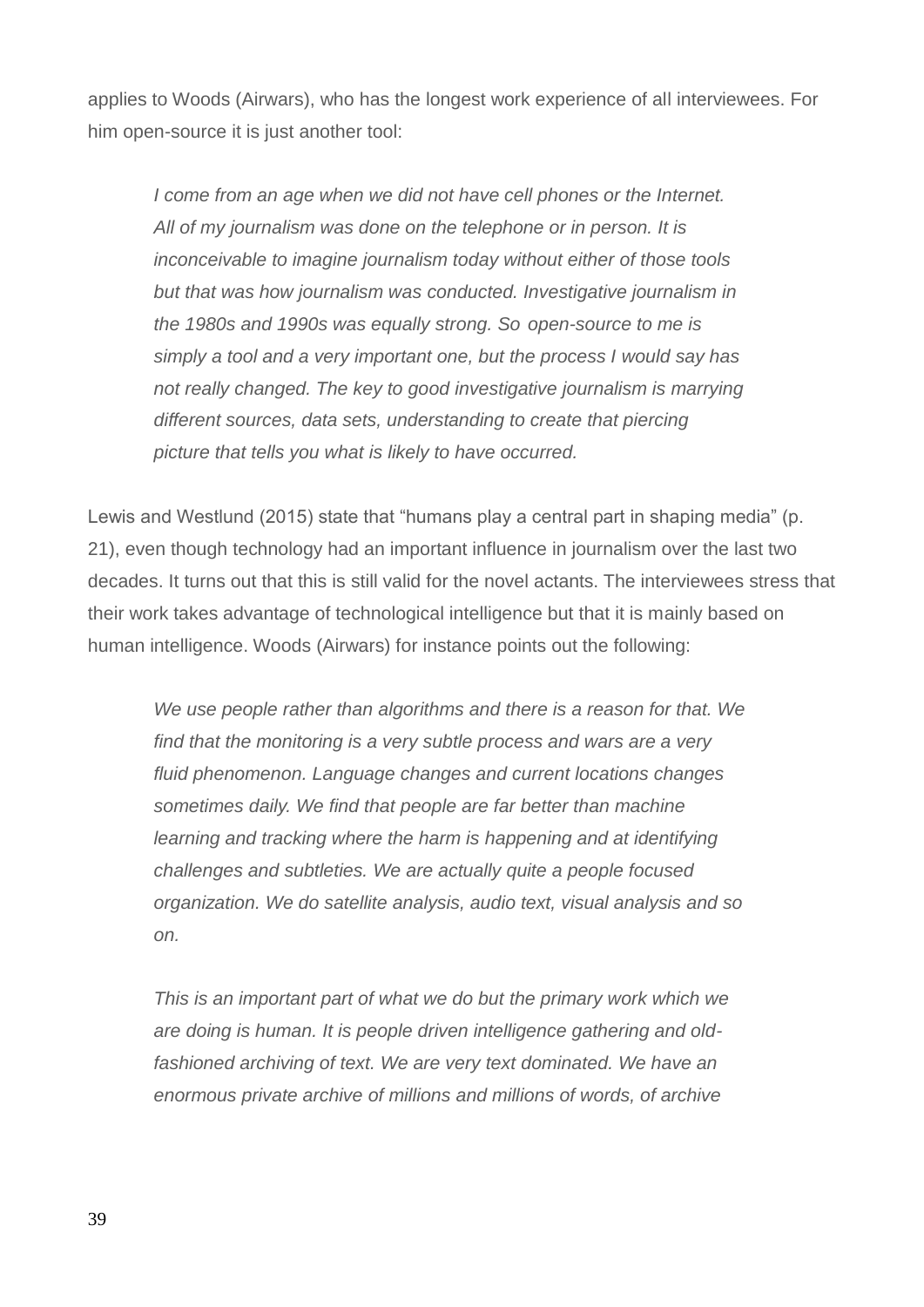applies to Woods (Airwars), who has the longest work experience of all interviewees. For him open-source it is just another tool:

> *I come from an age when we did not have cell phones or the Internet. All of my journalism was done on the telephone or in person. It is inconceivable to imagine journalism today without either of those tools but that was how journalism was conducted. Investigative journalism in the 1980s and 1990s was equally strong. So open-source to me is simply a tool and a very important one, but the process I would say has not really changed. The key to good investigative journalism is marrying different sources, data sets, understanding to create that piercing picture that tells you what is likely to have occurred.*

Lewis and Westlund (2015) state that "humans play a central part in shaping media" (p. 21), even though technology had an important influence in journalism over the last two decades. It turns out that this is still valid for the novel actants. The interviewees stress that their work takes advantage of technological intelligence but that it is mainly based on human intelligence. Woods (Airwars) for instance points out the following:

> *We use people rather than algorithms and there is a reason for that. We find that the monitoring is a very subtle process and wars are a very fluid phenomenon. Language changes and current locations changes sometimes daily. We find that people are far better than machine learning and tracking where the harm is happening and at identifying challenges and subtleties. We are actually quite a people focused organization. We do satellite analysis, audio text, visual analysis and so on.*
>
> *This is an important part of what we do but the primary work which we are doing is human. It is people driven intelligence gathering and old-fashioned archiving of text. We are very text dominated. We have an enormous private archive of millions and millions of words, of archive*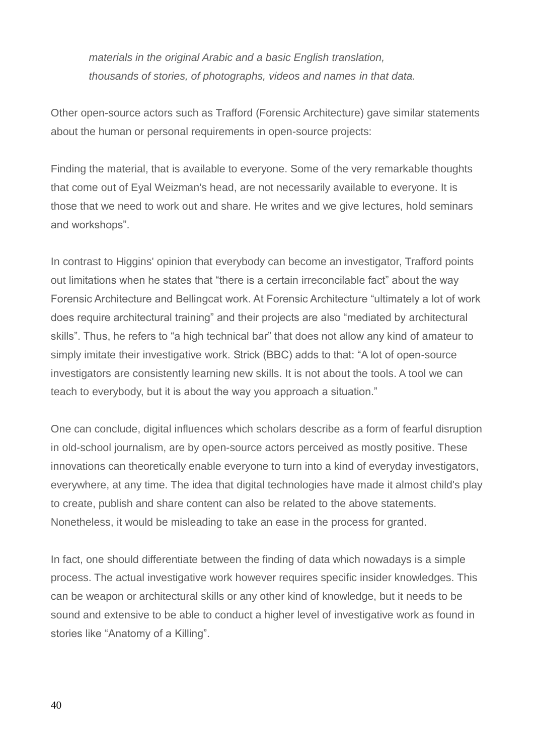> *materials in the original Arabic and a basic English translation, thousands of stories, of photographs, videos and names in that data.*

Other open-source actors such as Trafford (Forensic Architecture) gave similar statements about the human or personal requirements in open-source projects:

Finding the material, that is available to everyone. Some of the very remarkable thoughts that come out of Eyal Weizman's head, are not necessarily available to everyone. It is those that we need to work out and share. He writes and we give lectures, hold seminars and workshops".

In contrast to Higgins' opinion that everybody can become an investigator, Trafford points out limitations when he states that "there is a certain irreconcilable fact" about the way Forensic Architecture and Bellingcat work. At Forensic Architecture "ultimately a lot of work does require architectural training" and their projects are also "mediated by architectural skills". Thus, he refers to "a high technical bar" that does not allow any kind of amateur to simply imitate their investigative work. Strick (BBC) adds to that: "A lot of open-source investigators are consistently learning new skills. It is not about the tools. A tool we can teach to everybody, but it is about the way you approach a situation."

One can conclude, digital influences which scholars describe as a form of fearful disruption in old-school journalism, are by open-source actors perceived as mostly positive. These innovations can theoretically enable everyone to turn into a kind of everyday investigators, everywhere, at any time. The idea that digital technologies have made it almost child's play to create, publish and share content can also be related to the above statements. Nonetheless, it would be misleading to take an ease in the process for granted.

In fact, one should differentiate between the finding of data which nowadays is a simple process. The actual investigative work however requires specific insider knowledges. This can be weapon or architectural skills or any other kind of knowledge, but it needs to be sound and extensive to be able to conduct a higher level of investigative work as found in stories like "Anatomy of a Killing".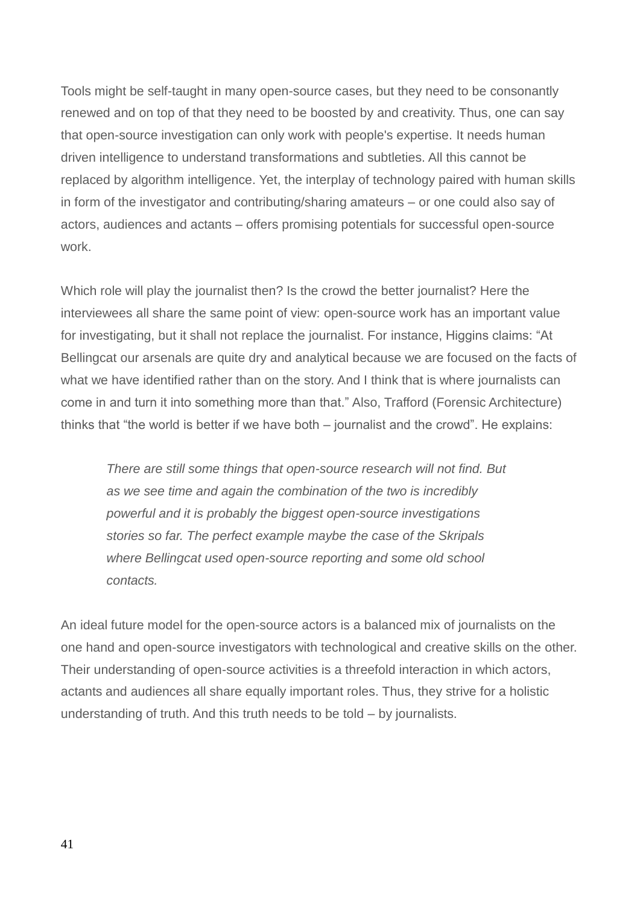Tools might be self-taught in many open-source cases, but they need to be consonantly renewed and on top of that they need to be boosted by and creativity. Thus, one can say that open-source investigation can only work with people's expertise. It needs human driven intelligence to understand transformations and subtleties. All this cannot be replaced by algorithm intelligence. Yet, the interplay of technology paired with human skills in form of the investigator and contributing/sharing amateurs – or one could also say of actors, audiences and actants – offers promising potentials for successful open-source work.

Which role will play the journalist then? Is the crowd the better journalist? Here the interviewees all share the same point of view: open-source work has an important value for investigating, but it shall not replace the journalist. For instance, Higgins claims: "At Bellingcat our arsenals are quite dry and analytical because we are focused on the facts of what we have identified rather than on the story. And I think that is where journalists can come in and turn it into something more than that." Also, Trafford (Forensic Architecture) thinks that "the world is better if we have both – journalist and the crowd". He explains:

> *There are still some things that open-source research will not find. But as we see time and again the combination of the two is incredibly powerful and it is probably the biggest open-source investigations stories so far. The perfect example maybe the case of the Skripals where Bellingcat used open-source reporting and some old school contacts.*

An ideal future model for the open-source actors is a balanced mix of journalists on the one hand and open-source investigators with technological and creative skills on the other. Their understanding of open-source activities is a threefold interaction in which actors, actants and audiences all share equally important roles. Thus, they strive for a holistic understanding of truth. And this truth needs to be told – by journalists.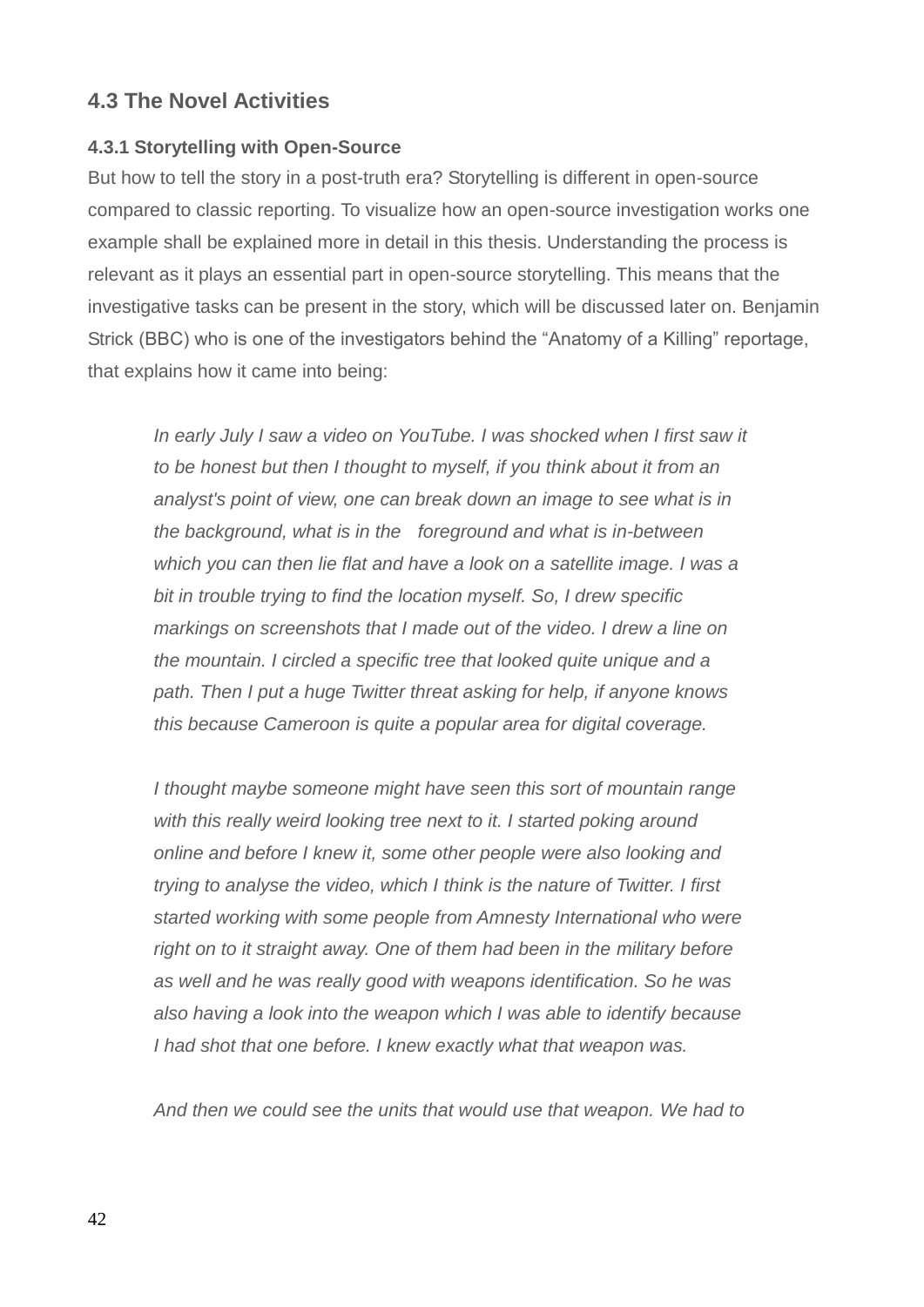## 4.3 The Novel Activities

### 4.3.1 Storytelling with Open-Source

But how to tell the story in a post-truth era? Storytelling is different in open-source compared to classic reporting. To visualize how an open-source investigation works one example shall be explained more in detail in this thesis. Understanding the process is relevant as it plays an essential part in open-source storytelling. This means that the investigative tasks can be present in the story, which will be discussed later on. Benjamin Strick (BBC) who is one of the investigators behind the "Anatomy of a Killing" reportage, that explains how it came into being:

> *In early July I saw a video on YouTube. I was shocked when I first saw it to be honest but then I thought to myself, if you think about it from an analyst's point of view, one can break down an image to see what is in the background, what is in the foreground and what is in-between which you can then lie flat and have a look on a satellite image. I was a bit in trouble trying to find the location myself. So, I drew specific markings on screenshots that I made out of the video. I drew a line on the mountain. I circled a specific tree that looked quite unique and a path. Then I put a huge Twitter threat asking for help, if anyone knows this because Cameroon is quite a popular area for digital coverage.*
>
> *I thought maybe someone might have seen this sort of mountain range with this really weird looking tree next to it. I started poking around online and before I knew it, some other people were also looking and trying to analyse the video, which I think is the nature of Twitter. I first started working with some people from Amnesty International who were right on to it straight away. One of them had been in the military before as well and he was really good with weapons identification. So he was also having a look into the weapon which I was able to identify because I had shot that one before. I knew exactly what that weapon was.*
>
> *And then we could see the units that would use that weapon. We had to*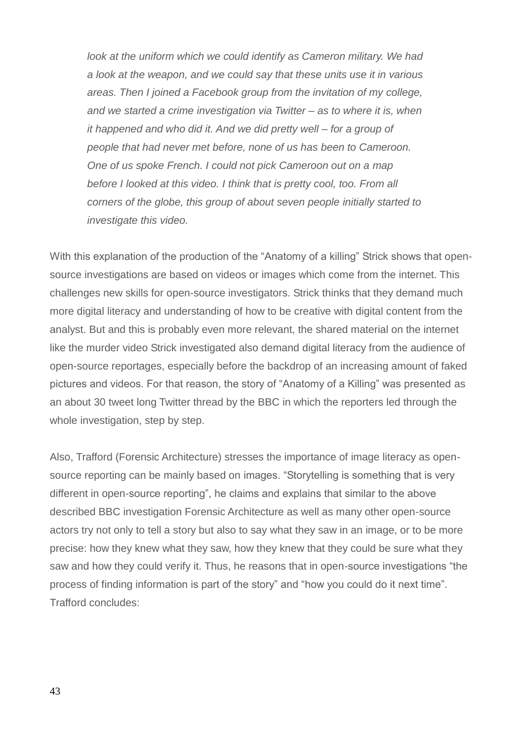> *look at the uniform which we could identify as Cameron military. We had a look at the weapon, and we could say that these units use it in various areas. Then I joined a Facebook group from the invitation of my college, and we started a crime investigation via Twitter – as to where it is, when it happened and who did it. And we did pretty well – for a group of people that had never met before, none of us has been to Cameroon. One of us spoke French. I could not pick Cameroon out on a map before I looked at this video. I think that is pretty cool, too. From all corners of the globe, this group of about seven people initially started to investigate this video.*

With this explanation of the production of the "Anatomy of a killing" Strick shows that open-source investigations are based on videos or images which come from the internet. This challenges new skills for open-source investigators. Strick thinks that they demand much more digital literacy and understanding of how to be creative with digital content from the analyst. But and this is probably even more relevant, the shared material on the internet like the murder video Strick investigated also demand digital literacy from the audience of open-source reportages, especially before the backdrop of an increasing amount of faked pictures and videos. For that reason, the story of "Anatomy of a Killing" was presented as an about 30 tweet long Twitter thread by the BBC in which the reporters led through the whole investigation, step by step.

Also, Trafford (Forensic Architecture) stresses the importance of image literacy as open-source reporting can be mainly based on images. "Storytelling is something that is very different in open-source reporting", he claims and explains that similar to the above described BBC investigation Forensic Architecture as well as many other open-source actors try not only to tell a story but also to say what they saw in an image, or to be more precise: how they knew what they saw, how they knew that they could be sure what they saw and how they could verify it. Thus, he reasons that in open-source investigations "the process of finding information is part of the story" and "how you could do it next time". Trafford concludes: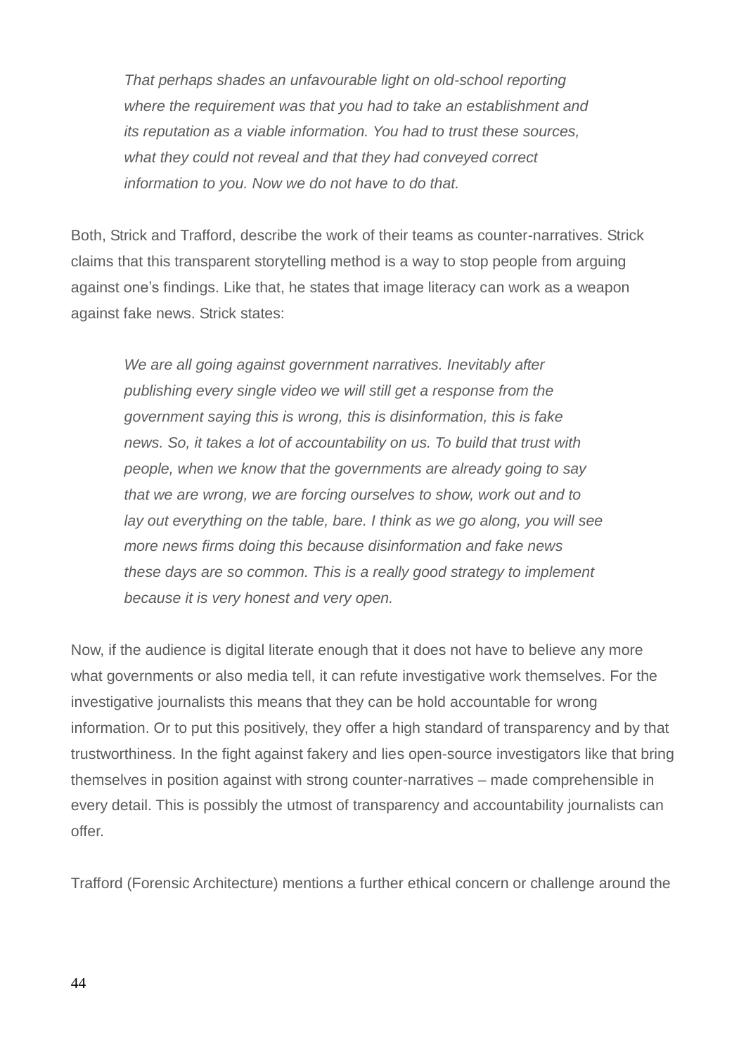> *That perhaps shades an unfavourable light on old-school reporting where the requirement was that you had to take an establishment and its reputation as a viable information. You had to trust these sources, what they could not reveal and that they had conveyed correct information to you. Now we do not have to do that.*

Both, Strick and Trafford, describe the work of their teams as counter-narratives. Strick claims that this transparent storytelling method is a way to stop people from arguing against one's findings. Like that, he states that image literacy can work as a weapon against fake news. Strick states:

> *We are all going against government narratives. Inevitably after publishing every single video we will still get a response from the government saying this is wrong, this is disinformation, this is fake news. So, it takes a lot of accountability on us. To build that trust with people, when we know that the governments are already going to say that we are wrong, we are forcing ourselves to show, work out and to lay out everything on the table, bare. I think as we go along, you will see more news firms doing this because disinformation and fake news these days are so common. This is a really good strategy to implement because it is very honest and very open.*

Now, if the audience is digital literate enough that it does not have to believe any more what governments or also media tell, it can refute investigative work themselves. For the investigative journalists this means that they can be hold accountable for wrong information. Or to put this positively, they offer a high standard of transparency and by that trustworthiness. In the fight against fakery and lies open-source investigators like that bring themselves in position against with strong counter-narratives – made comprehensible in every detail. This is possibly the utmost of transparency and accountability journalists can offer.

Trafford (Forensic Architecture) mentions a further ethical concern or challenge around the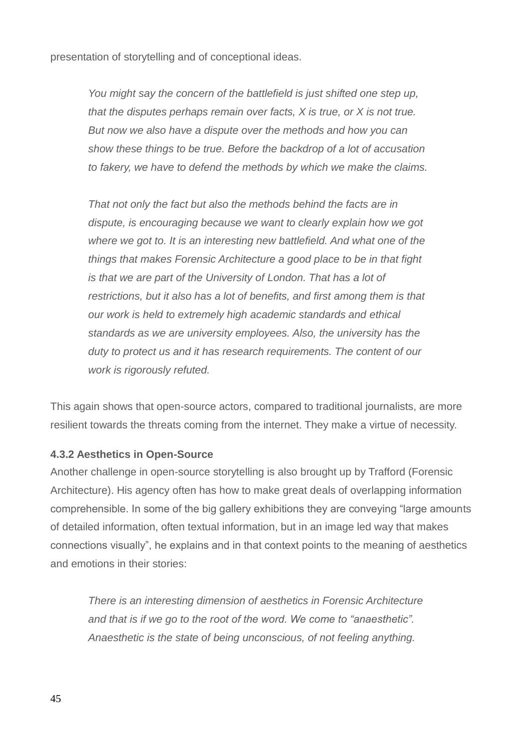presentation of storytelling and of conceptional ideas.

> *You might say the concern of the battlefield is just shifted one step up, that the disputes perhaps remain over facts, X is true, or X is not true. But now we also have a dispute over the methods and how you can show these things to be true. Before the backdrop of a lot of accusation to fakery, we have to defend the methods by which we make the claims.*
>
> *That not only the fact but also the methods behind the facts are in dispute, is encouraging because we want to clearly explain how we got where we got to. It is an interesting new battlefield. And what one of the things that makes Forensic Architecture a good place to be in that fight is that we are part of the University of London. That has a lot of restrictions, but it also has a lot of benefits, and first among them is that our work is held to extremely high academic standards and ethical standards as we are university employees. Also, the university has the duty to protect us and it has research requirements. The content of our work is rigorously refuted.*

This again shows that open-source actors, compared to traditional journalists, are more resilient towards the threats coming from the internet. They make a virtue of necessity.

#### 4.3.2 Aesthetics in Open-Source

Another challenge in open-source storytelling is also brought up by Trafford (Forensic Architecture). His agency often has how to make great deals of overlapping information comprehensible. In some of the big gallery exhibitions they are conveying "large amounts of detailed information, often textual information, but in an image led way that makes connections visually", he explains and in that context points to the meaning of aesthetics and emotions in their stories:

> *There is an interesting dimension of aesthetics in Forensic Architecture and that is if we go to the root of the word. We come to "anaesthetic". Anaesthetic is the state of being unconscious, of not feeling anything.*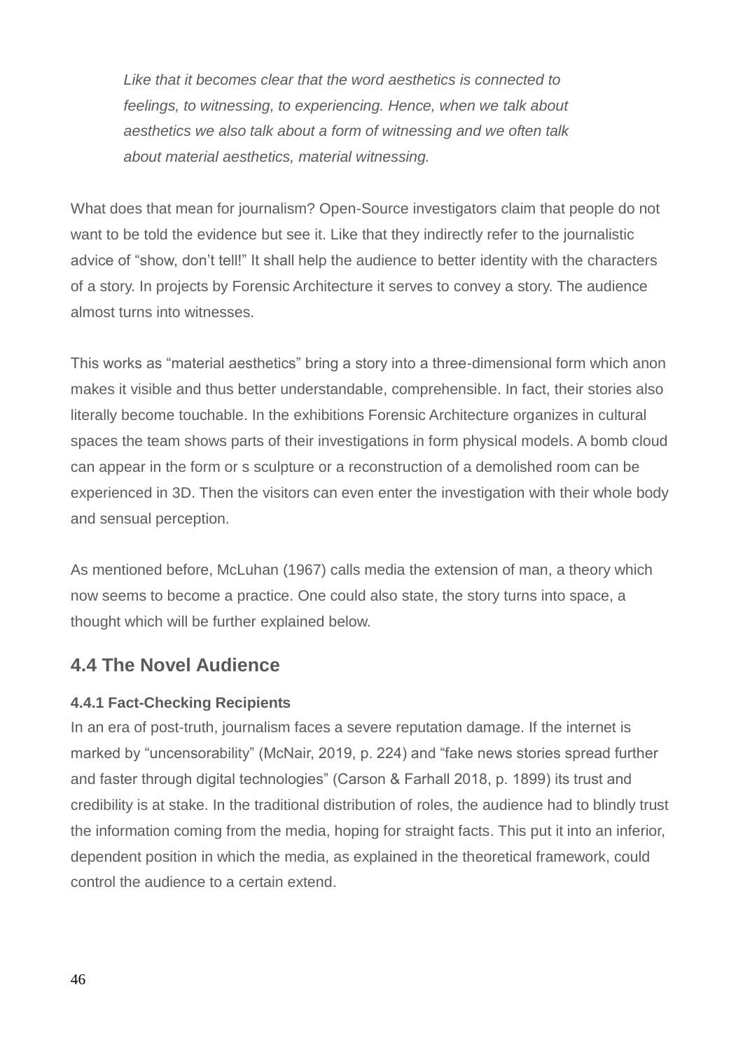> *Like that it becomes clear that the word aesthetics is connected to feelings, to witnessing, to experiencing. Hence, when we talk about aesthetics we also talk about a form of witnessing and we often talk about material aesthetics, material witnessing.*

What does that mean for journalism? Open-Source investigators claim that people do not want to be told the evidence but see it. Like that they indirectly refer to the journalistic advice of “show, don’t tell!” It shall help the audience to better identity with the characters of a story. In projects by Forensic Architecture it serves to convey a story. The audience almost turns into witnesses.

This works as “material aesthetics” bring a story into a three-dimensional form which anon makes it visible and thus better understandable, comprehensible. In fact, their stories also literally become touchable. In the exhibitions Forensic Architecture organizes in cultural spaces the team shows parts of their investigations in form physical models. A bomb cloud can appear in the form or s sculpture or a reconstruction of a demolished room can be experienced in 3D. Then the visitors can even enter the investigation with their whole body and sensual perception.

As mentioned before, McLuhan (1967) calls media the extension of man, a theory which now seems to become a practice. One could also state, the story turns into space, a thought which will be further explained below.

## 4.4 The Novel Audience

#### 4.4.1 Fact-Checking Recipients

In an era of post-truth, journalism faces a severe reputation damage. If the internet is marked by “uncensorability” (McNair, 2019, p. 224) and “fake news stories spread further and faster through digital technologies” (Carson & Farhall 2018, p. 1899) its trust and credibility is at stake. In the traditional distribution of roles, the audience had to blindly trust the information coming from the media, hoping for straight facts. This put it into an inferior, dependent position in which the media, as explained in the theoretical framework, could control the audience to a certain extend.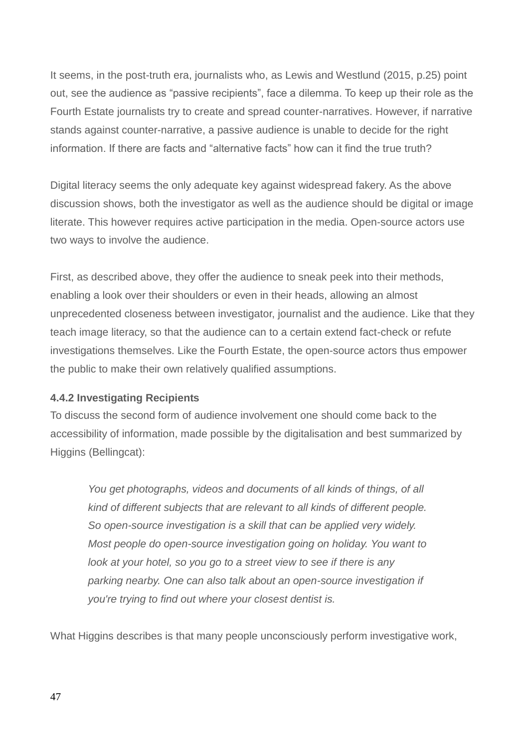It seems, in the post-truth era, journalists who, as Lewis and Westlund (2015, p.25) point out, see the audience as "passive recipients", face a dilemma. To keep up their role as the Fourth Estate journalists try to create and spread counter-narratives. However, if narrative stands against counter-narrative, a passive audience is unable to decide for the right information. If there are facts and "alternative facts" how can it find the true truth?

Digital literacy seems the only adequate key against widespread fakery. As the above discussion shows, both the investigator as well as the audience should be digital or image literate. This however requires active participation in the media. Open-source actors use two ways to involve the audience.

First, as described above, they offer the audience to sneak peek into their methods, enabling a look over their shoulders or even in their heads, allowing an almost unprecedented closeness between investigator, journalist and the audience. Like that they teach image literacy, so that the audience can to a certain extend fact-check or refute investigations themselves. Like the Fourth Estate, the open-source actors thus empower the public to make their own relatively qualified assumptions.

#### 4.4.2 Investigating Recipients

To discuss the second form of audience involvement one should come back to the accessibility of information, made possible by the digitalisation and best summarized by Higgins (Bellingcat):

> *You get photographs, videos and documents of all kinds of things, of all kind of different subjects that are relevant to all kinds of different people. So open-source investigation is a skill that can be applied very widely. Most people do open-source investigation going on holiday. You want to look at your hotel, so you go to a street view to see if there is any parking nearby. One can also talk about an open-source investigation if you're trying to find out where your closest dentist is.*

What Higgins describes is that many people unconsciously perform investigative work,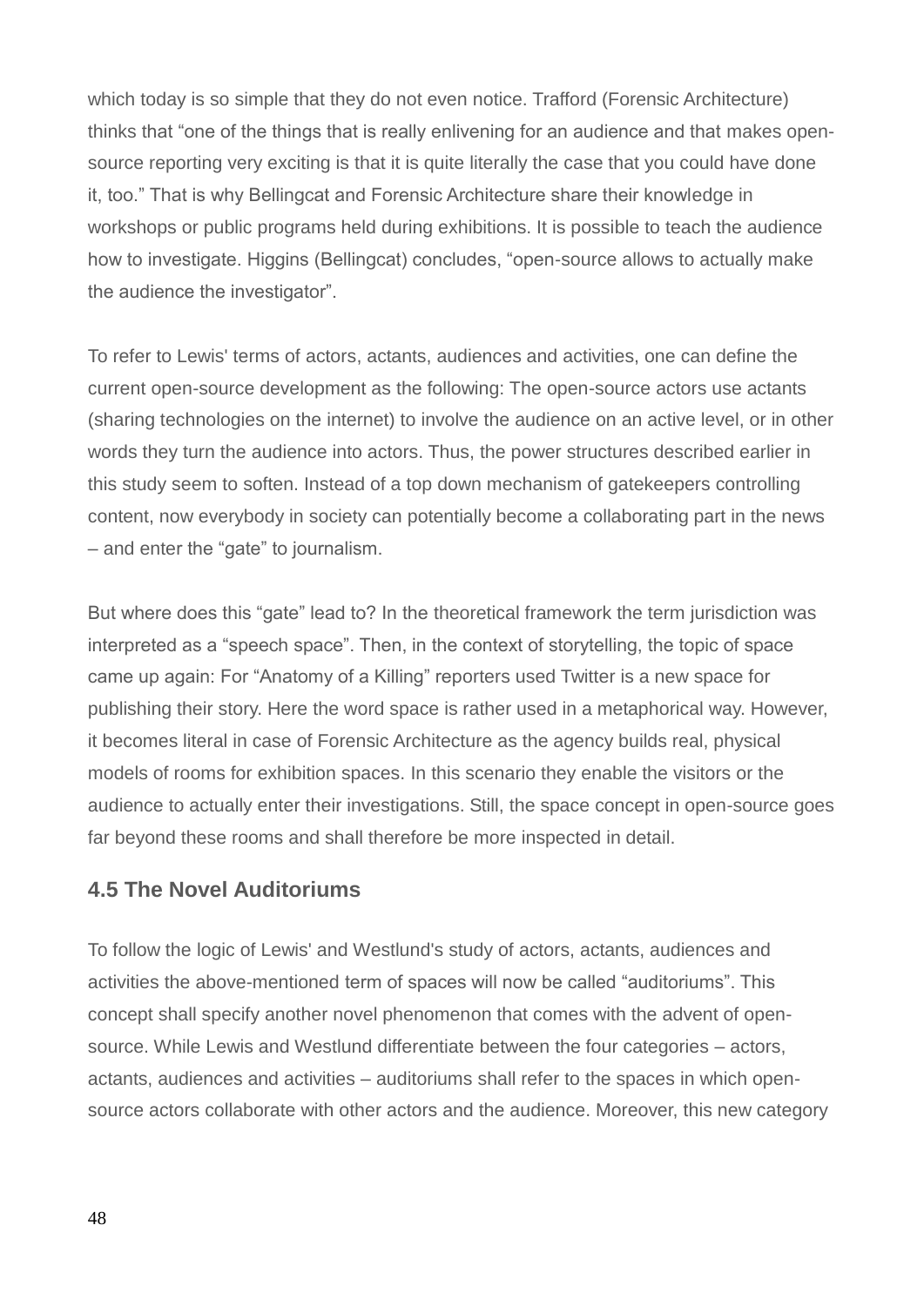which today is so simple that they do not even notice. Trafford (Forensic Architecture) thinks that “one of the things that is really enlivening for an audience and that makes open-source reporting very exciting is that it is quite literally the case that you could have done it, too.” That is why Bellingcat and Forensic Architecture share their knowledge in workshops or public programs held during exhibitions. It is possible to teach the audience how to investigate. Higgins (Bellingcat) concludes, “open-source allows to actually make the audience the investigator”.

To refer to Lewis' terms of actors, actants, audiences and activities, one can define the current open-source development as the following: The open-source actors use actants (sharing technologies on the internet) to involve the audience on an active level, or in other words they turn the audience into actors. Thus, the power structures described earlier in this study seem to soften. Instead of a top down mechanism of gatekeepers controlling content, now everybody in society can potentially become a collaborating part in the news – and enter the “gate” to journalism.

But where does this “gate” lead to? In the theoretical framework the term jurisdiction was interpreted as a “speech space”. Then, in the context of storytelling, the topic of space came up again: For “Anatomy of a Killing” reporters used Twitter is a new space for publishing their story. Here the word space is rather used in a metaphorical way. However, it becomes literal in case of Forensic Architecture as the agency builds real, physical models of rooms for exhibition spaces. In this scenario they enable the visitors or the audience to actually enter their investigations. Still, the space concept in open-source goes far beyond these rooms and shall therefore be more inspected in detail.

### 4.5 The Novel Auditoriums

To follow the logic of Lewis' and Westlund's study of actors, actants, audiences and activities the above-mentioned term of spaces will now be called “auditoriums”. This concept shall specify another novel phenomenon that comes with the advent of open-source. While Lewis and Westlund differentiate between the four categories – actors, actants, audiences and activities – auditoriums shall refer to the spaces in which open-source actors collaborate with other actors and the audience. Moreover, this new category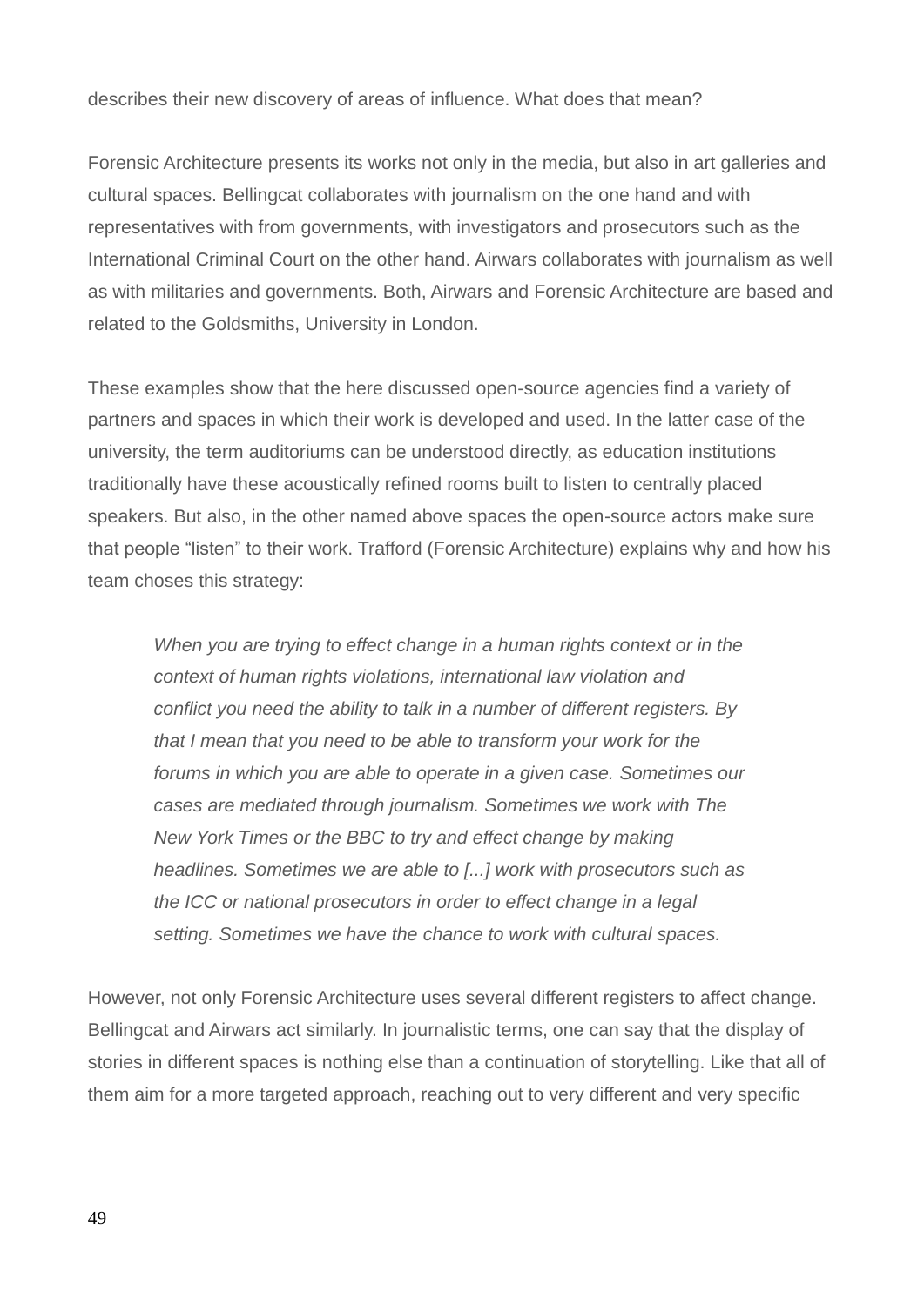describes their new discovery of areas of influence. What does that mean?

Forensic Architecture presents its works not only in the media, but also in art galleries and cultural spaces. Bellingcat collaborates with journalism on the one hand and with representatives with from governments, with investigators and prosecutors such as the International Criminal Court on the other hand. Airwars collaborates with journalism as well as with militaries and governments. Both, Airwars and Forensic Architecture are based and related to the Goldsmiths, University in London.

These examples show that the here discussed open-source agencies find a variety of partners and spaces in which their work is developed and used. In the latter case of the university, the term auditoriums can be understood directly, as education institutions traditionally have these acoustically refined rooms built to listen to centrally placed speakers. But also, in the other named above spaces the open-source actors make sure that people "listen" to their work. Trafford (Forensic Architecture) explains why and how his team choses this strategy:

> *When you are trying to effect change in a human rights context or in the context of human rights violations, international law violation and conflict you need the ability to talk in a number of different registers. By that I mean that you need to be able to transform your work for the forums in which you are able to operate in a given case. Sometimes our cases are mediated through journalism. Sometimes we work with The New York Times or the BBC to try and effect change by making headlines. Sometimes we are able to [...] work with prosecutors such as the ICC or national prosecutors in order to effect change in a legal setting. Sometimes we have the chance to work with cultural spaces.*

However, not only Forensic Architecture uses several different registers to affect change. Bellingcat and Airwars act similarly. In journalistic terms, one can say that the display of stories in different spaces is nothing else than a continuation of storytelling. Like that all of them aim for a more targeted approach, reaching out to very different and very specific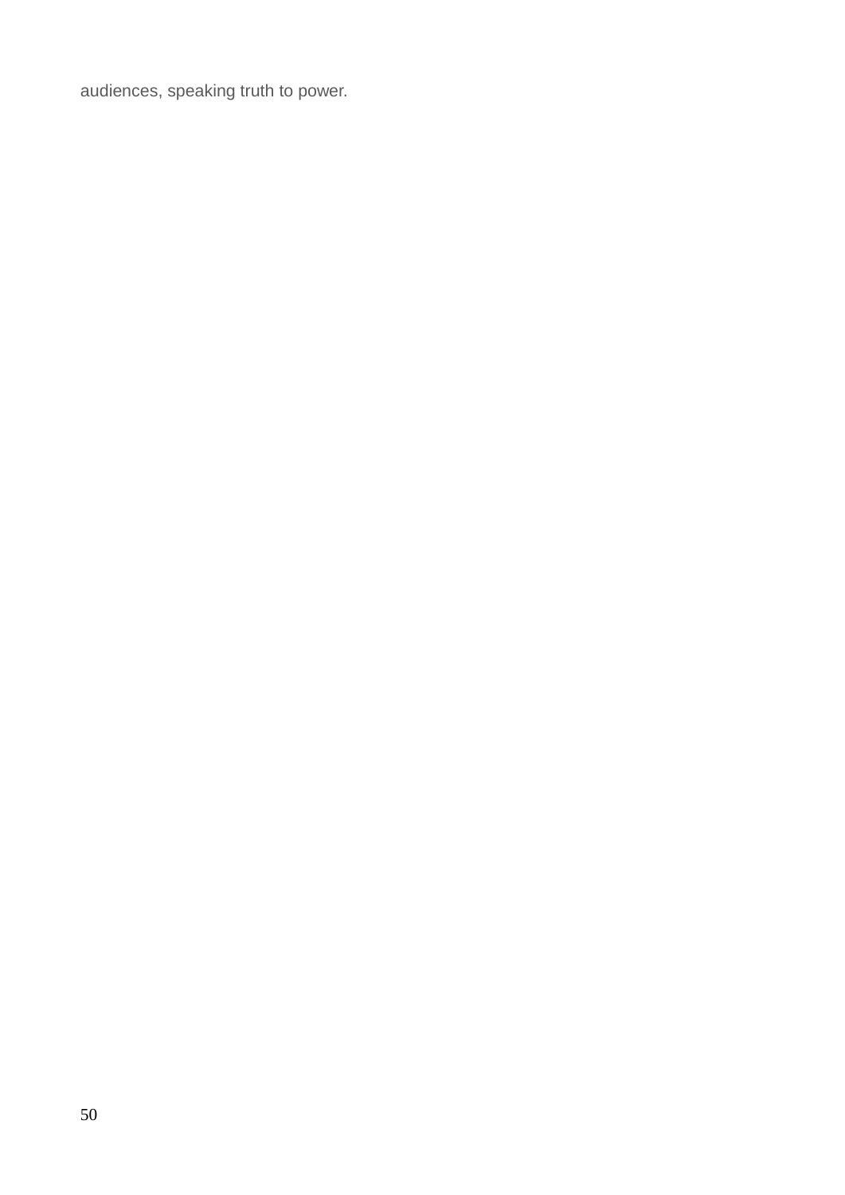audiences, speaking truth to power.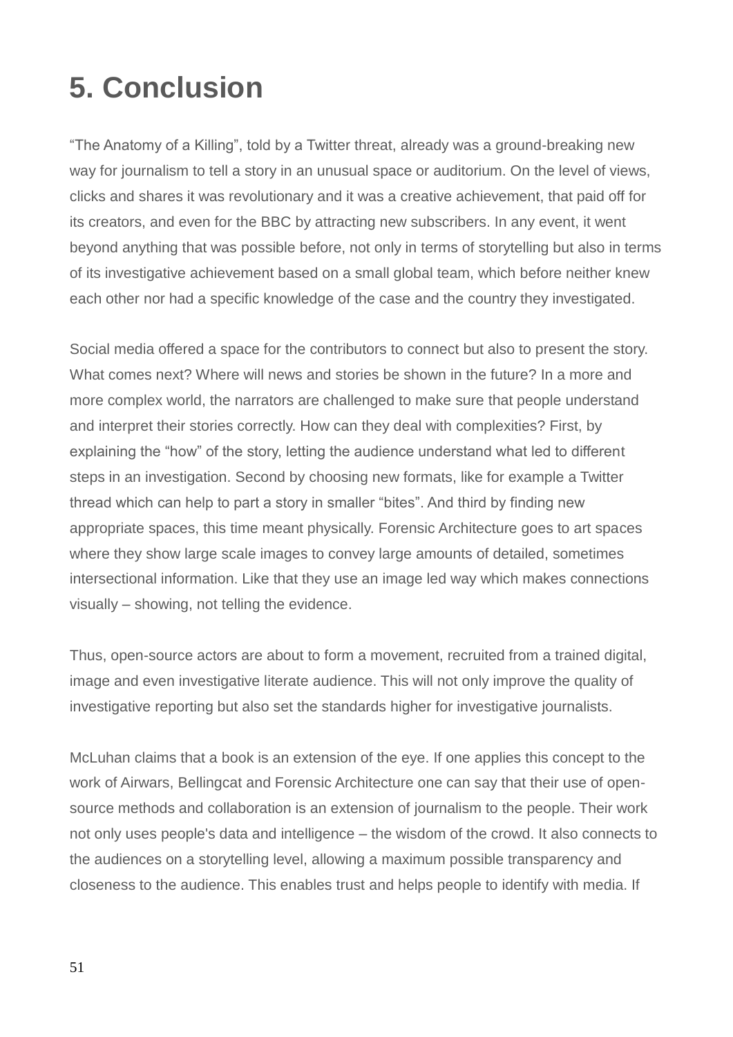# 5. Conclusion

"The Anatomy of a Killing", told by a Twitter threat, already was a ground-breaking new way for journalism to tell a story in an unusual space or auditorium. On the level of views, clicks and shares it was revolutionary and it was a creative achievement, that paid off for its creators, and even for the BBC by attracting new subscribers. In any event, it went beyond anything that was possible before, not only in terms of storytelling but also in terms of its investigative achievement based on a small global team, which before neither knew each other nor had a specific knowledge of the case and the country they investigated.

Social media offered a space for the contributors to connect but also to present the story. What comes next? Where will news and stories be shown in the future? In a more and more complex world, the narrators are challenged to make sure that people understand and interpret their stories correctly. How can they deal with complexities? First, by explaining the "how" of the story, letting the audience understand what led to different steps in an investigation. Second by choosing new formats, like for example a Twitter thread which can help to part a story in smaller "bites". And third by finding new appropriate spaces, this time meant physically. Forensic Architecture goes to art spaces where they show large scale images to convey large amounts of detailed, sometimes intersectional information. Like that they use an image led way which makes connections visually – showing, not telling the evidence.

Thus, open-source actors are about to form a movement, recruited from a trained digital, image and even investigative literate audience. This will not only improve the quality of investigative reporting but also set the standards higher for investigative journalists.

McLuhan claims that a book is an extension of the eye. If one applies this concept to the work of Airwars, Bellingcat and Forensic Architecture one can say that their use of open-source methods and collaboration is an extension of journalism to the people. Their work not only uses people's data and intelligence – the wisdom of the crowd. It also connects to the audiences on a storytelling level, allowing a maximum possible transparency and closeness to the audience. This enables trust and helps people to identify with media. If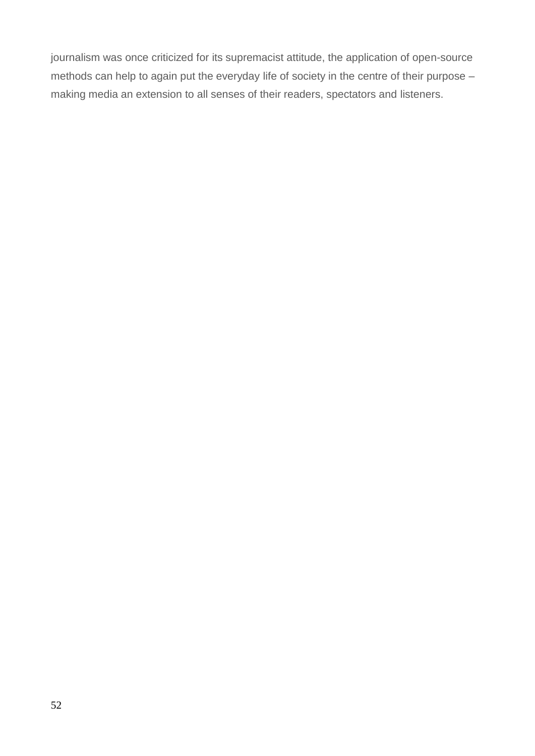journalism was once criticized for its supremacist attitude, the application of open-source methods can help to again put the everyday life of society in the centre of their purpose – making media an extension to all senses of their readers, spectators and listeners.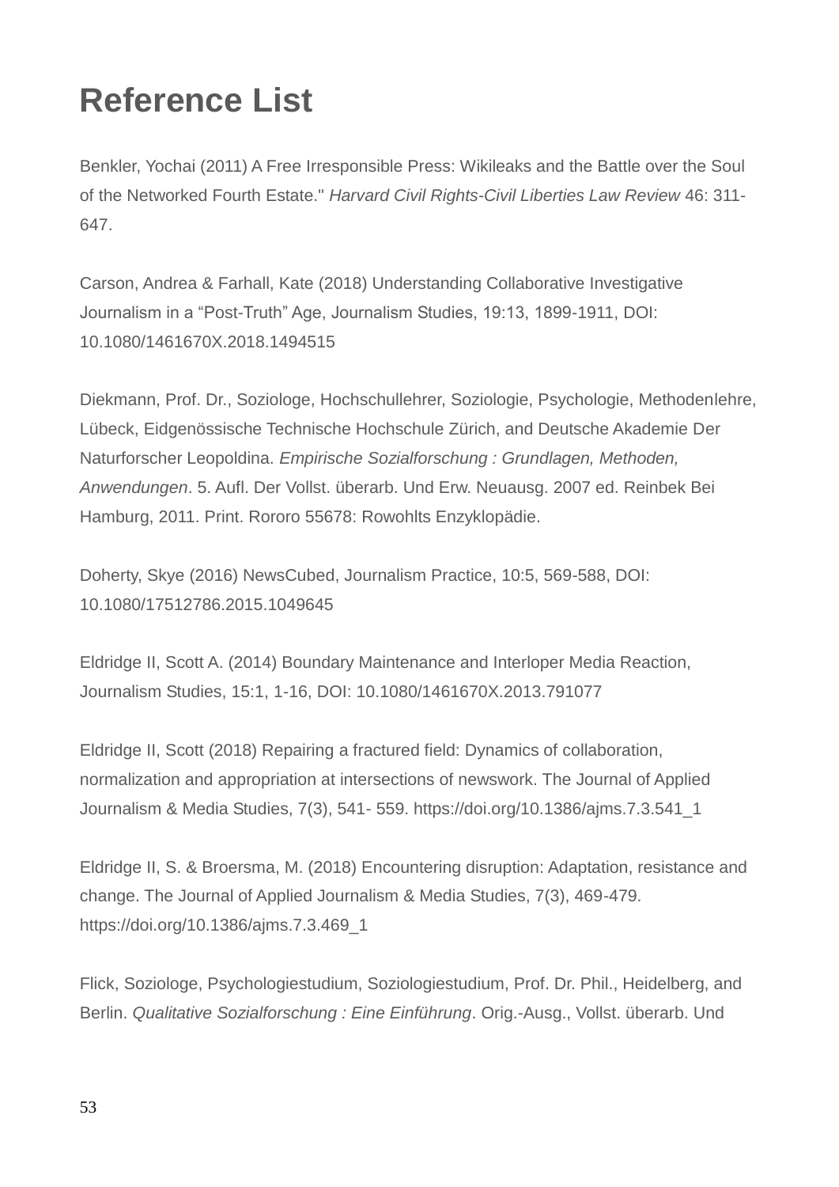# Reference List

Benkler, Yochai (2011) A Free Irresponsible Press: Wikileaks and the Battle over the Soul of the Networked Fourth Estate." *Harvard Civil Rights-Civil Liberties Law Review* 46: 311-647.

Carson, Andrea & Farhall, Kate (2018) Understanding Collaborative Investigative Journalism in a "Post-Truth" Age, Journalism Studies, 19:13, 1899-1911, DOI: 10.1080/1461670X.2018.1494515

Diekmann, Prof. Dr., Soziologe, Hochschullehrer, Soziologie, Psychologie, Methodenlehre, Lübeck, Eidgenössische Technische Hochschule Zürich, and Deutsche Akademie Der Naturforscher Leopoldina. *Empirische Sozialforschung : Grundlagen, Methoden, Anwendungen*. 5. Aufl. Der Vollst. überarb. Und Erw. Neuausg. 2007 ed. Reinbek Bei Hamburg, 2011. Print. Rororo 55678: Rowohlts Enzyklopädie.

Doherty, Skye (2016) NewsCubed, Journalism Practice, 10:5, 569-588, DOI: 10.1080/17512786.2015.1049645

Eldridge II, Scott A. (2014) Boundary Maintenance and Interloper Media Reaction, Journalism Studies, 15:1, 1-16, DOI: 10.1080/1461670X.2013.791077

Eldridge II, Scott (2018) Repairing a fractured field: Dynamics of collaboration, normalization and appropriation at intersections of newswork. The Journal of Applied Journalism & Media Studies, 7(3), 541- 559. https://doi.org/10.1386/ajms.7.3.541_1

Eldridge II, S. & Broersma, M. (2018) Encountering disruption: Adaptation, resistance and change. The Journal of Applied Journalism & Media Studies, 7(3), 469-479. https://doi.org/10.1386/ajms.7.3.469_1

Flick, Soziologe, Psychologiestudium, Soziologiestudium, Prof. Dr. Phil., Heidelberg, and Berlin. *Qualitative Sozialforschung : Eine Einführung*. Orig.-Ausg., Vollst. überarb. Und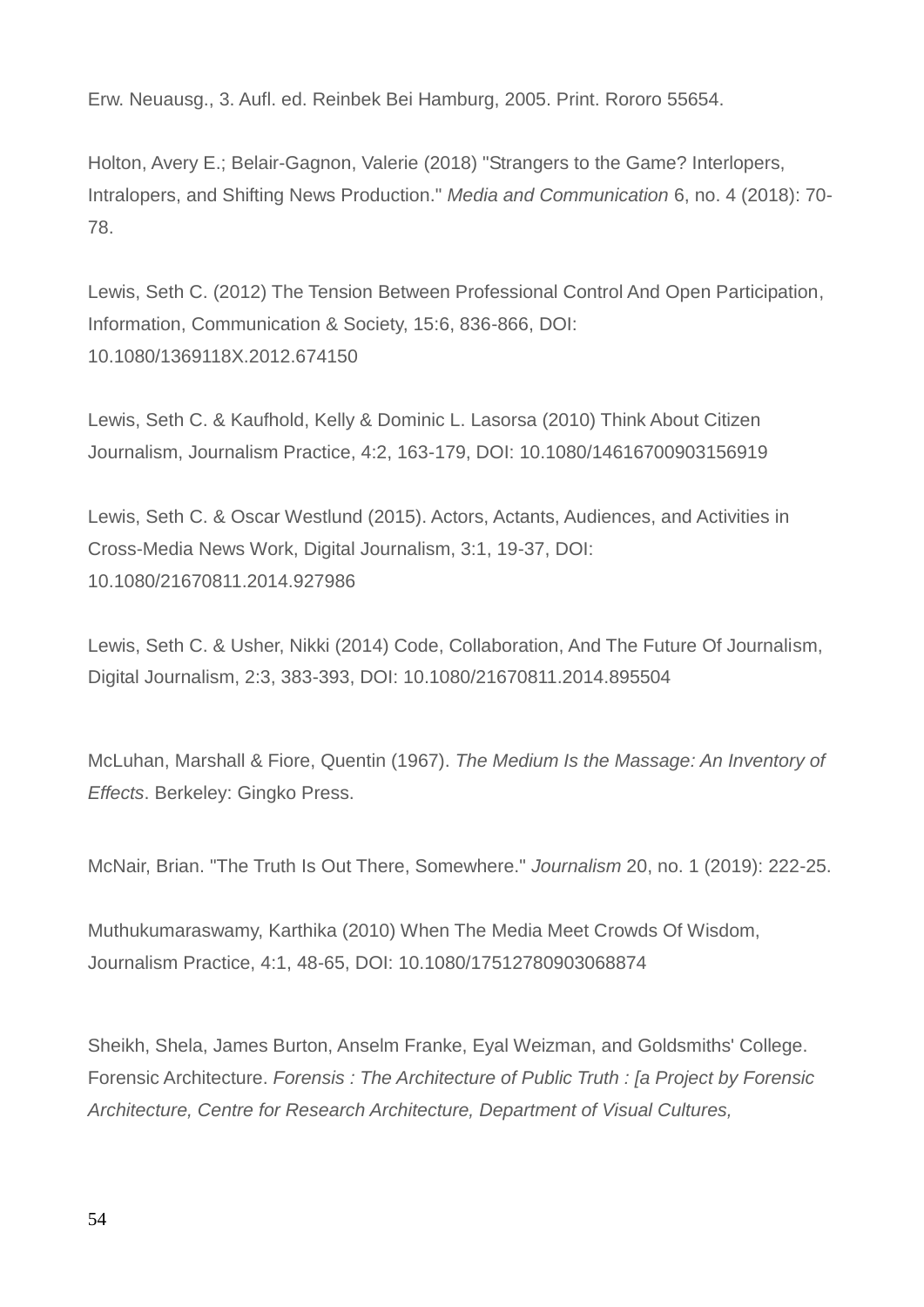Erw. Neuausg., 3. Aufl. ed. Reinbek Bei Hamburg, 2005. Print. Rororo 55654.

Holton, Avery E.; Belair-Gagnon, Valerie (2018) "Strangers to the Game? Interlopers, Intralopers, and Shifting News Production." *Media and Communication* 6, no. 4 (2018): 70-78.

Lewis, Seth C. (2012) The Tension Between Professional Control And Open Participation, Information, Communication & Society, 15:6, 836-866, DOI: 10.1080/1369118X.2012.674150

Lewis, Seth C. & Kaufhold, Kelly & Dominic L. Lasorsa (2010) Think About Citizen Journalism, Journalism Practice, 4:2, 163-179, DOI: 10.1080/14616700903156919

Lewis, Seth C. & Oscar Westlund (2015). Actors, Actants, Audiences, and Activities in Cross-Media News Work, Digital Journalism, 3:1, 19-37, DOI: 10.1080/21670811.2014.927986

Lewis, Seth C. & Usher, Nikki (2014) Code, Collaboration, And The Future Of Journalism, Digital Journalism, 2:3, 383-393, DOI: 10.1080/21670811.2014.895504

McLuhan, Marshall & Fiore, Quentin (1967). *The Medium Is the Massage: An Inventory of Effects*. Berkeley: Gingko Press.

McNair, Brian. "The Truth Is Out There, Somewhere." *Journalism* 20, no. 1 (2019): 222-25.

Muthukumaraswamy, Karthika (2010) When The Media Meet Crowds Of Wisdom, Journalism Practice, 4:1, 48-65, DOI: 10.1080/17512780903068874

Sheikh, Shela, James Burton, Anselm Franke, Eyal Weizman, and Goldsmiths' College. Forensic Architecture. *Forensis : The Architecture of Public Truth : [a Project by Forensic Architecture, Centre for Research Architecture, Department of Visual Cultures,*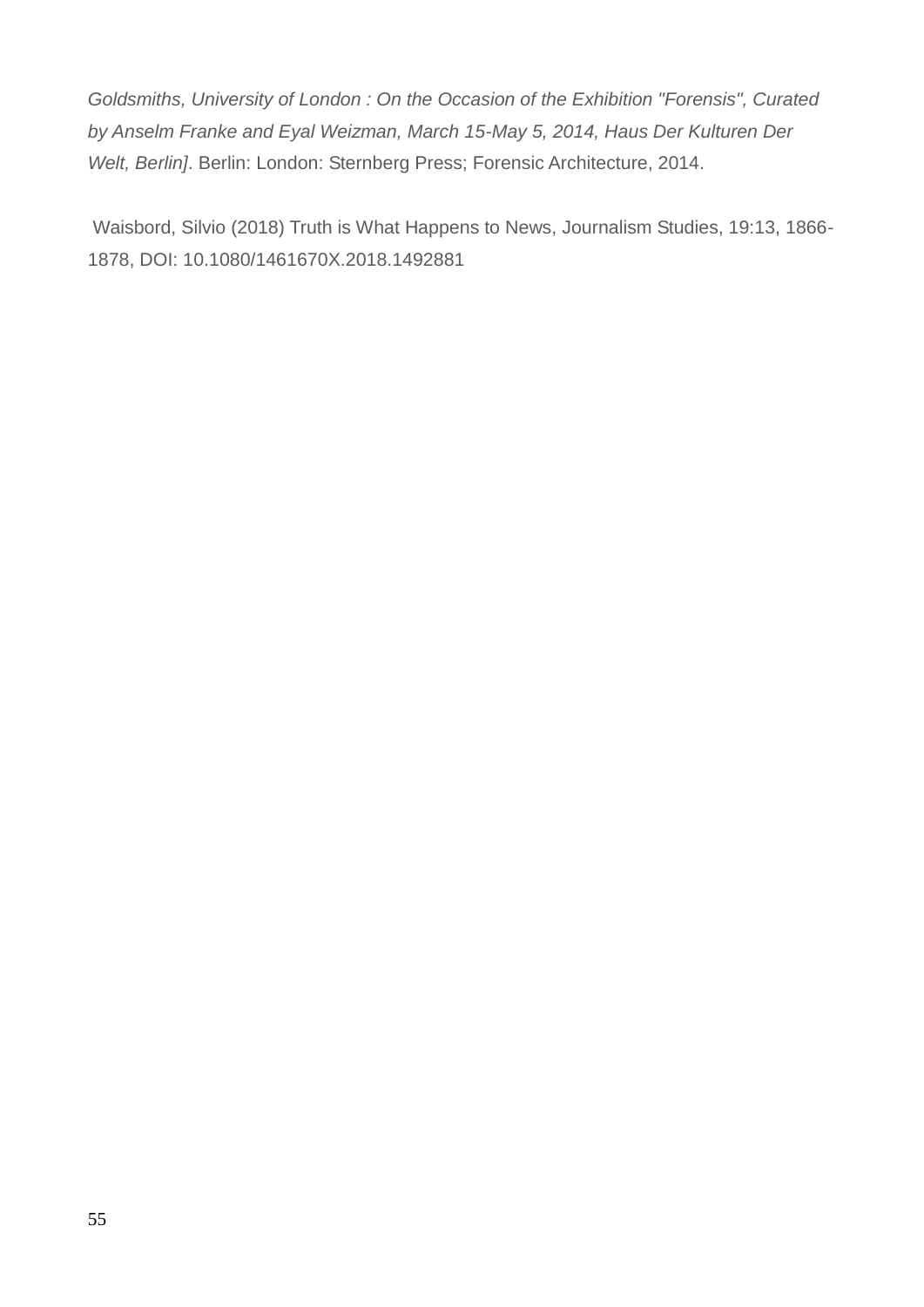*Goldsmiths, University of London : On the Occasion of the Exhibition "Forensis", Curated by Anselm Franke and Eyal Weizman, March 15-May 5, 2014, Haus Der Kulturen Der Welt, Berlin]*. Berlin: London: Sternberg Press; Forensic Architecture, 2014.

Waisbord, Silvio (2018) Truth is What Happens to News, Journalism Studies, 19:13, 1866-1878, DOI: 10.1080/1461670X.2018.1492881